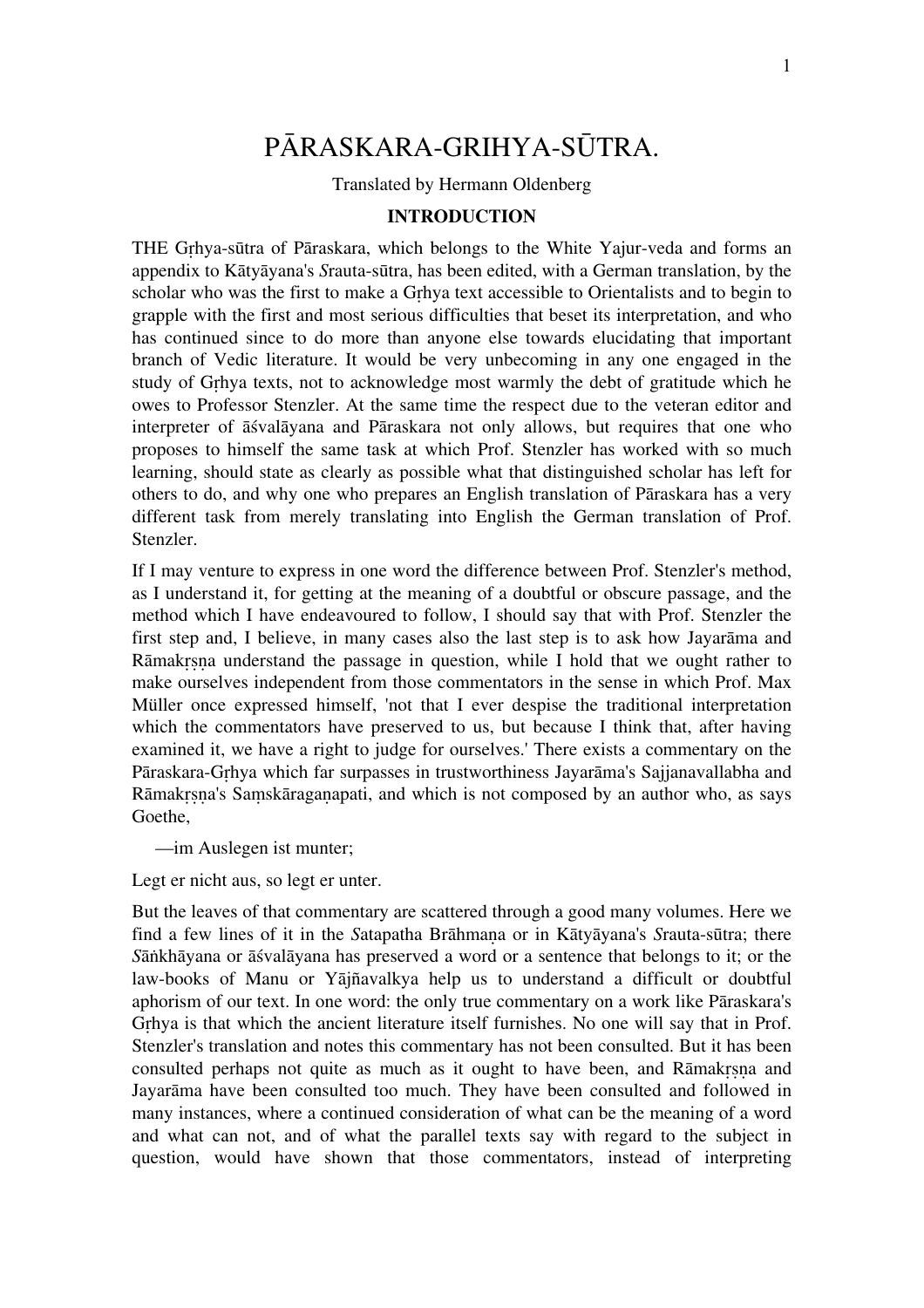# PĀRASKARA-GRIHYA-SŪTRA.

Translated by Hermann Oldenberg

## INTRODUCTION

THE Gṛhya-sūtra of Pāraskara, which belongs to the White Yajur-veda and forms an appendix to Kātyāyana's *S*rauta-sūtra, has been edited, with a German translation, by the scholar who was the first to make a Gṛhya text accessible to Orientalists and to begin to grapple with the first and most serious difficulties that beset its interpretation, and who has continued since to do more than anyone else towards elucidating that important branch of Vedic literature. It would be very unbecoming in any one engaged in the study of Gṛhya texts, not to acknowledge most warmly the debt of gratitude which he owes to Professor Stenzler. At the same time the respect due to the veteran editor and interpreter of āśvalāyana and Pāraskara not only allows, but requires that one who proposes to himself the same task at which Prof. Stenzler has worked with so much learning, should state as clearly as possible what that distinguished scholar has left for others to do, and why one who prepares an English translation of Pāraskara has a very different task from merely translating into English the German translation of Prof. Stenzler.

If I may venture to express in one word the difference between Prof. Stenzler's method, as I understand it, for getting at the meaning of a doubtful or obscure passage, and the method which I have endeavoured to follow, I should say that with Prof. Stenzler the first step and, I believe, in many cases also the last step is to ask how Jayarāma and Rāmakṛṣṇa understand the passage in question, while I hold that we ought rather to make ourselves independent from those commentators in the sense in which Prof. Max Müller once expressed himself, 'not that I ever despise the traditional interpretation which the commentators have preserved to us, but because I think that, after having examined it, we have a right to judge for ourselves.' There exists a commentary on the Pāraskara-Gṛhya which far surpasses in trustworthiness Jayarāma's Sajjanavallabha and Rāmakṛṣṇa's Saṃskāragaṇapati, and which is not composed by an author who, as says Goethe,

—im Auslegen ist munter;

Legt er nicht aus, so legt er unter.

But the leaves of that commentary are scattered through a good many volumes. Here we find a few lines of it in the *S*atapatha Brāhmaṇa or in Kātyāyana's *S*rauta-sūtra; there *S*āṅkhāyana or āśvalāyana has preserved a word or a sentence that belongs to it; or the law-books of Manu or Yājñavalkya help us to understand a difficult or doubtful aphorism of our text. In one word: the only true commentary on a work like Pāraskara's Gṛhya is that which the ancient literature itself furnishes. No one will say that in Prof. Stenzler's translation and notes this commentary has not been consulted. But it has been consulted perhaps not quite as much as it ought to have been, and Rāmakṛṣṇa and Jayarāma have been consulted too much. They have been consulted and followed in many instances, where a continued consideration of what can be the meaning of a word and what can not, and of what the parallel texts say with regard to the subject in question, would have shown that those commentators, instead of interpreting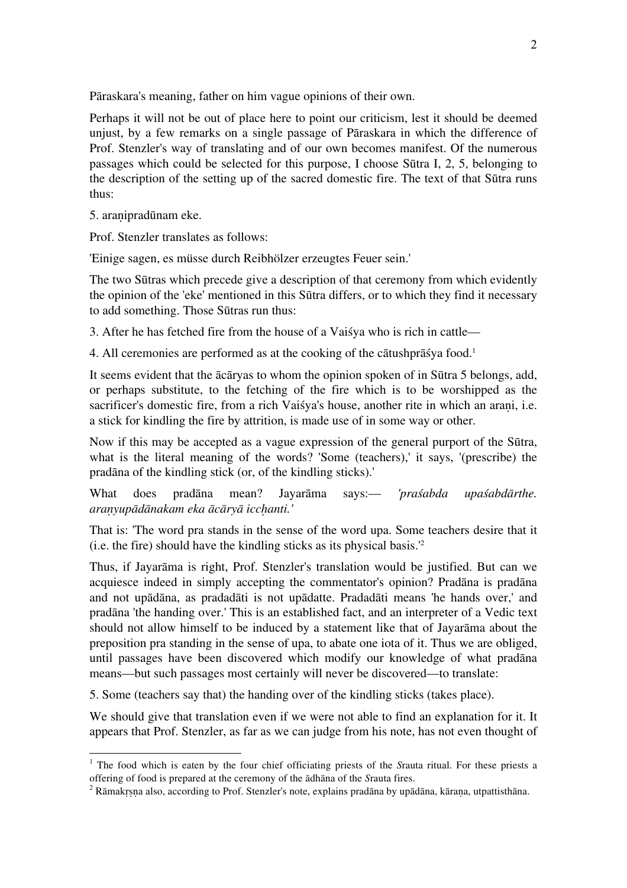Pāraskara's meaning, father on him vague opinions of their own.

Perhaps it will not be out of place here to point our criticism, lest it should be deemed unjust, by a few remarks on a single passage of Pāraskara in which the difference of Prof. Stenzler's way of translating and of our own becomes manifest. Of the numerous passages which could be selected for this purpose, I choose Sūtra I, 2, 5, belonging to the description of the setting up of the sacred domestic fire. The text of that Sūtra runs thus:

5. araṇipradūnam eke.

Prof. Stenzler translates as follows:

'Einige sagen, es müsse durch Reibhölzer erzeugtes Feuer sein.'

The two Sūtras which precede give a description of that ceremony from which evidently the opinion of the 'eke' mentioned in this Sūtra differs, or to which they find it necessary to add something. Those Sūtras run thus:

3. After he has fetched fire from the house of a Vaiśya who is rich in cattle—

4. All ceremonies are performed as at the cooking of the cātushprāśya food.[1]

It seems evident that the ācāryas to whom the opinion spoken of in Sūtra 5 belongs, add, or perhaps substitute, to the fetching of the fire which is to be worshipped as the sacrificer's domestic fire, from a rich Vaiśya's house, another rite in which an araṇi, i.e. a stick for kindling the fire by attrition, is made use of in some way or other.

Now if this may be accepted as a vague expression of the general purport of the Sūtra, what is the literal meaning of the words? 'Some (teachers),' it says, '(prescribe) the pradāna of the kindling stick (or, of the kindling sticks).'

What does pradāna mean? Jayarāma says:— *'praśabda upaśabdārthe. araṇyupādānakam eka ācāryā icchanti.'*

That is: 'The word pra stands in the sense of the word upa. Some teachers desire that it (i.e. the fire) should have the kindling sticks as its physical basis.'[2]

Thus, if Jayarāma is right, Prof. Stenzler's translation would be justified. But can we acquiesce indeed in simply accepting the commentator's opinion? Pradāna is pradāna and not upādāna, as pradadāti is not upādatte. Pradadāti means 'he hands over,' and pradāna 'the handing over.' This is an established fact, and an interpreter of a Vedic text should not allow himself to be induced by a statement like that of Jayarāma about the preposition pra standing in the sense of upa, to abate one iota of it. Thus we are obliged, until passages have been discovered which modify our knowledge of what pradāna means—but such passages most certainly will never be discovered—to translate:

5. Some (teachers say that) the handing over of the kindling sticks (takes place).

We should give that translation even if we were not able to find an explanation for it. It appears that Prof. Stenzler, as far as we can judge from his note, has not even thought of

---

[1] The food which is eaten by the four chief officiating priests of the *S*rauta ritual. For these priests a offering of food is prepared at the ceremony of the ādhāna of the *S*rauta fires.

[2] Rāmakṛṣṇa also, according to Prof. Stenzler's note, explains pradāna by upādāna, kāraṇa, utpattisthāna.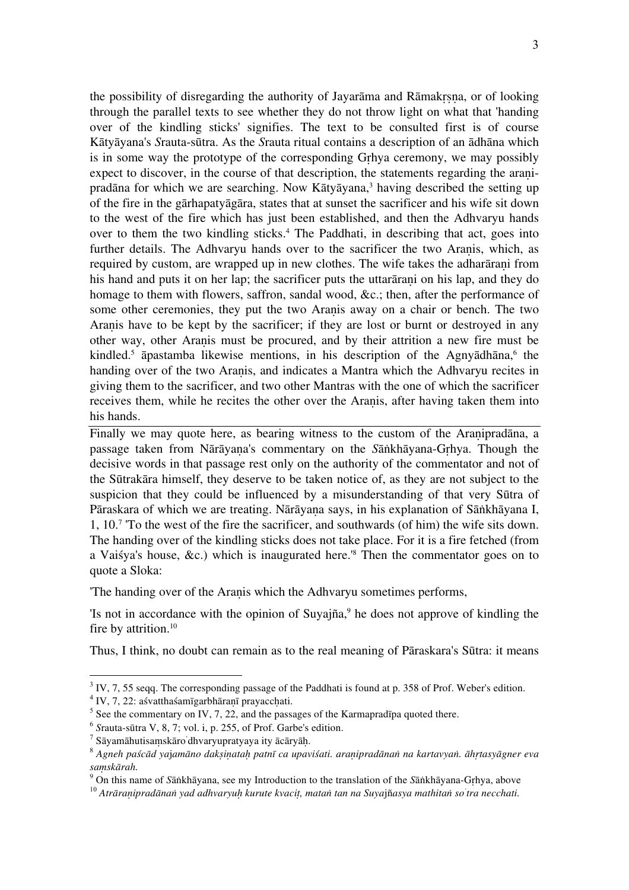the possibility of disregarding the authority of Jayarāma and Rāmakṛṣṇa, or of looking through the parallel texts to see whether they do not throw light on what that 'handing over of the kindling sticks' signifies. The text to be consulted first is of course Kātyāyana's *S*rauta-sūtra. As the *S*rauta ritual contains a description of an ādhāna which is in some way the prototype of the corresponding Gṛhya ceremony, we may possibly expect to discover, in the course of that description, the statements regarding the araṇipradāna for which we are searching. Now Kātyāyana,[3] having described the setting up of the fire in the gārhapatyāgāra, states that at sunset the sacrificer and his wife sit down to the west of the fire which has just been established, and then the Adhvaryu hands over to them the two kindling sticks.[4] The Paddhati, in describing that act, goes into further details. The Adhvaryu hands over to the sacrificer the two Araṇis, which, as required by custom, are wrapped up in new clothes. The wife takes the adharāraṇi from his hand and puts it on her lap; the sacrificer puts the uttarāraṇi on his lap, and they do homage to them with flowers, saffron, sandal wood, &c.; then, after the performance of some other ceremonies, they put the two Araṇis away on a chair or bench. The two Araṇis have to be kept by the sacrificer; if they are lost or burnt or destroyed in any other way, other Araṇis must be procured, and by their attrition a new fire must be kindled.[5] āpastamba likewise mentions, in his description of the Agnyādhāna,[6] the handing over of the two Araṇis, and indicates a Mantra which the Adhvaryu recites in giving them to the sacrificer, and two other Mantras with the one of which the sacrificer receives them, while he recites the other over the Araṇis, after having taken them into his hands.

Finally we may quote here, as bearing witness to the custom of the Araṇipradāna, a passage taken from Nārāyaṇa's commentary on the *S*āṅkhāyana-Gṛhya. Though the decisive words in that passage rest only on the authority of the commentator and not of the Sūtrakāra himself, they deserve to be taken notice of, as they are not subject to the suspicion that they could be influenced by a misunderstanding of that very Sūtra of Pāraskara of which we are treating. Nārāyaṇa says, in his explanation of Sāṅkhāyana I, 1, 10.[7] 'To the west of the fire the sacrificer, and southwards (of him) the wife sits down. The handing over of the kindling sticks does not take place. For it is a fire fetched (from a Vaiśya's house, &c.) which is inaugurated here.'[8] Then the commentator goes on to quote a Sloka:

'The handing over of the Araṇis which the Adhvaryu sometimes performs,

'Is not in accordance with the opinion of Suyajña,[9] he does not approve of kindling the fire by attrition.[10]

Thus, I think, no doubt can remain as to the real meaning of Pāraskara's Sūtra: it means

---

[3] IV, 7, 55 seqq. The corresponding passage of the Paddhati is found at p. 358 of Prof. Weber's edition.

[4] IV, 7, 22: aśvatthaśamīgarbhāraṇī prayacchati.

[5] See the commentary on IV, 7, 22, and the passages of the Karmapradīpa quoted there.

[6] *S*rauta-sūtra V, 8, 7; vol. i, p. 255, of Prof. Garbe's edition.

[7] Sāyamāhutisaṃskāro'dhvaryupratyaya ity ācāryāḥ.

[8] *Agneh paścād yajamāno dakṣiṇataḥ patnī ca upaviśati. araṇipradānaṅ na kartavyaṅ. āhṛtasyāgner eva saṃskārah.*

[9] On this name of *S*āṅkhāyana, see my Introduction to the translation of the *S*āṅkhāyana-Gṛhya, above

[10] *Atrāraṇipradānaṅ yad adhvaryuḥ kurute kvaciṭ, mataṅ tan na Suyajñasya mathitaṅ so'tra necchati.*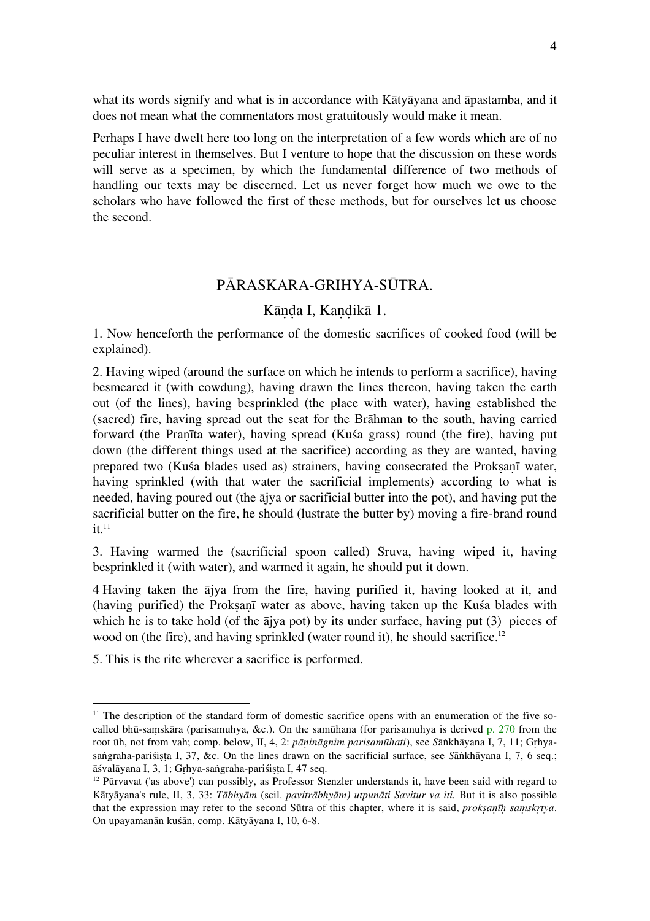what its words signify and what is in accordance with Kātyāyana and āpastamba, and it does not mean what the commentators most gratuitously would make it mean.

Perhaps I have dwelt here too long on the interpretation of a few words which are of no peculiar interest in themselves. But I venture to hope that the discussion on these words will serve as a specimen, by which the fundamental difference of two methods of handling our texts may be discerned. Let us never forget how much we owe to the scholars who have followed the first of these methods, but for ourselves let us choose the second.

## PĀRASKARA-GRIHYA-SŪTRA.

### Kāṇḍa I, Kaṇḍikā 1.

1. Now henceforth the performance of the domestic sacrifices of cooked food (will be explained).

2. Having wiped (around the surface on which he intends to perform a sacrifice), having besmeared it (with cowdung), having drawn the lines thereon, having taken the earth out (of the lines), having besprinkled (the place with water), having established the (sacred) fire, having spread out the seat for the Brāhman to the south, having carried forward (the Praṇīta water), having spread (Kuśa grass) round (the fire), having put down (the different things used at the sacrifice) according as they are wanted, having prepared two (Kuśa blades used as) strainers, having consecrated the Prokṣaṇī water, having sprinkled (with that water the sacrificial implements) according to what is needed, having poured out (the ājya or sacrificial butter into the pot), and having put the sacrificial butter on the fire, he should (lustrate the butter by) moving a fire-brand round it.[11]

3. Having warmed the (sacrificial spoon called) Sruva, having wiped it, having besprinkled it (with water), and warmed it again, he should put it down.

4 Having taken the ājya from the fire, having purified it, having looked at it, and (having purified) the Prokṣaṇī water as above, having taken up the Kuśa blades with which he is to take hold (of the ājya pot) by its under surface, having put (3) pieces of wood on (the fire), and having sprinkled (water round it), he should sacrifice.[12]

5. This is the rite wherever a sacrifice is performed.

---

[11] The description of the standard form of domestic sacrifice opens with an enumeration of the five so-called bhū-saṃskāra (parisamuhya, &c.). On the samūhana (for parisamuhya is derived p. 270 from the root ūh, not from vah; comp. below, II, 4, 2: *pāṇināgnim parisamūhati*), see *S*āṅkhāyana I, 7, 11; Gṛhya-saṅgraha-pariśiṣṭa I, 37, &c. On the lines drawn on the sacrificial surface, see *S*āṅkhāyana I, 7, 6 seq.; āśvalāyana I, 3, 1; Gṛhya-saṅgraha-pariśiṣṭa I, 47 seq.

[12] Pūrvavat ('as above') can possibly, as Professor Stenzler understands it, have been said with regard to Kātyāyana's rule, II, 3, 33: *Tābhyām* (scil. *pavitrābhyām) utpunāti Savitur va iti.* But it is also possible that the expression may refer to the second Sūtra of this chapter, where it is said, *prokṣaṇīḥ saṃskṛtya*. On upayamanān kuśān, comp. Kātyāyana I, 10, 6-8.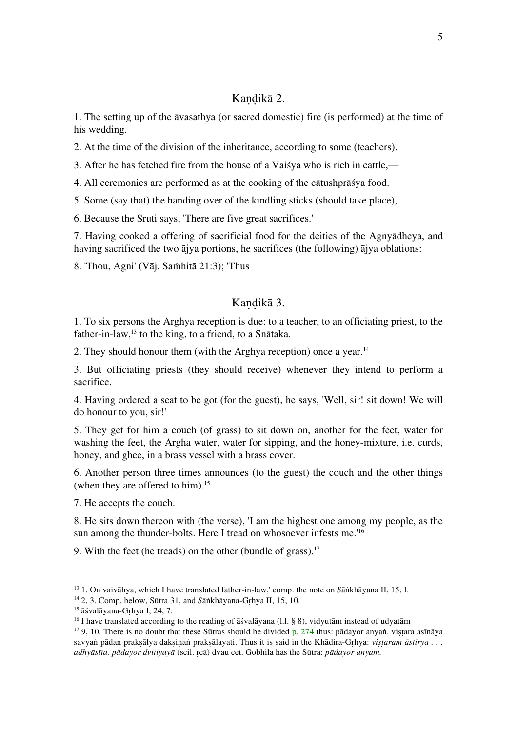## Kaṇḍikā 2.

1. The setting up of the āvasathya (or sacred domestic) fire (is performed) at the time of his wedding.

2. At the time of the division of the inheritance, according to some (teachers).

3. After he has fetched fire from the house of a Vaiśya who is rich in cattle,—

4. All ceremonies are performed as at the cooking of the cātushprāśya food.

5. Some (say that) the handing over of the kindling sticks (should take place),

6. Because the Sruti says, 'There are five great sacrifices.'

7. Having cooked a offering of sacrificial food for the deities of the Agnyādheya, and having sacrificed the two ājya portions, he sacrifices (the following) ājya oblations:

8. 'Thou, Agni' (Vāj. Saṁhitā 21:3); 'Thus

## Kaṇḍikā 3.

1. To six persons the Arghya reception is due: to a teacher, to an officiating priest, to the father-in-law,[13] to the king, to a friend, to a Snātaka.

2. They should honour them (with the Arghya reception) once a year.[14]

3. But officiating priests (they should receive) whenever they intend to perform a sacrifice.

4. Having ordered a seat to be got (for the guest), he says, 'Well, sir! sit down! We will do honour to you, sir!'

5. They get for him a couch (of grass) to sit down on, another for the feet, water for washing the feet, the Argha water, water for sipping, and the honey-mixture, i.e. curds, honey, and ghee, in a brass vessel with a brass cover.

6. Another person three times announces (to the guest) the couch and the other things (when they are offered to him).[15]

7. He accepts the couch.

8. He sits down thereon with (the verse), 'I am the highest one among my people, as the sun among the thunder-bolts. Here I tread on whosoever infests me.'[16]

9. With the feet (he treads) on the other (bundle of grass).[17]

---

[13] 1. On vaivāhya, which I have translated father-in-law,' comp. the note on *S*āṅkhāyana II, 15, I.

[14] 2, 3. Comp. below, Sūtra 31, and *S*āṅkhāyana-Gṛhya II, 15, 10.

[15] āśvalāyana-Gṛhya I, 24, 7.

[16] I have translated according to the reading of āśvalāyana (l.l. § 8), vidyutām instead of udyatām

[17] 9, 10. There is no doubt that these Sūtras should be divided p. 274 thus: pādayor anyaṅ. viṣṭara asīnāya savyaṅ pādaṅ prakṣālya dakṣiṇaṅ prakṣālayati. Thus it is said in the Khādira-Gṛhya: *viṣṭaram āstīrya . . . adhyāsīta. pādayor dvitiyayā* (scil. ṛcā) dvau cet. Gobhila has the Sūtra: *pādayor anyam.*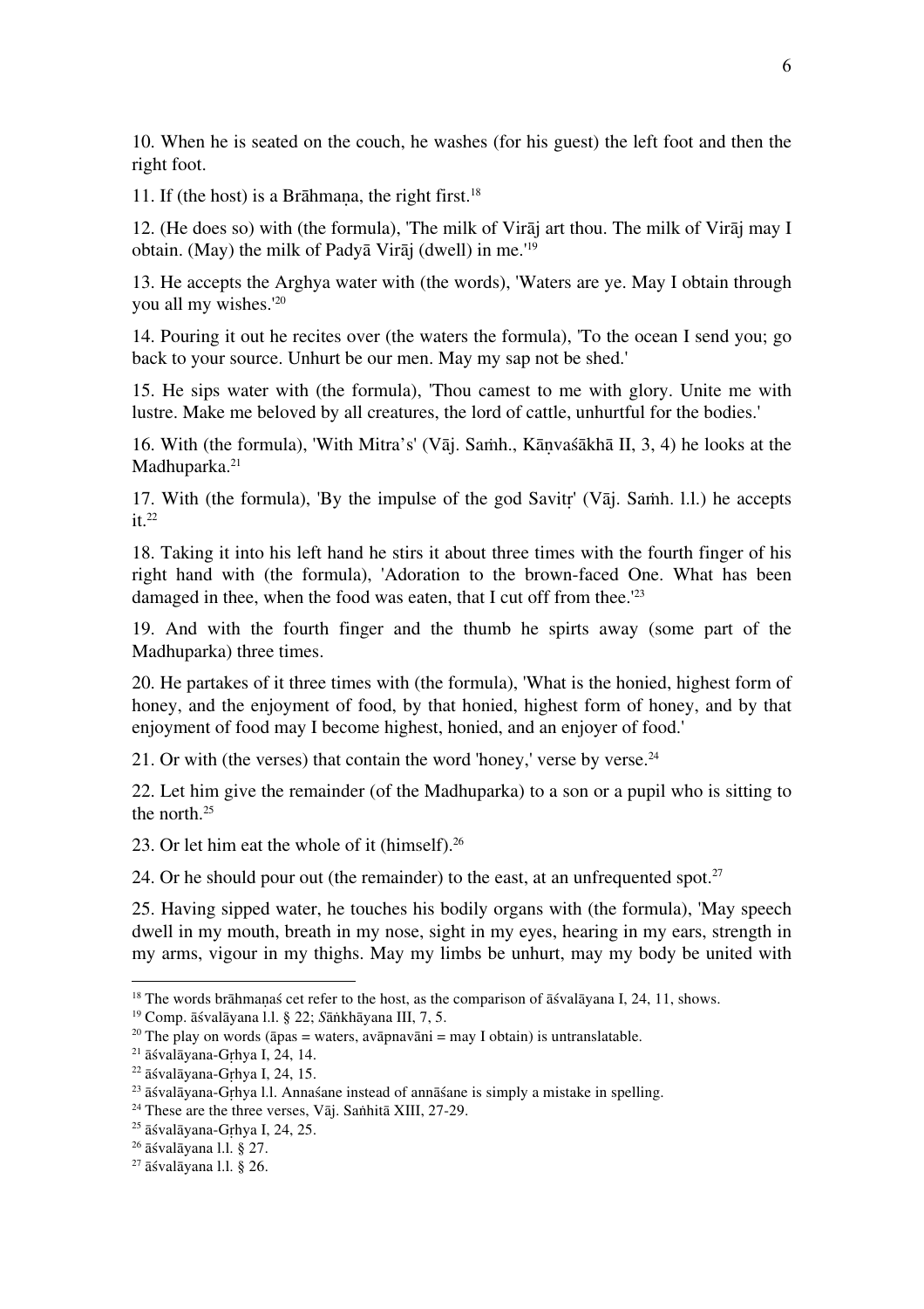10. When he is seated on the couch, he washes (for his guest) the left foot and then the right foot.

11. If (the host) is a Brāhmaṇa, the right first.[18]

12. (He does so) with (the formula), 'The milk of Virāj art thou. The milk of Virāj may I obtain. (May) the milk of Padyā Virāj (dwell) in me.'[19]

13. He accepts the Arghya water with (the words), 'Waters are ye. May I obtain through you all my wishes.'[20]

14. Pouring it out he recites over (the waters the formula), 'To the ocean I send you; go back to your source. Unhurt be our men. May my sap not be shed.'

15. He sips water with (the formula), 'Thou camest to me with glory. Unite me with lustre. Make me beloved by all creatures, the lord of cattle, unhurtful for the bodies.'

16. With (the formula), 'With Mitra's' (Vāj. Saṁh., Kāṇvaśākhā II, 3, 4) he looks at the Madhuparka.[21]

17. With (the formula), 'By the impulse of the god Savitṛ' (Vāj. Saṁh. l.l.) he accepts it.[22]

18. Taking it into his left hand he stirs it about three times with the fourth finger of his right hand with (the formula), 'Adoration to the brown-faced One. What has been damaged in thee, when the food was eaten, that I cut off from thee.'[23]

19. And with the fourth finger and the thumb he spirts away (some part of the Madhuparka) three times.

20. He partakes of it three times with (the formula), 'What is the honied, highest form of honey, and the enjoyment of food, by that honied, highest form of honey, and by that enjoyment of food may I become highest, honied, and an enjoyer of food.'

21. Or with (the verses) that contain the word 'honey,' verse by verse.[24]

22. Let him give the remainder (of the Madhuparka) to a son or a pupil who is sitting to the north.[25]

23. Or let him eat the whole of it (himself).[26]

24. Or he should pour out (the remainder) to the east, at an unfrequented spot.[27]

25. Having sipped water, he touches his bodily organs with (the formula), 'May speech dwell in my mouth, breath in my nose, sight in my eyes, hearing in my ears, strength in my arms, vigour in my thighs. May my limbs be unhurt, may my body be united with

---

[18] The words brāhmaṇaś cet refer to the host, as the comparison of āśvalāyana I, 24, 11, shows.

[19] Comp. āśvalāyana l.l. § 22; *S*āṅkhāyana III, 7, 5.

[20] The play on words (āpas = waters, avāpnavāni = may I obtain) is untranslatable.

[21] āśvalāyana-Gṛhya I, 24, 14.

[22] āśvalāyana-Gṛhya I, 24, 15.

[23] āśvalāyana-Gṛhya l.l. Annaśane instead of annāśane is simply a mistake in spelling.

[24] These are the three verses, Vāj. Saṁhitā XIII, 27-29.

[25] āśvalāyana-Gṛhya I, 24, 25.

[26] āśvalāyana l.l. § 27.

[27] āśvalāyana l.l. § 26.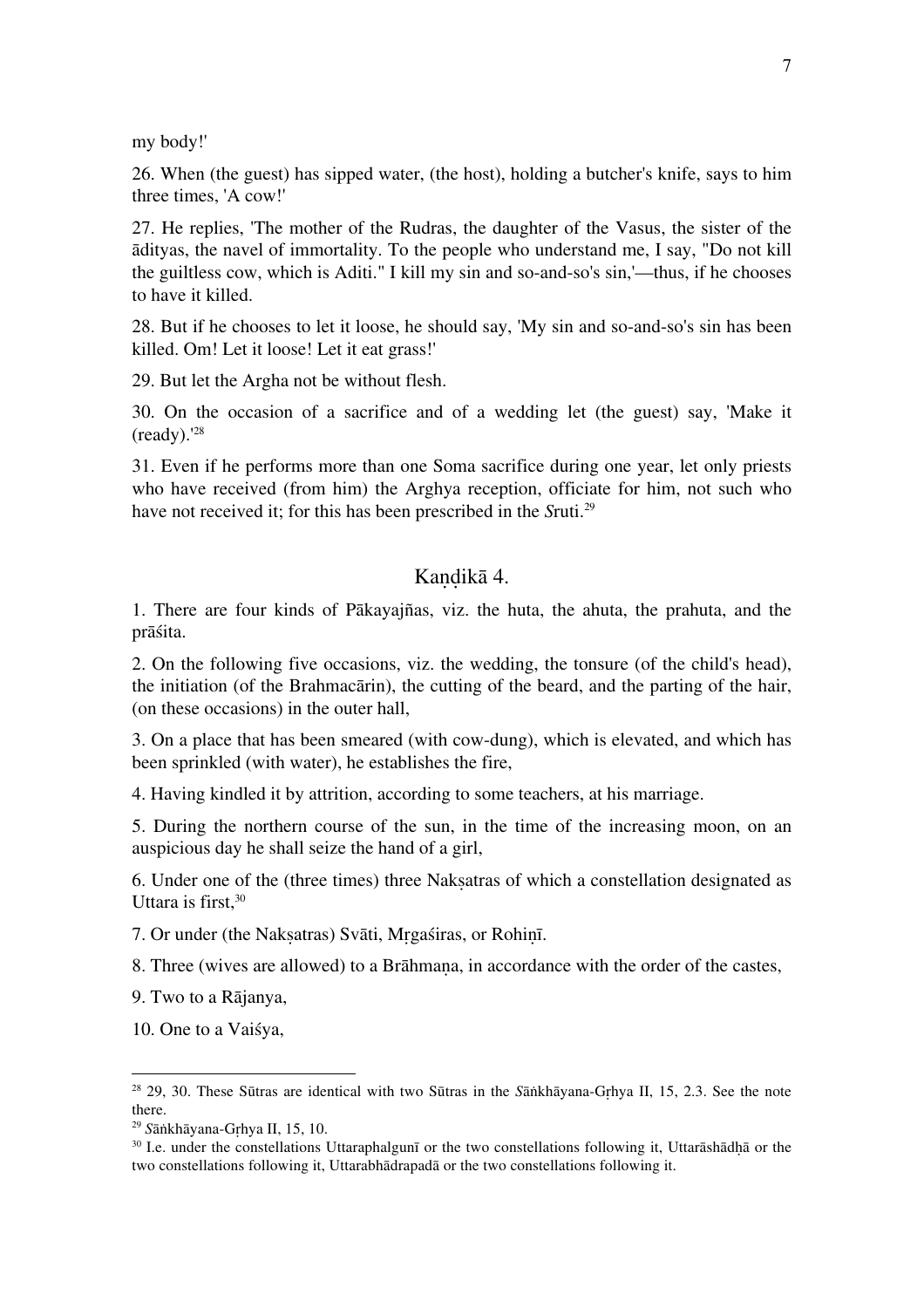my body!'

26. When (the guest) has sipped water, (the host), holding a butcher's knife, says to him three times, 'A cow!'

27. He replies, 'The mother of the Rudras, the daughter of the Vasus, the sister of the ādityas, the navel of immortality. To the people who understand me, I say, "Do not kill the guiltless cow, which is Aditi." I kill my sin and so-and-so's sin,'—thus, if he chooses to have it killed.

28. But if he chooses to let it loose, he should say, 'My sin and so-and-so's sin has been killed. Om! Let it loose! Let it eat grass!'

29. But let the Argha not be without flesh.

30. On the occasion of a sacrifice and of a wedding let (the guest) say, 'Make it (ready).'[28]

31. Even if he performs more than one Soma sacrifice during one year, let only priests who have received (from him) the Arghya reception, officiate for him, not such who have not received it; for this has been prescribed in the *S*ruti.[29]

## Kaṇḍikā 4.

1. There are four kinds of Pākayajñas, viz. the huta, the ahuta, the prahuta, and the prāśita.

2. On the following five occasions, viz. the wedding, the tonsure (of the child's head), the initiation (of the Brahmacārin), the cutting of the beard, and the parting of the hair, (on these occasions) in the outer hall,

3. On a place that has been smeared (with cow-dung), which is elevated, and which has been sprinkled (with water), he establishes the fire,

4. Having kindled it by attrition, according to some teachers, at his marriage.

5. During the northern course of the sun, in the time of the increasing moon, on an auspicious day he shall seize the hand of a girl,

6. Under one of the (three times) three Nakṣatras of which a constellation designated as Uttara is first,[30]

7. Or under (the Nakṣatras) Svāti, Mṛgaśiras, or Rohiṇī.

8. Three (wives are allowed) to a Brāhmaṇa, in accordance with the order of the castes,

9. Two to a Rājanya,

10. One to a Vaiśya,

---

[28] 29, 30. These Sūtras are identical with two Sūtras in the *S*āṅkhāyana-Gṛhya II, 15, 2.3. See the note there.

[29] *S*āṅkhāyana-Gṛhya II, 15, 10.

[30] I.e. under the constellations Uttaraphalgunī or the two constellations following it, Uttarāshādḥā or the two constellations following it, Uttarabhādrapadā or the two constellations following it.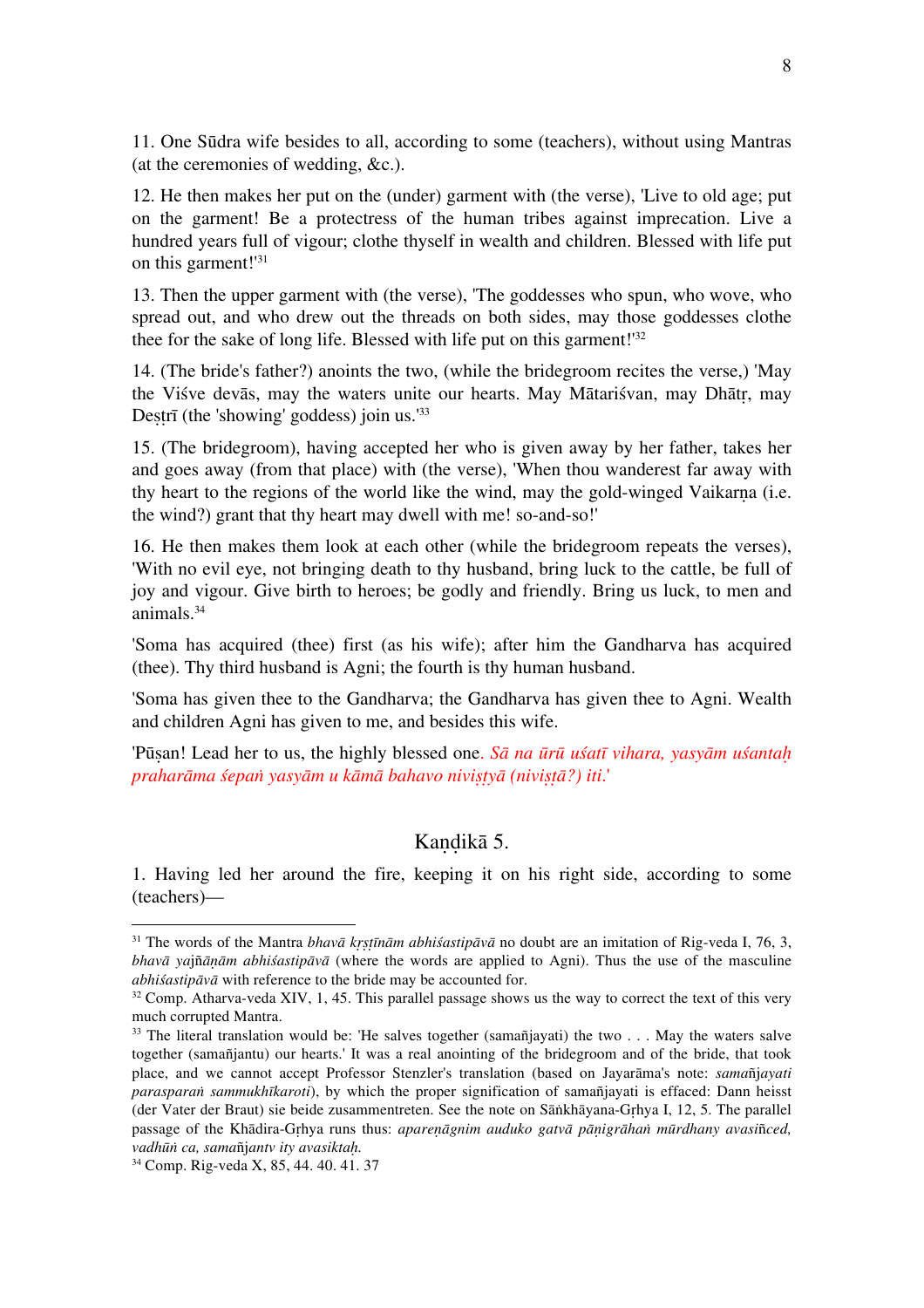11. One Sūdra wife besides to all, according to some (teachers), without using Mantras (at the ceremonies of wedding, &c.).

12. He then makes her put on the (under) garment with (the verse), 'Live to old age; put on the garment! Be a protectress of the human tribes against imprecation. Live a hundred years full of vigour; clothe thyself in wealth and children. Blessed with life put on this garment!'[31]

13. Then the upper garment with (the verse), 'The goddesses who spun, who wove, who spread out, and who drew out the threads on both sides, may those goddesses clothe thee for the sake of long life. Blessed with life put on this garment!'[32]

14. (The bride's father?) anoints the two, (while the bridegroom recites the verse,) 'May the Viśve devās, may the waters unite our hearts. May Mātariśvan, may Dhātṛ, may Deṣṭrī (the 'showing' goddess) join us.'[33]

15. (The bridegroom), having accepted her who is given away by her father, takes her and goes away (from that place) with (the verse), 'When thou wanderest far away with thy heart to the regions of the world like the wind, may the gold-winged Vaikarṇa (i.e. the wind?) grant that thy heart may dwell with me! so-and-so!'

16. He then makes them look at each other (while the bridegroom repeats the verses), 'With no evil eye, not bringing death to thy husband, bring luck to the cattle, be full of joy and vigour. Give birth to heroes; be godly and friendly. Bring us luck, to men and animals.[34]

'Soma has acquired (thee) first (as his wife); after him the Gandharva has acquired (thee). Thy third husband is Agni; the fourth is thy human husband.

'Soma has given thee to the Gandharva; the Gandharva has given thee to Agni. Wealth and children Agni has given to me, and besides this wife.

'Pūṣan! Lead her to us, the highly blessed one. *Sā na ūrū uśatī vihara, yasyām uśantaḥ praharāma śepaṅ yasyām u kāmā bahavo niviṣṭyā (niviṣṭā?) iti.'*

## Kaṇḍikā 5.

1. Having led her around the fire, keeping it on his right side, according to some (teachers)—

---

[31] The words of the Mantra *bhavā kṛṣṭīnām abhiśastipāvā* no doubt are an imitation of Rig-veda I, 76, 3, *bhavā yajñāṇām abhiśastipāvā* (where the words are applied to Agni). Thus the use of the masculine *abhiśastipāvā* with reference to the bride may be accounted for.

[32] Comp. Atharva-veda XIV, 1, 45. This parallel passage shows us the way to correct the text of this very much corrupted Mantra.

[33] The literal translation would be: 'He salves together (samañjayati) the two . . . May the waters salve together (samañjantu) our hearts.' It was a real anointing of the bridegroom and of the bride, that took place, and we cannot accept Professor Stenzler's translation (based on Jayarāma's note: *samañjayati parasparaṅ sammukhīkaroti*), by which the proper signification of samañjayati is effaced: Dann heisst (der Vater der Braut) sie beide zusammentreten. See the note on Sāṅkhāyana-Gṛhya I, 12, 5. The parallel passage of the Khādira-Gṛhya runs thus: *apareṇāgnim auduko gatvā pāṇigrāhaṅ mūrdhany avasiñced, vadhūṅ ca, samañjantv ity avasiktaḥ.*

[34] Comp. Rig-veda X, 85, 44. 40. 41. 37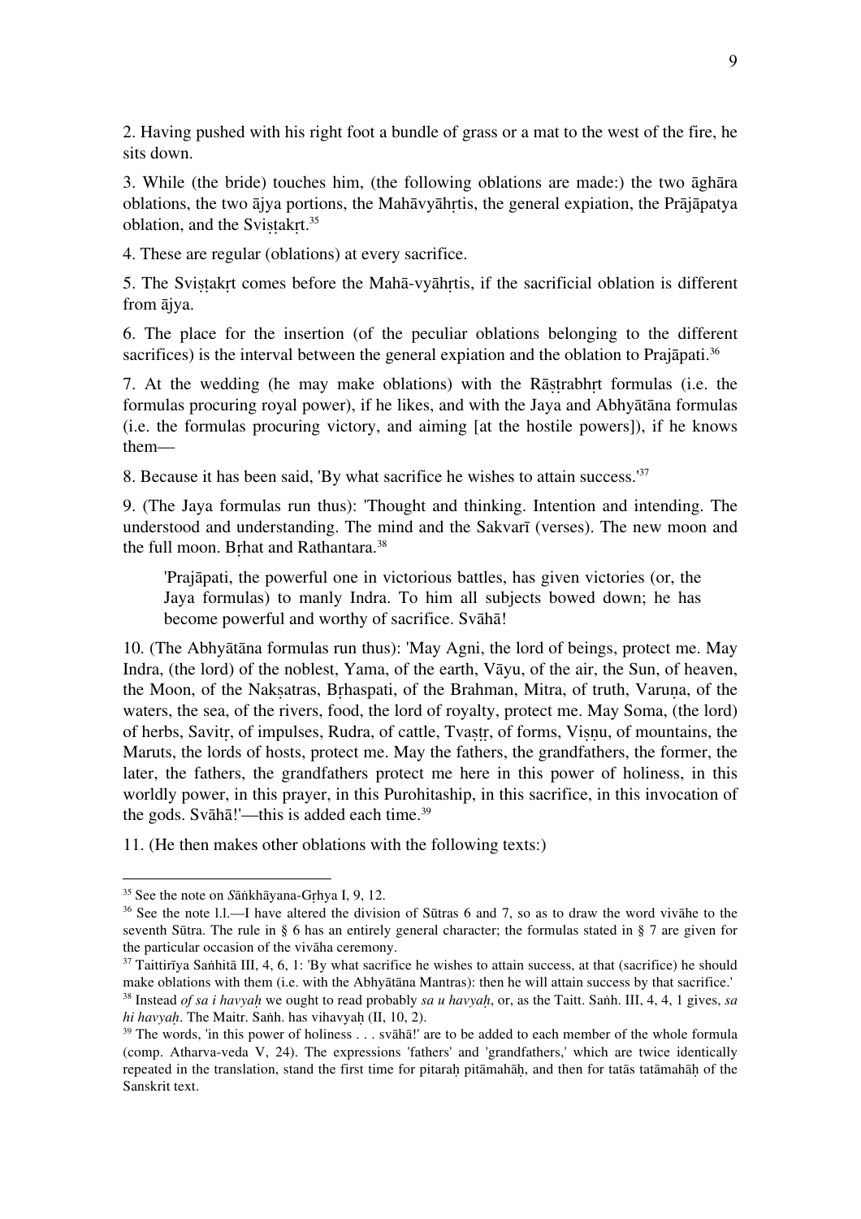2. Having pushed with his right foot a bundle of grass or a mat to the west of the fire, he sits down.

3. While (the bride) touches him, (the following oblations are made:) the two āghāra oblations, the two ājya portions, the Mahāvyāhṛtis, the general expiation, the Prājāpatya oblation, and the Sviṣṭakṛt.[35]

4. These are regular (oblations) at every sacrifice.

5. The Sviṣṭakṛt comes before the Mahā-vyāhṛtis, if the sacrificial oblation is different from ājya.

6. The place for the insertion (of the peculiar oblations belonging to the different sacrifices) is the interval between the general expiation and the oblation to Prajāpati.[36]

7. At the wedding (he may make oblations) with the Rāṣṭrabhṛt formulas (i.e. the formulas procuring royal power), if he likes, and with the Jaya and Abhyātāna formulas (i.e. the formulas procuring victory, and aiming [at the hostile powers]), if he knows them—

8. Because it has been said, 'By what sacrifice he wishes to attain success.'[37]

9. (The Jaya formulas run thus): 'Thought and thinking. Intention and intending. The understood and understanding. The mind and the Sakvarī (verses). The new moon and the full moon. Bṛhat and Rathantara.[38]

> 'Prajāpati, the powerful one in victorious battles, has given victories (or, the Jaya formulas) to manly Indra. To him all subjects bowed down; he has become powerful and worthy of sacrifice. Svāhā!

10. (The Abhyātāna formulas run thus): 'May Agni, the lord of beings, protect me. May Indra, (the lord) of the noblest, Yama, of the earth, Vāyu, of the air, the Sun, of heaven, the Moon, of the Nakṣatras, Bṛhaspati, of the Brahman, Mitra, of truth, Varuṇa, of the waters, the sea, of the rivers, food, the lord of royalty, protect me. May Soma, (the lord) of herbs, Savitṛ, of impulses, Rudra, of cattle, Tvaṣṭṛ, of forms, Viṣṇu, of mountains, the Maruts, the lords of hosts, protect me. May the fathers, the grandfathers, the former, the later, the fathers, the grandfathers protect me here in this power of holiness, in this worldly power, in this prayer, in this Purohitaship, in this sacrifice, in this invocation of the gods. Svāhā!'—this is added each time.[39]

11. (He then makes other oblations with the following texts:)

---

[35] See the note on *S*āṅkhāyana-Gṛhya I, 9, 12.

[36] See the note l.l.—I have altered the division of Sūtras 6 and 7, so as to draw the word vivāhe to the seventh Sūtra. The rule in § 6 has an entirely general character; the formulas stated in § 7 are given for the particular occasion of the vivāha ceremony.

[37] Taittirīya Saṅhitā III, 4, 6, 1: 'By what sacrifice he wishes to attain success, at that (sacrifice) he should make oblations with them (i.e. with the Abhyātāna Mantras): then he will attain success by that sacrifice.'

[38] Instead *of sa i havyaḥ* we ought to read probably *sa u havyaḥ*, or, as the Taitt. Saṅh. III, 4, 4, 1 gives, *sa hi havyaḥ*. The Maitr. Saṅh. has vihavyaḥ (II, 10, 2).

[39] The words, 'in this power of holiness . . . svāhā!' are to be added to each member of the whole formula (comp. Atharva-veda V, 24). The expressions 'fathers' and 'grandfathers,' which are twice identically repeated in the translation, stand the first time for pitaraḥ pitāmahāḥ, and then for tatās tatāmahāḥ of the Sanskrit text.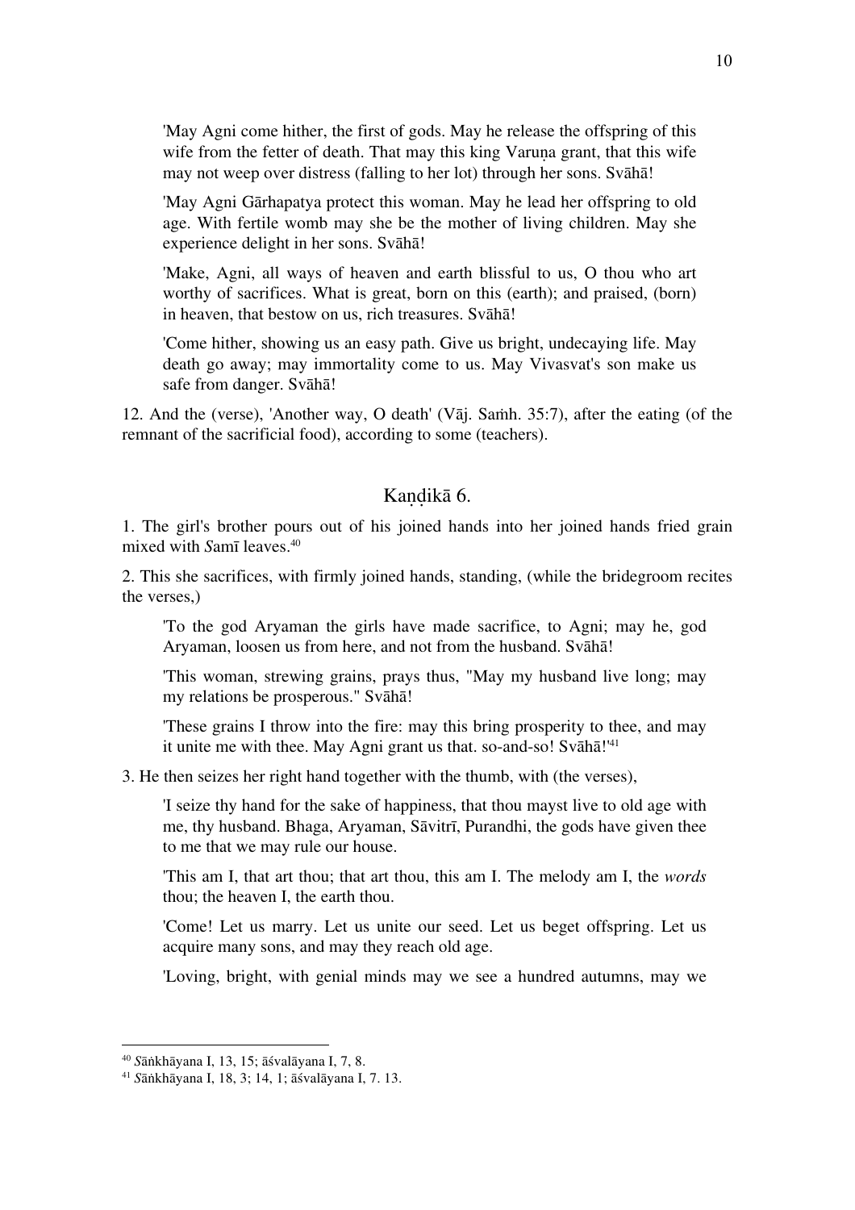'May Agni come hither, the first of gods. May he release the offspring of this wife from the fetter of death. That may this king Varuṇa grant, that this wife may not weep over distress (falling to her lot) through her sons. Svāhā!

'May Agni Gārhapatya protect this woman. May he lead her offspring to old age. With fertile womb may she be the mother of living children. May she experience delight in her sons. Svāhā!

'Make, Agni, all ways of heaven and earth blissful to us, O thou who art worthy of sacrifices. What is great, born on this (earth); and praised, (born) in heaven, that bestow on us, rich treasures. Svāhā!

'Come hither, showing us an easy path. Give us bright, undecaying life. May death go away; may immortality come to us. May Vivasvat's son make us safe from danger. Svāhā!

12. And the (verse), 'Another way, O death' (Vāj. Saṁh. 35:7), after the eating (of the remnant of the sacrificial food), according to some (teachers).

## Kaṇḍikā 6.

1. The girl's brother pours out of his joined hands into her joined hands fried grain mixed with *S*amī leaves.[40]

2. This she sacrifices, with firmly joined hands, standing, (while the bridegroom recites the verses,)

'To the god Aryaman the girls have made sacrifice, to Agni; may he, god Aryaman, loosen us from here, and not from the husband. Svāhā!

'This woman, strewing grains, prays thus, "May my husband live long; may my relations be prosperous." Svāhā!

'These grains I throw into the fire: may this bring prosperity to thee, and may it unite me with thee. May Agni grant us that. so-and-so! Svāhā!'[41]

3. He then seizes her right hand together with the thumb, with (the verses),

'I seize thy hand for the sake of happiness, that thou mayst live to old age with me, thy husband. Bhaga, Aryaman, Sāvitrī, Purandhi, the gods have given thee to me that we may rule our house.

'This am I, that art thou; that art thou, this am I. The melody am I, the *words* thou; the heaven I, the earth thou.

'Come! Let us marry. Let us unite our seed. Let us beget offspring. Let us acquire many sons, and may they reach old age.

'Loving, bright, with genial minds may we see a hundred autumns, may we

---

[40] *S*āṅkhāyana I, 13, 15; āśvalāyana I, 7, 8.

[41] *S*āṅkhāyana I, 18, 3; 14, 1; āśvalāyana I, 7. 13.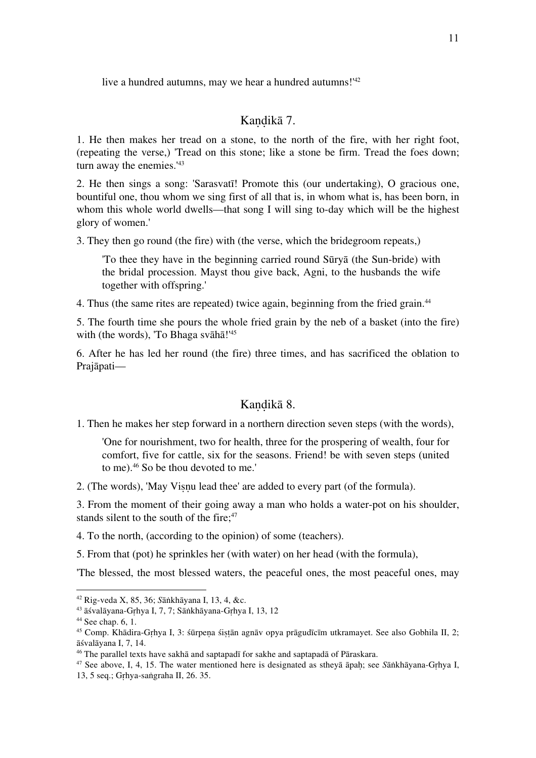live a hundred autumns, may we hear a hundred autumns!'[42]

## Kaṇḍikā 7.

1. He then makes her tread on a stone, to the north of the fire, with her right foot, (repeating the verse,) 'Tread on this stone; like a stone be firm. Tread the foes down; turn away the enemies.'[43]

2. He then sings a song: 'Sarasvatī! Promote this (our undertaking), O gracious one, bountiful one, thou whom we sing first of all that is, in whom what is, has been born, in whom this whole world dwells—that song I will sing to-day which will be the highest glory of women.'

3. They then go round (the fire) with (the verse, which the bridegroom repeats,)

> 'To thee they have in the beginning carried round Sūryā (the Sun-bride) with the bridal procession. Mayst thou give back, Agni, to the husbands the wife together with offspring.'

4. Thus (the same rites are repeated) twice again, beginning from the fried grain.[44]

5. The fourth time she pours the whole fried grain by the neb of a basket (into the fire) with (the words), 'To Bhaga svāhā!'[45]

6. After he has led her round (the fire) three times, and has sacrificed the oblation to Prajāpati—

## Kaṇḍikā 8.

1. Then he makes her step forward in a northern direction seven steps (with the words),

> 'One for nourishment, two for health, three for the prospering of wealth, four for comfort, five for cattle, six for the seasons. Friend! be with seven steps (united to me).[46] So be thou devoted to me.'

2. (The words), 'May Viṣṇu lead thee' are added to every part (of the formula).

3. From the moment of their going away a man who holds a water-pot on his shoulder, stands silent to the south of the fire;[47]

4. To the north, (according to the opinion) of some (teachers).

5. From that (pot) he sprinkles her (with water) on her head (with the formula),

'The blessed, the most blessed waters, the peaceful ones, the most peaceful ones, may

---

[42] Rig-veda X, 85, 36; *S*āṅkhāyana I, 13, 4, &c.

[43] āśvalāyana-Gṛhya I, 7, 7; Sāṅkhāyana-Gṛhya I, 13, 12

[44] See chap. 6, 1.

[45] Comp. Khādira-Gṛhya I, 3: śūrpeṇa śiṣṭān agnāv opya prāgudīcīm utkramayet. See also Gobhila II, 2; āśvalāyana I, 7, 14.

[46] The parallel texts have sakhā and saptapadī for sakhe and saptapadā of Pāraskara.

[47] See above, I, 4, 15. The water mentioned here is designated as stheyā āpaḥ; see *S*āṅkhāyana-Gṛhya I, 13, 5 seq.; Gṛhya-saṅgraha II, 26. 35.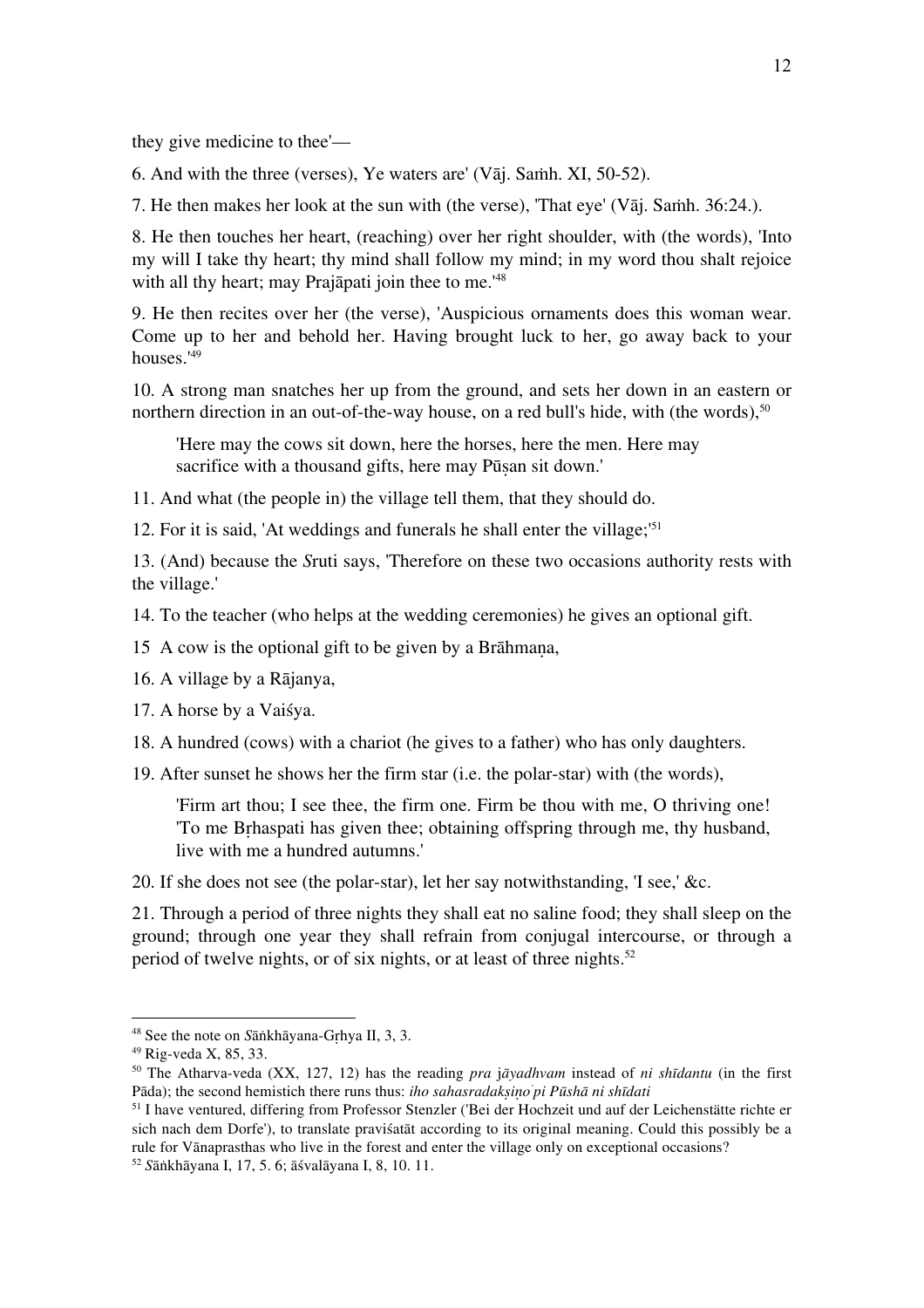they give medicine to thee'—

6. And with the three (verses), Ye waters are' (Vāj. Saṁh. XI, 50-52).

7. He then makes her look at the sun with (the verse), 'That eye' (Vāj. Saṁh. 36:24.).

8. He then touches her heart, (reaching) over her right shoulder, with (the words), 'Into my will I take thy heart; thy mind shall follow my mind; in my word thou shalt rejoice with all thy heart; may Prajāpati join thee to me.'[48]

9. He then recites over her (the verse), 'Auspicious ornaments does this woman wear. Come up to her and behold her. Having brought luck to her, go away back to your houses.'[49]

10. A strong man snatches her up from the ground, and sets her down in an eastern or northern direction in an out-of-the-way house, on a red bull's hide, with (the words),[50]

> 'Here may the cows sit down, here the horses, here the men. Here may sacrifice with a thousand gifts, here may Pūṣan sit down.'

11. And what (the people in) the village tell them, that they should do.

12. For it is said, 'At weddings and funerals he shall enter the village;'[51]

13. (And) because the *S*ruti says, 'Therefore on these two occasions authority rests with the village.'

14. To the teacher (who helps at the wedding ceremonies) he gives an optional gift.

15 A cow is the optional gift to be given by a Brāhmaṇa,

16. A village by a Rājanya,

17. A horse by a Vaiśya.

18. A hundred (cows) with a chariot (he gives to a father) who has only daughters.

19. After sunset he shows her the firm star (i.e. the polar-star) with (the words),

> 'Firm art thou; I see thee, the firm one. Firm be thou with me, O thriving one!
> 'To me Bṛhaspati has given thee; obtaining offspring through me, thy husband, live with me a hundred autumns.'

20. If she does not see (the polar-star), let her say notwithstanding, 'I see,' &c.

21. Through a period of three nights they shall eat no saline food; they shall sleep on the ground; through one year they shall refrain from conjugal intercourse, or through a period of twelve nights, or of six nights, or at least of three nights.[52]

---

[48] See the note on *S*āṅkhāyana-Gṛhya II, 3, 3.

[49] Rig-veda X, 85, 33.

[50] The Atharva-veda (XX, 127, 12) has the reading *pra* j*āyadhvam* instead of *ni shīdantu* (in the first Pāda); the second hemistich there runs thus: *iho sahasradakṣiṇȯpi Pūshā ni shīdati*

[51] I have ventured, differing from Professor Stenzler ('Bei der Hochzeit und auf der Leichenstätte richte er sich nach dem Dorfe'), to translate praviśatāt according to its original meaning. Could this possibly be a rule for Vānaprasthas who live in the forest and enter the village only on exceptional occasions?

[52] *S*āṅkhāyana I, 17, 5. 6; āśvalāyana I, 8, 10. 11.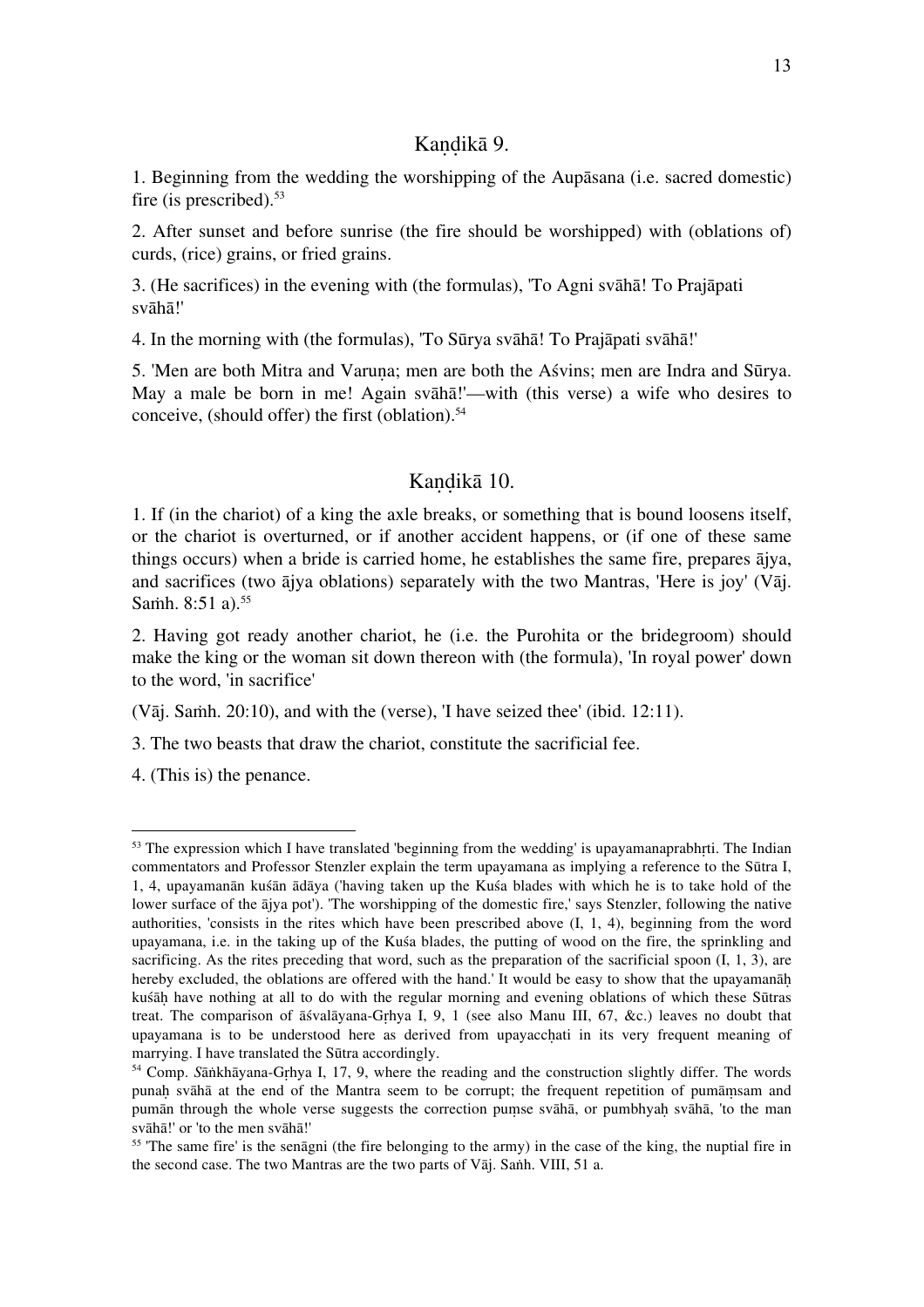## Kaṇḍikā 9.

1. Beginning from the wedding the worshipping of the Aupāsana (i.e. sacred domestic) fire (is prescribed).[53]

2. After sunset and before sunrise (the fire should be worshipped) with (oblations of) curds, (rice) grains, or fried grains.

3. (He sacrifices) in the evening with (the formulas), 'To Agni svāhā! To Prajāpati svāhā!'

4. In the morning with (the formulas), 'To Sūrya svāhā! To Prajāpati svāhā!'

5. 'Men are both Mitra and Varuṇa; men are both the Aśvins; men are Indra and Sūrya. May a male be born in me! Again svāhā!'—with (this verse) a wife who desires to conceive, (should offer) the first (oblation).[54]

## Kaṇḍikā 10.

1. If (in the chariot) of a king the axle breaks, or something that is bound loosens itself, or the chariot is overturned, or if another accident happens, or (if one of these same things occurs) when a bride is carried home, he establishes the same fire, prepares ājya, and sacrifices (two ājya oblations) separately with the two Mantras, 'Here is joy' (Vāj. Saṁh. 8:51 a).[55]

2. Having got ready another chariot, he (i.e. the Purohita or the bridegroom) should make the king or the woman sit down thereon with (the formula), 'In royal power' down to the word, 'in sacrifice'

(Vāj. Saṁh. 20:10), and with the (verse), 'I have seized thee' (ibid. 12:11).

3. The two beasts that draw the chariot, constitute the sacrificial fee.

4. (This is) the penance.

---

[53] The expression which I have translated 'beginning from the wedding' is upayamanaprabhṛti. The Indian commentators and Professor Stenzler explain the term upayamana as implying a reference to the Sūtra I, 1, 4, upayamanān kuśān ādāya ('having taken up the Kuśa blades with which he is to take hold of the lower surface of the ājya pot'). 'The worshipping of the domestic fire,' says Stenzler, following the native authorities, 'consists in the rites which have been prescribed above (I, 1, 4), beginning from the word upayamana, i.e. in the taking up of the Kuśa blades, the putting of wood on the fire, the sprinkling and sacrificing. As the rites preceding that word, such as the preparation of the sacrificial spoon (I, 1, 3), are hereby excluded, the oblations are offered with the hand.' It would be easy to show that the upayamanāḥ kuśāḥ have nothing at all to do with the regular morning and evening oblations of which these Sūtras treat. The comparison of āśvalāyana-Gṛhya I, 9, 1 (see also Manu III, 67, &c.) leaves no doubt that upayamana is to be understood here as derived from upayacchati in its very frequent meaning of marrying. I have translated the Sūtra accordingly.

[54] Comp. Śāṅkhāyana-Gṛhya I, 17, 9, where the reading and the construction slightly differ. The words punaḥ svāhā at the end of the Mantra seem to be corrupt; the frequent repetition of pumāṃsam and pumān through the whole verse suggests the correction puṃse svāhā, or pumbhyaḥ svāhā, 'to the man svāhā!' or 'to the men svāhā!'

[55] 'The same fire' is the senāgni (the fire belonging to the army) in the case of the king, the nuptial fire in the second case. The two Mantras are the two parts of Vāj. Saṅh. VIII, 51 a.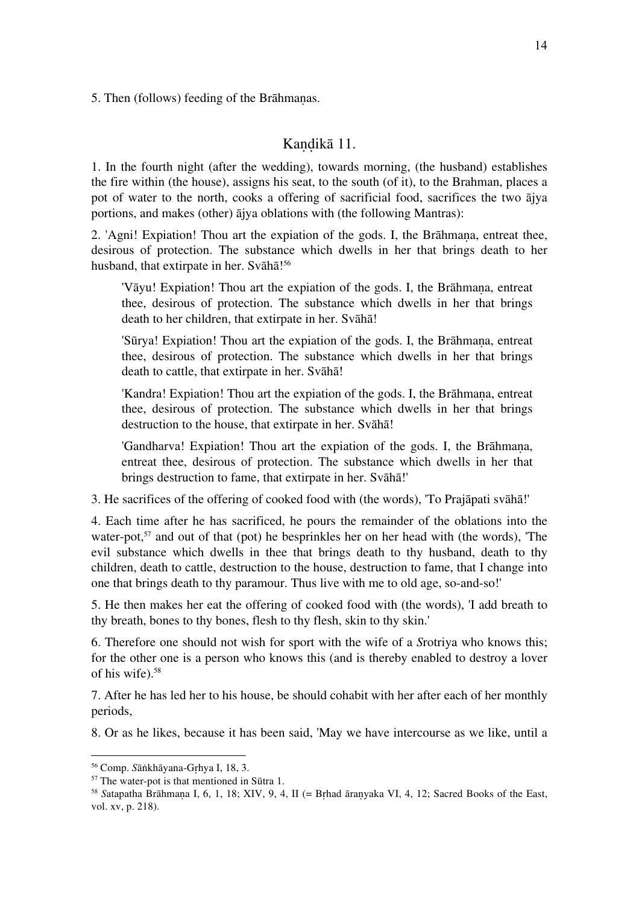5. Then (follows) feeding of the Brāhmaṇas.

## Kaṇḍikā 11.

1. In the fourth night (after the wedding), towards morning, (the husband) establishes the fire within (the house), assigns his seat, to the south (of it), to the Brahman, places a pot of water to the north, cooks a offering of sacrificial food, sacrifices the two ājya portions, and makes (other) ājya oblations with (the following Mantras):

2. 'Agni! Expiation! Thou art the expiation of the gods. I, the Brāhmaṇa, entreat thee, desirous of protection. The substance which dwells in her that brings death to her husband, that extirpate in her. Svāhā![56]

> 'Vāyu! Expiation! Thou art the expiation of the gods. I, the Brāhmaṇa, entreat thee, desirous of protection. The substance which dwells in her that brings death to her children, that extirpate in her. Svāhā!
>
> 'Sūrya! Expiation! Thou art the expiation of the gods. I, the Brāhmaṇa, entreat thee, desirous of protection. The substance which dwells in her that brings death to cattle, that extirpate in her. Svāhā!
>
> 'Kandra! Expiation! Thou art the expiation of the gods. I, the Brāhmaṇa, entreat thee, desirous of protection. The substance which dwells in her that brings destruction to the house, that extirpate in her. Svāhā!
>
> 'Gandharva! Expiation! Thou art the expiation of the gods. I, the Brāhmaṇa, entreat thee, desirous of protection. The substance which dwells in her that brings destruction to fame, that extirpate in her. Svāhā!'

3. He sacrifices of the offering of cooked food with (the words), 'To Prajāpati svāhā!'

4. Each time after he has sacrificed, he pours the remainder of the oblations into the water-pot,[57] and out of that (pot) he besprinkles her on her head with (the words), 'The evil substance which dwells in thee that brings death to thy husband, death to thy children, death to cattle, destruction to the house, destruction to fame, that I change into one that brings death to thy paramour. Thus live with me to old age, so-and-so!'

5. He then makes her eat the offering of cooked food with (the words), 'I add breath to thy breath, bones to thy bones, flesh to thy flesh, skin to thy skin.'

6. Therefore one should not wish for sport with the wife of a *S*rotriya who knows this; for the other one is a person who knows this (and is thereby enabled to destroy a lover of his wife).[58]

7. After he has led her to his house, be should cohabit with her after each of her monthly periods,

8. Or as he likes, because it has been said, 'May we have intercourse as we like, until a

---

[56] Comp. *S*āṅkhāyana-Gṛhya I, 18, 3.

[57] The water-pot is that mentioned in Sūtra 1.

[58] *S*atapatha Brāhmaṇa I, 6, 1, 18; XIV, 9, 4, II (= Bṛhad āraṇyaka VI, 4, 12; Sacred Books of the East, vol. xv, p. 218).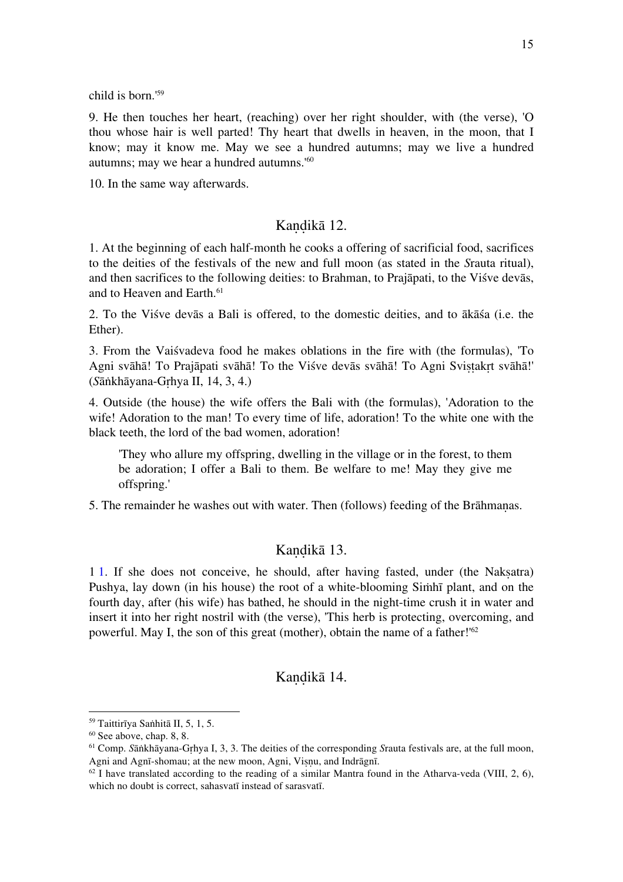child is born.'[59]

9. He then touches her heart, (reaching) over her right shoulder, with (the verse), 'O thou whose hair is well parted! Thy heart that dwells in heaven, in the moon, that I know; may it know me. May we see a hundred autumns; may we live a hundred autumns; may we hear a hundred autumns.'[60]

10. In the same way afterwards.

## Kaṇḍikā 12.

1. At the beginning of each half-month he cooks a offering of sacrificial food, sacrifices to the deities of the festivals of the new and full moon (as stated in the *S*rauta ritual), and then sacrifices to the following deities: to Brahman, to Prajāpati, to the Viśve devās, and to Heaven and Earth.[61]

2. To the Viśve devās a Bali is offered, to the domestic deities, and to ākāśa (i.e. the Ether).

3. From the Vaiśvadeva food he makes oblations in the fire with (the formulas), 'To Agni svāhā! To Prajāpati svāhā! To the Viśve devās svāhā! To Agni Sviṣṭakṛt svāhā!' (*S*āṅkhāyana-Gṛhya II, 14, 3, 4.)

4. Outside (the house) the wife offers the Bali with (the formulas), 'Adoration to the wife! Adoration to the man! To every time of life, adoration! To the white one with the black teeth, the lord of the bad women, adoration!

> 'They who allure my offspring, dwelling in the village or in the forest, to them be adoration; I offer a Bali to them. Be welfare to me! May they give me offspring.'

5. The remainder he washes out with water. Then (follows) feeding of the Brāhmaṇas.

## Kaṇḍikā 13.

1 1. If she does not conceive, he should, after having fasted, under (the Nakṣatra) Pushya, lay down (in his house) the root of a white-blooming Siṁhī plant, and on the fourth day, after (his wife) has bathed, he should in the night-time crush it in water and insert it into her right nostril with (the verse), 'This herb is protecting, overcoming, and powerful. May I, the son of this great (mother), obtain the name of a father!'[62]

## Kaṇḍikā 14.

---

[59] Taittirīya Saṅhitā II, 5, 1, 5.

[60] See above, chap. 8, 8.

[61] Comp. *S*āṅkhāyana-Gṛhya I, 3, 3. The deities of the corresponding *S*rauta festivals are, at the full moon, Agni and Agnī-shomau; at the new moon, Agni, Viṣṇu, and Indrāgnī.

[62] I have translated according to the reading of a similar Mantra found in the Atharva-veda (VIII, 2, 6), which no doubt is correct, sahasvatī instead of sarasvatī.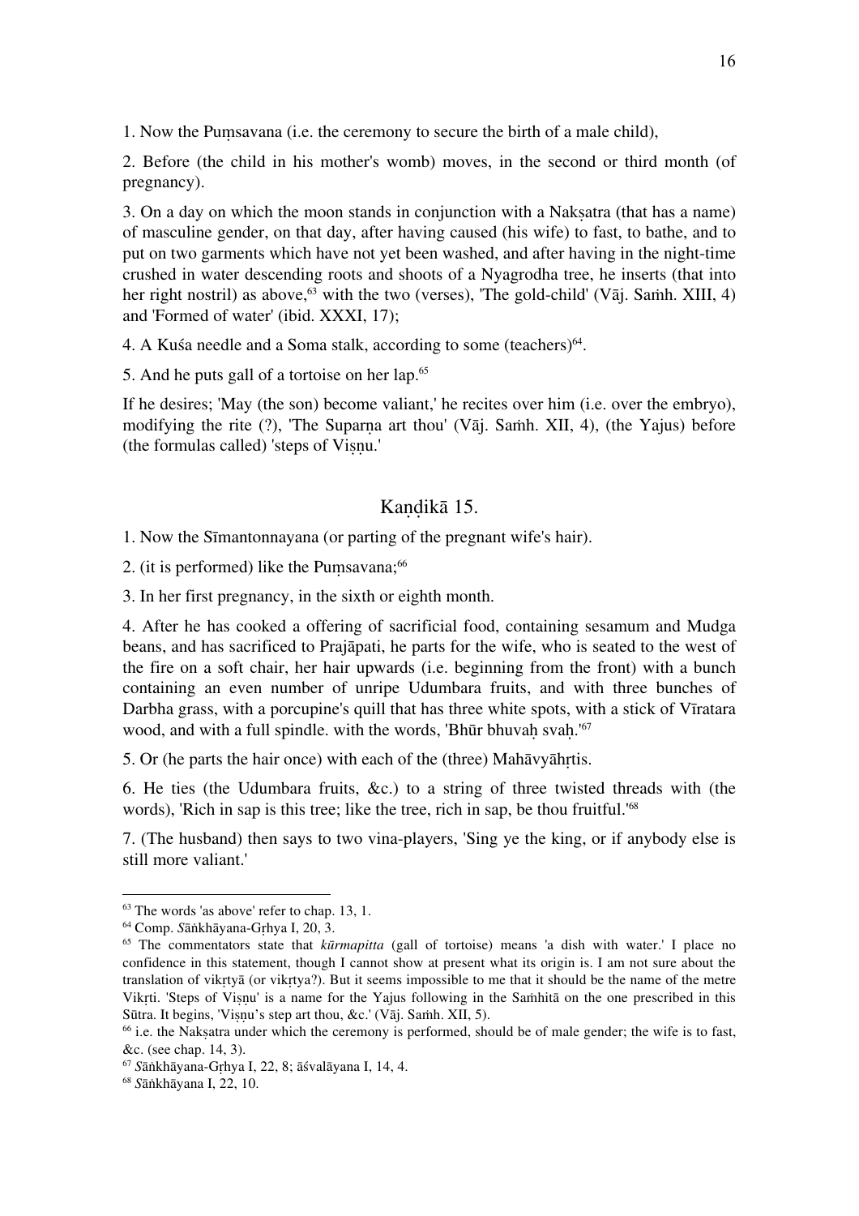1. Now the Puṃsavana (i.e. the ceremony to secure the birth of a male child),

2. Before (the child in his mother's womb) moves, in the second or third month (of pregnancy).

3. On a day on which the moon stands in conjunction with a Nakṣatra (that has a name) of masculine gender, on that day, after having caused (his wife) to fast, to bathe, and to put on two garments which have not yet been washed, and after having in the night-time crushed in water descending roots and shoots of a Nyagrodha tree, he inserts (that into her right nostril) as above,[63] with the two (verses), 'The gold-child' (Vāj. Saṁh. XIII, 4) and 'Formed of water' (ibid. XXXI, 17);

4. A Kuśa needle and a Soma stalk, according to some (teachers)[64].

5. And he puts gall of a tortoise on her lap.[65]

If he desires; 'May (the son) become valiant,' he recites over him (i.e. over the embryo), modifying the rite (?), 'The Suparṇa art thou' (Vāj. Saṁh. XII, 4), (the Yajus) before (the formulas called) 'steps of Viṣṇu.'

## Kaṇḍikā 15.

1. Now the Sīmantonnayana (or parting of the pregnant wife's hair).

2. (it is performed) like the Puṃsavana;[66]

3. In her first pregnancy, in the sixth or eighth month.

4. After he has cooked a offering of sacrificial food, containing sesamum and Mudga beans, and has sacrificed to Prajāpati, he parts for the wife, who is seated to the west of the fire on a soft chair, her hair upwards (i.e. beginning from the front) with a bunch containing an even number of unripe Udumbara fruits, and with three bunches of Darbha grass, with a porcupine's quill that has three white spots, with a stick of Vīratara wood, and with a full spindle. with the words, 'Bhūr bhuvaḥ svaḥ.'[67]

5. Or (he parts the hair once) with each of the (three) Mahāvyāhṛtis.

6. He ties (the Udumbara fruits, &c.) to a string of three twisted threads with (the words), 'Rich in sap is this tree; like the tree, rich in sap, be thou fruitful.'[68]

7. (The husband) then says to two vina-players, 'Sing ye the king, or if anybody else is still more valiant.'

---

[63] The words 'as above' refer to chap. 13, 1.

[64] Comp. Śāṅkhāyana-Gṛhya I, 20, 3.

[65] The commentators state that *kūrmapitta* (gall of tortoise) means 'a dish with water.' I place no confidence in this statement, though I cannot show at present what its origin is. I am not sure about the translation of vikṛtyā (or vikṛtya?). But it seems impossible to me that it should be the name of the metre Vikṛti. 'Steps of Viṣṇu' is a name for the Yajus following in the Saṁhitā on the one prescribed in this Sūtra. It begins, 'Viṣṇu's step art thou, &c.' (Vāj. Saṁh. XII, 5).

[66] i.e. the Nakṣatra under which the ceremony is performed, should be of male gender; the wife is to fast, &c. (see chap. 14, 3).

[67] Śāṅkhāyana-Gṛhya I, 22, 8; āśvalāyana I, 14, 4.

[68] Śāṅkhāyana I, 22, 10.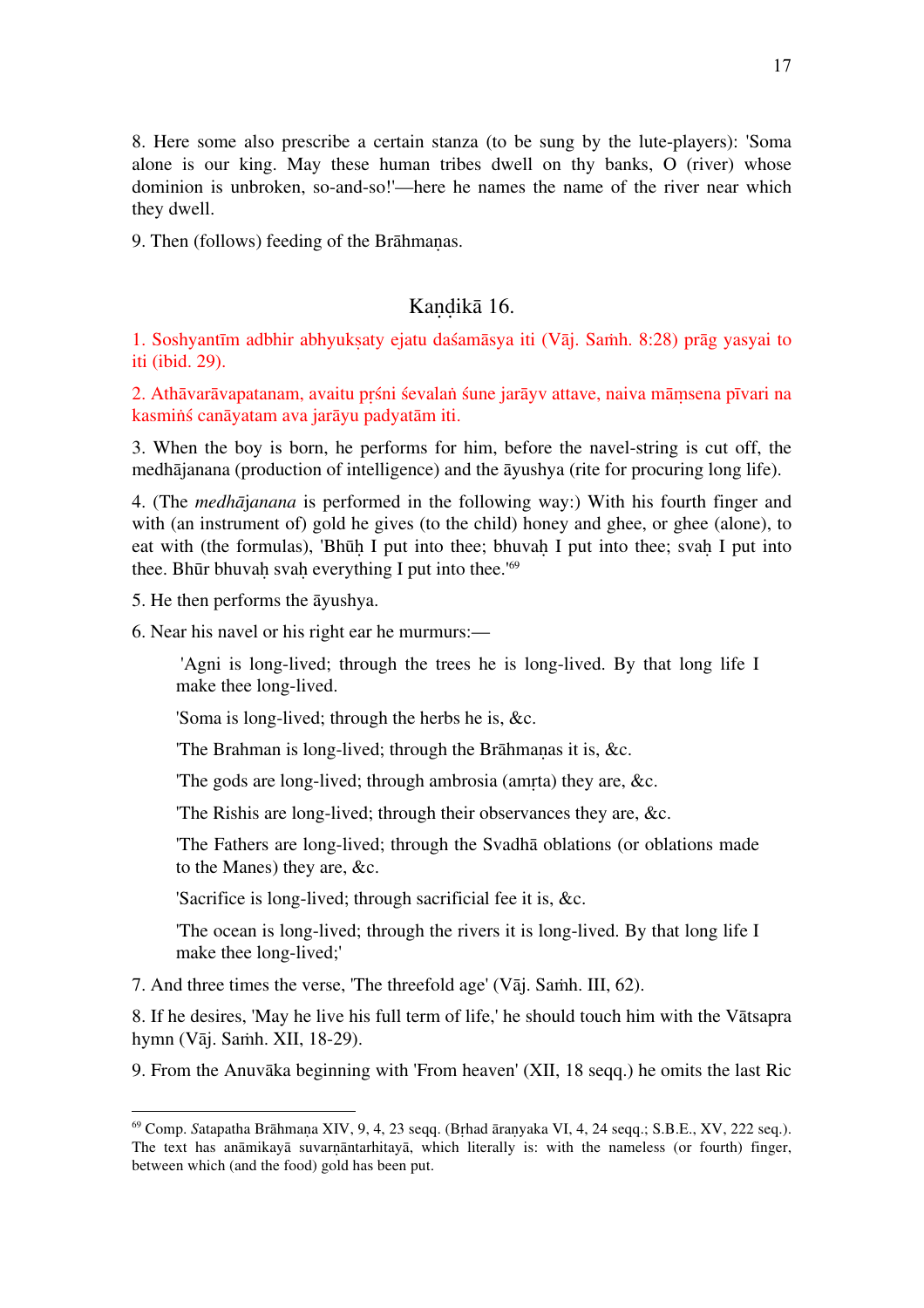8. Here some also prescribe a certain stanza (to be sung by the lute-players): 'Soma alone is our king. May these human tribes dwell on thy banks, O (river) whose dominion is unbroken, so-and-so!'—here he names the name of the river near which they dwell.

9. Then (follows) feeding of the Brāhmaṇas.

## Kaṇḍikā 16.

1. Soshyantīm adbhir abhyukṣaty ejatu daśamāsya iti (Vāj. Saṁh. 8:28) prāg yasyai to iti (ibid. 29).

2. Athāvarāvapatanam, avaitu pṛśni śevalaṅ śune jarāyv attave, naiva māṃsena pīvari na kasmiṅś canāyatam ava jarāyu padyatām iti.

3. When the boy is born, he performs for him, before the navel-string is cut off, the medhājanana (production of intelligence) and the āyushya (rite for procuring long life).

4. (The *medhājanana* is performed in the following way:) With his fourth finger and with (an instrument of) gold he gives (to the child) honey and ghee, or ghee (alone), to eat with (the formulas), 'Bhūḥ I put into thee; bhuvaḥ I put into thee; svaḥ I put into thee. Bhūr bhuvaḥ svaḥ everything I put into thee.'[69]

5. He then performs the āyushya.

6. Near his navel or his right ear he murmurs:—

> 'Agni is long-lived; through the trees he is long-lived. By that long life I make thee long-lived.
>
> 'Soma is long-lived; through the herbs he is, &c.
>
> 'The Brahman is long-lived; through the Brāhmaṇas it is, &c.
>
> 'The gods are long-lived; through ambrosia (amṛta) they are, &c.
>
> 'The Rishis are long-lived; through their observances they are, &c.
>
> 'The Fathers are long-lived; through the Svadhā oblations (or oblations made to the Manes) they are, &c.
>
> 'Sacrifice is long-lived; through sacrificial fee it is, &c.
>
> 'The ocean is long-lived; through the rivers it is long-lived. By that long life I make thee long-lived;'

7. And three times the verse, 'The threefold age' (Vāj. Saṁh. III, 62).

8. If he desires, 'May he live his full term of life,' he should touch him with the Vātsapra hymn (Vāj. Saṁh. XII, 18-29).

9. From the Anuvāka beginning with 'From heaven' (XII, 18 seqq.) he omits the last Ric

---

[69] Comp. *S*atapatha Brāhmaṇa XIV, 9, 4, 23 seqq. (Bṛhad āraṇyaka VI, 4, 24 seqq.; S.B.E., XV, 222 seq.). The text has anāmikayā suvarṇāntarhitayā, which literally is: with the nameless (or fourth) finger, between which (and the food) gold has been put.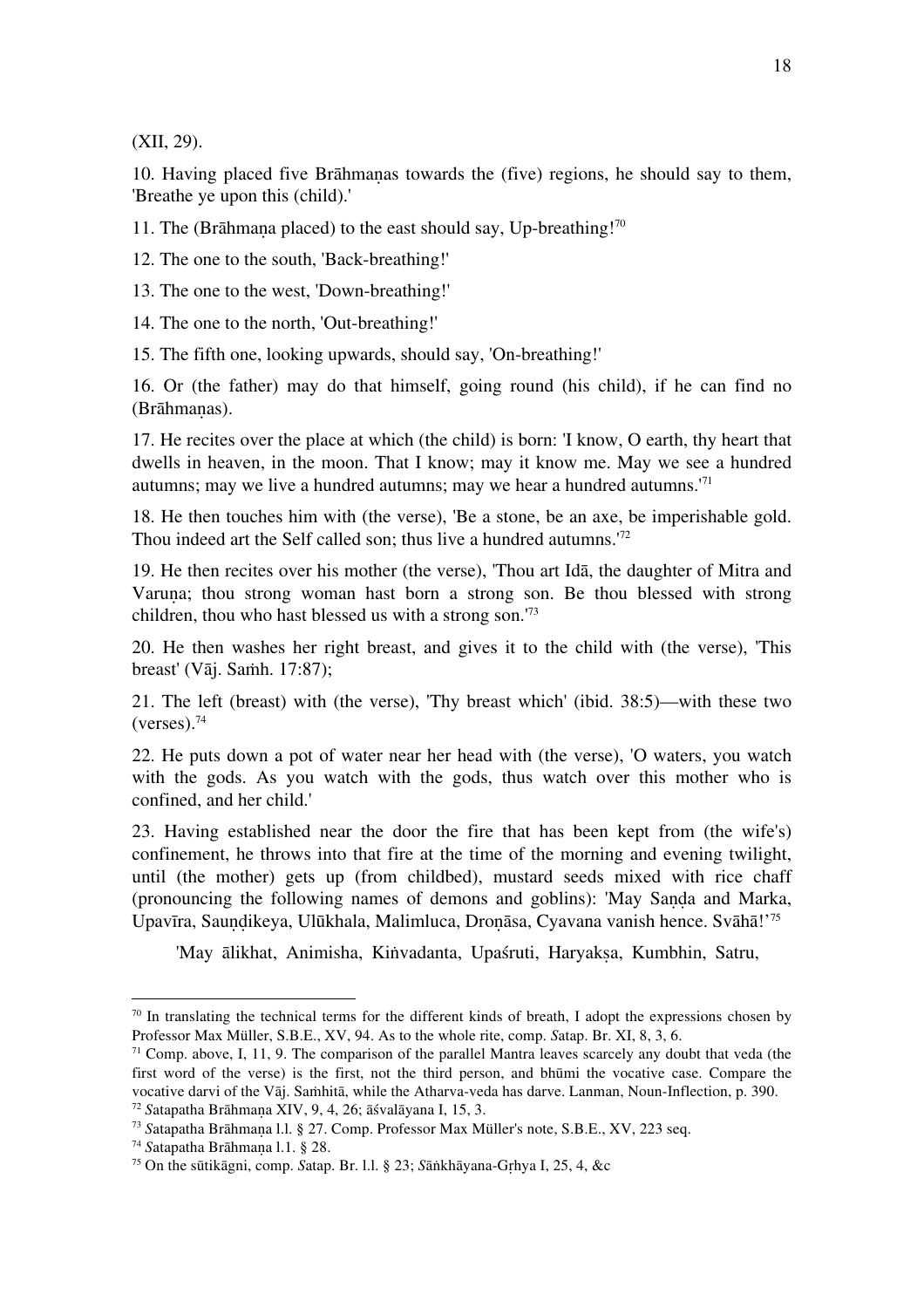(XII, 29).

10. Having placed five Brāhmaṇas towards the (five) regions, he should say to them, 'Breathe ye upon this (child).'

11. The (Brāhmaṇa placed) to the east should say, Up-breathing![70]

12. The one to the south, 'Back-breathing!'

13. The one to the west, 'Down-breathing!'

14. The one to the north, 'Out-breathing!'

15. The fifth one, looking upwards, should say, 'On-breathing!'

16. Or (the father) may do that himself, going round (his child), if he can find no (Brāhmaṇas).

17. He recites over the place at which (the child) is born: 'I know, O earth, thy heart that dwells in heaven, in the moon. That I know; may it know me. May we see a hundred autumns; may we live a hundred autumns; may we hear a hundred autumns.'[71]

18. He then touches him with (the verse), 'Be a stone, be an axe, be imperishable gold. Thou indeed art the Self called son; thus live a hundred autumns.'[72]

19. He then recites over his mother (the verse), 'Thou art Idā, the daughter of Mitra and Varuṇa; thou strong woman hast born a strong son. Be thou blessed with strong children, thou who hast blessed us with a strong son.'[73]

20. He then washes her right breast, and gives it to the child with (the verse), 'This breast' (Vāj. Saṁh. 17:87);

21. The left (breast) with (the verse), 'Thy breast which' (ibid. 38:5)—with these two (verses).[74]

22. He puts down a pot of water near her head with (the verse), 'O waters, you watch with the gods. As you watch with the gods, thus watch over this mother who is confined, and her child.'

23. Having established near the door the fire that has been kept from (the wife's) confinement, he throws into that fire at the time of the morning and evening twilight, until (the mother) gets up (from childbed), mustard seeds mixed with rice chaff (pronouncing the following names of demons and goblins): 'May Saṇḍa and Marka, Upavīra, Sauṇḍikeya, Ulūkhala, Malimluca, Droṇāsa, Cyavana vanish hence. Svāhā!'[75]

'May ālikhat, Animisha, Kiṅvadanta, Upaśruti, Haryakṣa, Kumbhin, Satru,

---

[70] In translating the technical terms for the different kinds of breath, I adopt the expressions chosen by Professor Max Müller, S.B.E., XV, 94. As to the whole rite, comp. *S*atap. Br. XI, 8, 3, 6.

[71] Comp. above, I, 11, 9. The comparison of the parallel Mantra leaves scarcely any doubt that veda (the first word of the verse) is the first, not the third person, and bhūmi the vocative case. Compare the vocative darvi of the Vāj. Saṁhitā, while the Atharva-veda has darve. Lanman, Noun-Inflection, p. 390.

[72] *S*atapatha Brāhmaṇa XIV, 9, 4, 26; āśvalāyana I, 15, 3.

[73] *S*atapatha Brāhmaṇa l.l. § 27. Comp. Professor Max Müller's note, S.B.E., XV, 223 seq.

[74] *S*atapatha Brāhmaṇa l.l. § 28.

[75] On the sūtikāgni, comp. *S*atap. Br. l.l. § 23; *S*āṅkhāyana-Gṛhya I, 25, 4, &c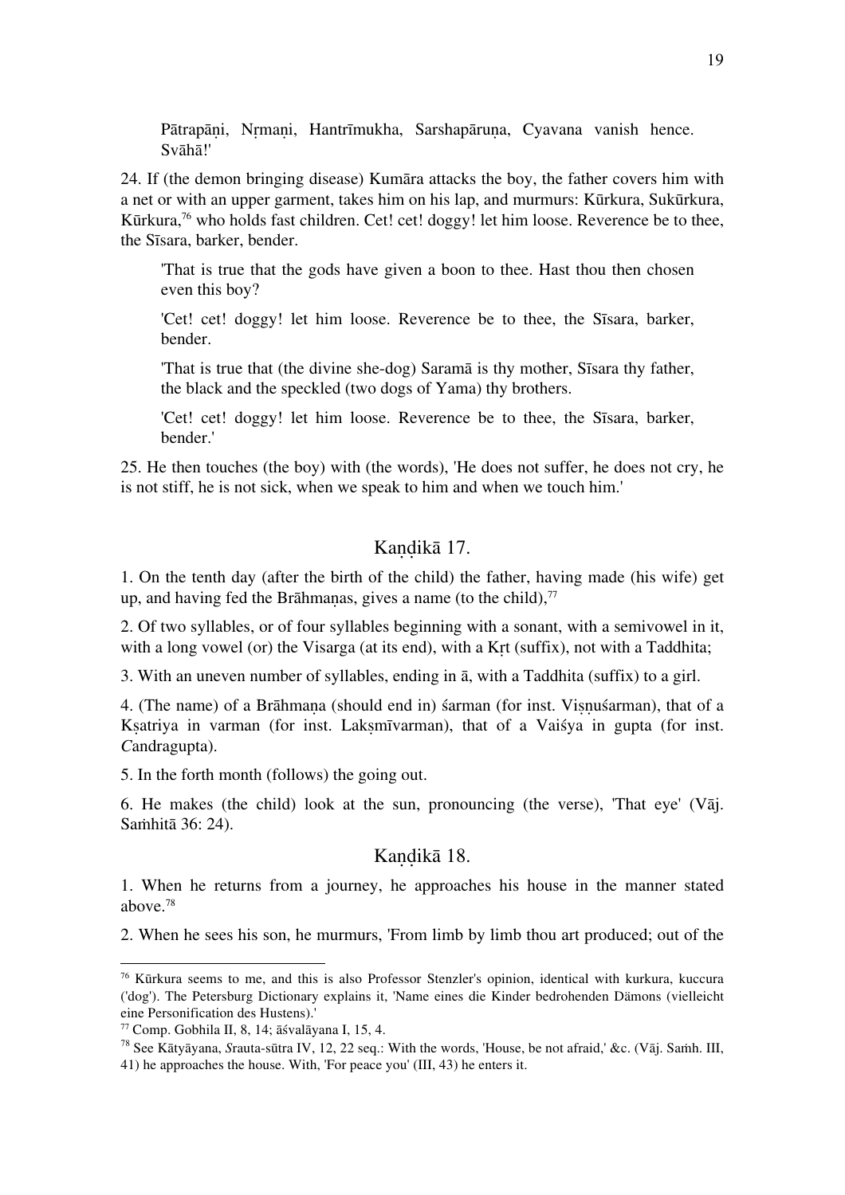> Pātrapāṇi, Nṛmaṇi, Hantrīmukha, Sarshapāruṇa, Cyavana vanish hence. Svāhā!'

24. If (the demon bringing disease) Kumāra attacks the boy, the father covers him with a net or with an upper garment, takes him on his lap, and murmurs: Kūrkura, Sukūrkura, Kūrkura,[76] who holds fast children. Cet! cet! doggy! let him loose. Reverence be to thee, the Sīsara, barker, bender.

> 'That is true that the gods have given a boon to thee. Hast thou then chosen even this boy?
>
> 'Cet! cet! doggy! let him loose. Reverence be to thee, the Sīsara, barker, bender.
>
> 'That is true that (the divine she-dog) Saramā is thy mother, Sīsara thy father, the black and the speckled (two dogs of Yama) thy brothers.
>
> 'Cet! cet! doggy! let him loose. Reverence be to thee, the Sīsara, barker, bender.'

25. He then touches (the boy) with (the words), 'He does not suffer, he does not cry, he is not stiff, he is not sick, when we speak to him and when we touch him.'

## Kaṇḍikā 17.

1. On the tenth day (after the birth of the child) the father, having made (his wife) get up, and having fed the Brāhmaṇas, gives a name (to the child),[77]

2. Of two syllables, or of four syllables beginning with a sonant, with a semivowel in it, with a long vowel (or) the Visarga (at its end), with a Kṛt (suffix), not with a Taddhita;

3. With an uneven number of syllables, ending in ā, with a Taddhita (suffix) to a girl.

4. (The name) of a Brāhmaṇa (should end in) śarman (for inst. Viṣṇuśarman), that of a Kṣatriya in varman (for inst. Lakṣmīvarman), that of a Vaiśya in gupta (for inst. *C*andragupta).

5. In the forth month (follows) the going out.

6. He makes (the child) look at the sun, pronouncing (the verse), 'That eye' (Vāj. Saṁhitā 36: 24).

## Kaṇḍikā 18.

1. When he returns from a journey, he approaches his house in the manner stated above.[78]

2. When he sees his son, he murmurs, 'From limb by limb thou art produced; out of the

---

[76] Kūrkura seems to me, and this is also Professor Stenzler's opinion, identical with kurkura, kuccura ('dog'). The Petersburg Dictionary explains it, 'Name eines die Kinder bedrohenden Dämons (vielleicht eine Personification des Hustens).'

[77] Comp. Gobhila II, 8, 14; āśvalāyana I, 15, 4.

[78] See Kātyāyana, *S*rauta-sūtra IV, 12, 22 seq.: With the words, 'House, be not afraid,' &c. (Vāj. Saṁh. III, 41) he approaches the house. With, 'For peace you' (III, 43) he enters it.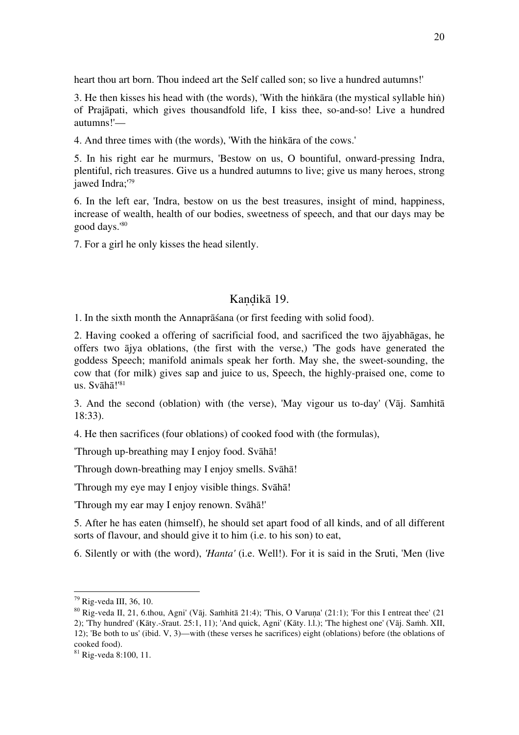heart thou art born. Thou indeed art the Self called son; so live a hundred autumns!'

3. He then kisses his head with (the words), 'With the hiṅkāra (the mystical syllable hiṅ) of Prajāpati, which gives thousandfold life, I kiss thee, so-and-so! Live a hundred autumns!'—

4. And three times with (the words), 'With the hiṅkāra of the cows.'

5. In his right ear he murmurs, 'Bestow on us, O bountiful, onward-pressing Indra, plentiful, rich treasures. Give us a hundred autumns to live; give us many heroes, strong jawed Indra;'[79]

6. In the left ear, 'Indra, bestow on us the best treasures, insight of mind, happiness, increase of wealth, health of our bodies, sweetness of speech, and that our days may be good days.'[80]

7. For a girl he only kisses the head silently.

## Kaṇḍikā 19.

1. In the sixth month the Annaprāśana (or first feeding with solid food).

2. Having cooked a offering of sacrificial food, and sacrificed the two ājyabhāgas, he offers two ājya oblations, (the first with the verse,) 'The gods have generated the goddess Speech; manifold animals speak her forth. May she, the sweet-sounding, the cow that (for milk) gives sap and juice to us, Speech, the highly-praised one, come to us. Svāhā!'[81]

3. And the second (oblation) with (the verse), 'May vigour us to-day' (Vāj. Samhitā 18:33).

4. He then sacrifices (four oblations) of cooked food with (the formulas),

'Through up-breathing may I enjoy food. Svāhā!

'Through down-breathing may I enjoy smells. Svāhā!

'Through my eye may I enjoy visible things. Svāhā!

'Through my ear may I enjoy renown. Svāhā!'

5. After he has eaten (himself), he should set apart food of all kinds, and of all different sorts of flavour, and should give it to him (i.e. to his son) to eat,

6. Silently or with (the word), *'Hanta'* (i.e. Well!). For it is said in the Sruti, 'Men (live

---

[79] Rig-veda III, 36, 10.

[80] Rig-veda II, 21, 6.thou, Agni' (Vāj. Saṁhitā 21:4); 'This, O Varuṇa' (21:1); 'For this I entreat thee' (21 2); 'Thy hundred' (Kāty.-*S*raut. 25:1, 11); 'And quick, Agni' (Kāty. l.l.); 'The highest one' (Vāj. Saṁh. XII, 12); 'Be both to us' (ibid. V, 3)—with (these verses he sacrifices) eight (oblations) before (the oblations of cooked food).

[81] Rig-veda 8:100, 11.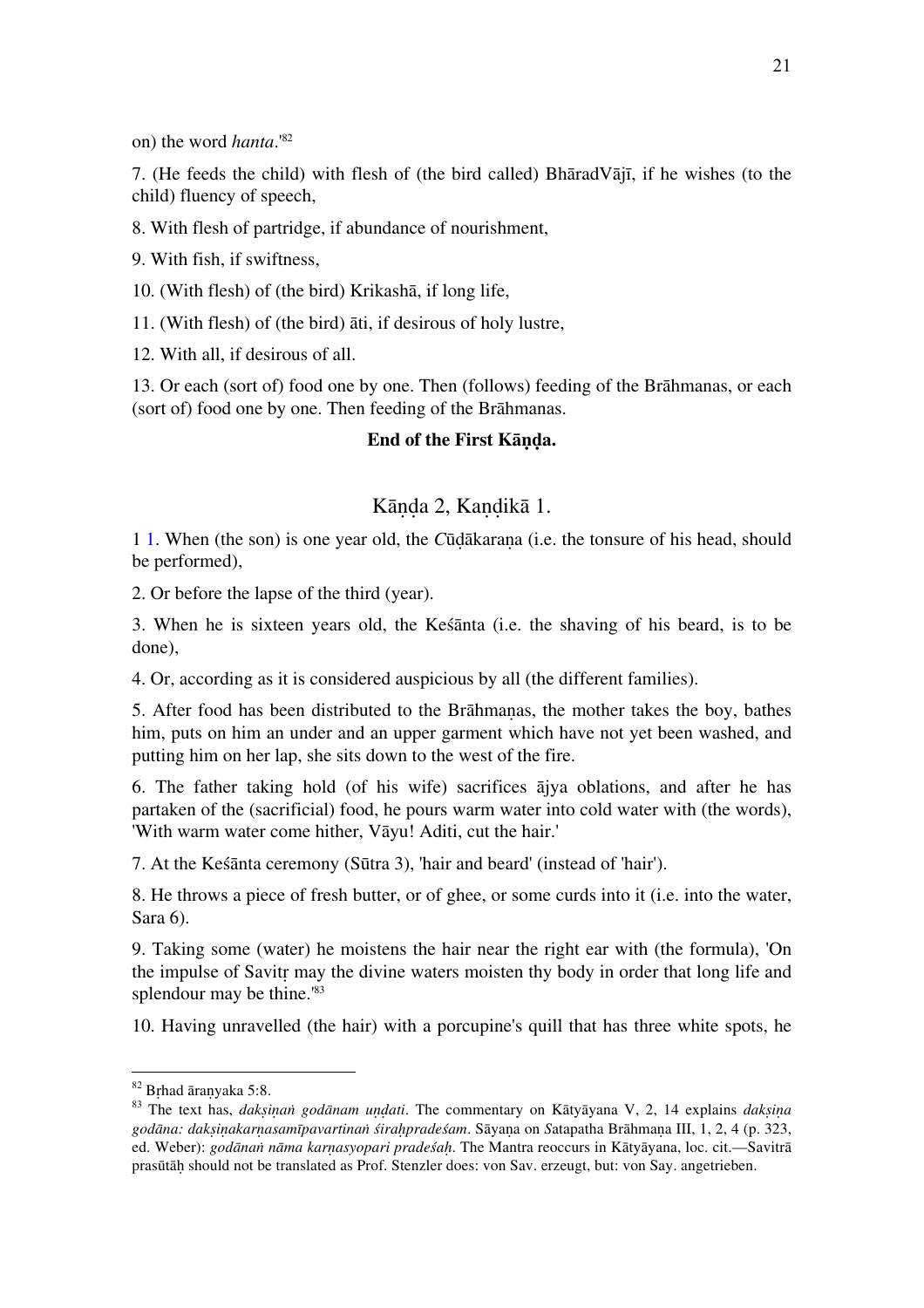on) the word *hanta*.'[82]

7. (He feeds the child) with flesh of (the bird called) BhāradVājī, if he wishes (to the child) fluency of speech,

8. With flesh of partridge, if abundance of nourishment,

9. With fish, if swiftness,

10. (With flesh) of (the bird) Krikashā, if long life,

11. (With flesh) of (the bird) āti, if desirous of holy lustre,

12. With all, if desirous of all.

13. Or each (sort of) food one by one. Then (follows) feeding of the Brāhmanas, or each (sort of) food one by one. Then feeding of the Brāhmanas.

**End of the First Kāṇḍa.**

## Kāṇḍa 2, Kaṇḍikā 1.

1 1. When (the son) is one year old, the *C*ūḍākaraṇa (i.e. the tonsure of his head, should be performed),

2. Or before the lapse of the third (year).

3. When he is sixteen years old, the Keśānta (i.e. the shaving of his beard, is to be done),

4. Or, according as it is considered auspicious by all (the different families).

5. After food has been distributed to the Brāhmaṇas, the mother takes the boy, bathes him, puts on him an under and an upper garment which have not yet been washed, and putting him on her lap, she sits down to the west of the fire.

6. The father taking hold (of his wife) sacrifices ājya oblations, and after he has partaken of the (sacrificial) food, he pours warm water into cold water with (the words), 'With warm water come hither, Vāyu! Aditi, cut the hair.'

7. At the Keśānta ceremony (Sūtra 3), 'hair and beard' (instead of 'hair').

8. He throws a piece of fresh butter, or of ghee, or some curds into it (i.e. into the water, Sara 6).

9. Taking some (water) he moistens the hair near the right ear with (the formula), 'On the impulse of Savitṛ may the divine waters moisten thy body in order that long life and splendour may be thine.'[83]

10. Having unravelled (the hair) with a porcupine's quill that has three white spots, he

---

[82] Bṛhad āraṇyaka 5:8.

[83] The text has, *dakṣiṇaṅ godānam uṇḍati*. The commentary on Kātyāyana V, 2, 14 explains *dakṣiṇa godāna: dakṣiṇakarṇasamīpavartinaṅ śiraḥpradeśam*. Sāyaṇa on *S*atapatha Brāhmaṇa III, 1, 2, 4 (p. 323, ed. Weber): *godānaṅ nāma karṇasyopari pradeśaḥ*. The Mantra reoccurs in Kātyāyana, loc. cit.—Savitrā prasūtāḥ should not be translated as Prof. Stenzler does: von Sav. erzeugt, but: von Say. angetrieben.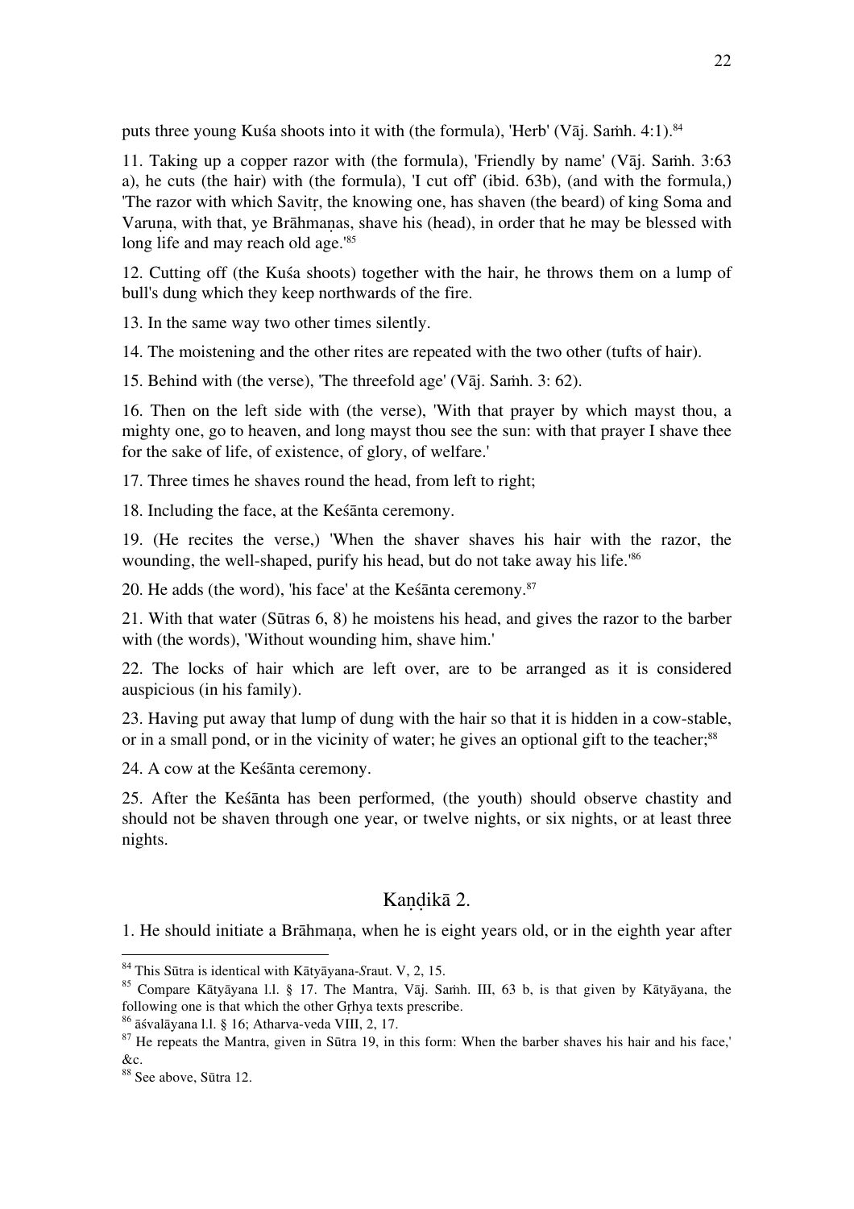puts three young Kuśa shoots into it with (the formula), 'Herb' (Vāj. Saṁh. 4:1).[84]

11. Taking up a copper razor with (the formula), 'Friendly by name' (Vāj. Saṁh. 3:63 a), he cuts (the hair) with (the formula), 'I cut off' (ibid. 63b), (and with the formula,) 'The razor with which Savitṛ, the knowing one, has shaven (the beard) of king Soma and Varuṇa, with that, ye Brāhmaṇas, shave his (head), in order that he may be blessed with long life and may reach old age.'[85]

12. Cutting off (the Kuśa shoots) together with the hair, he throws them on a lump of bull's dung which they keep northwards of the fire.

13. In the same way two other times silently.

14. The moistening and the other rites are repeated with the two other (tufts of hair).

15. Behind with (the verse), 'The threefold age' (Vāj. Saṁh. 3: 62).

16. Then on the left side with (the verse), 'With that prayer by which mayst thou, a mighty one, go to heaven, and long mayst thou see the sun: with that prayer I shave thee for the sake of life, of existence, of glory, of welfare.'

17. Three times he shaves round the head, from left to right;

18. Including the face, at the Keśānta ceremony.

19. (He recites the verse,) 'When the shaver shaves his hair with the razor, the wounding, the well-shaped, purify his head, but do not take away his life.'[86]

20. He adds (the word), 'his face' at the Keśānta ceremony.[87]

21. With that water (Sūtras 6, 8) he moistens his head, and gives the razor to the barber with (the words), 'Without wounding him, shave him.'

22. The locks of hair which are left over, are to be arranged as it is considered auspicious (in his family).

23. Having put away that lump of dung with the hair so that it is hidden in a cow-stable, or in a small pond, or in the vicinity of water; he gives an optional gift to the teacher;[88]

24. A cow at the Keśānta ceremony.

25. After the Keśānta has been performed, (the youth) should observe chastity and should not be shaven through one year, or twelve nights, or six nights, or at least three nights.

## Kaṇḍikā 2.

1. He should initiate a Brāhmaṇa, when he is eight years old, or in the eighth year after

---

[84] This Sūtra is identical with Kātyāyana-*S*raut. V, 2, 15.

[85] Compare Kātyāyana l.l. § 17. The Mantra, Vāj. Saṁh. III, 63 b, is that given by Kātyāyana, the following one is that which the other Gṛhya texts prescribe.

[86] āśvalāyana l.l. § 16; Atharva-veda VIII, 2, 17.

[87] He repeats the Mantra, given in Sūtra 19, in this form: When the barber shaves his hair and his face,' &c.

[88] See above, Sūtra 12.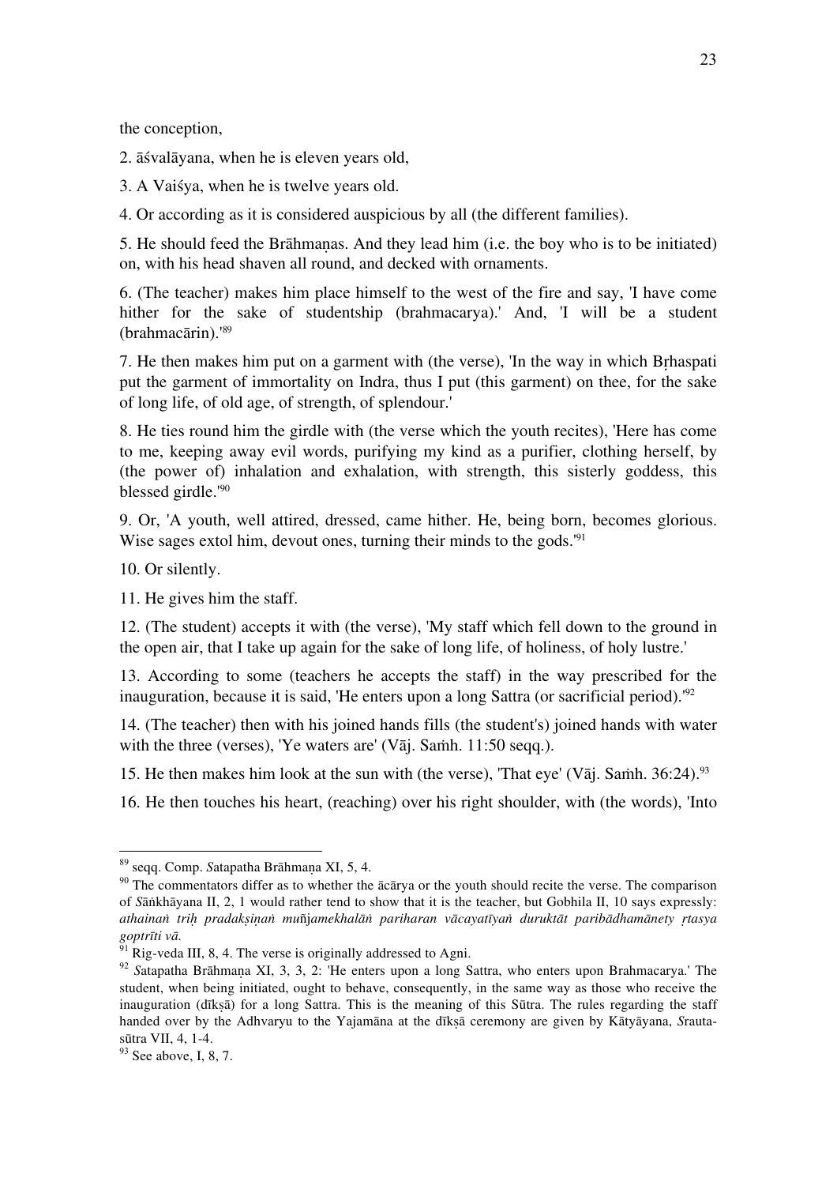the conception,

2. āśvalāyana, when he is eleven years old,

3. A Vaiśya, when he is twelve years old.

4. Or according as it is considered auspicious by all (the different families).

5. He should feed the Brāhmaṇas. And they lead him (i.e. the boy who is to be initiated) on, with his head shaven all round, and decked with ornaments.

6. (The teacher) makes him place himself to the west of the fire and say, 'I have come hither for the sake of studentship (brahmacarya).' And, 'I will be a student (brahmacārin).'[89]

7. He then makes him put on a garment with (the verse), 'In the way in which Bṛhaspati put the garment of immortality on Indra, thus I put (this garment) on thee, for the sake of long life, of old age, of strength, of splendour.'

8. He ties round him the girdle with (the verse which the youth recites), 'Here has come to me, keeping away evil words, purifying my kind as a purifier, clothing herself, by (the power of) inhalation and exhalation, with strength, this sisterly goddess, this blessed girdle.'[90]

9. Or, 'A youth, well attired, dressed, came hither. He, being born, becomes glorious. Wise sages extol him, devout ones, turning their minds to the gods.'[91]

10. Or silently.

11. He gives him the staff.

12. (The student) accepts it with (the verse), 'My staff which fell down to the ground in the open air, that I take up again for the sake of long life, of holiness, of holy lustre.'

13. According to some (teachers he accepts the staff) in the way prescribed for the inauguration, because it is said, 'He enters upon a long Sattra (or sacrificial period).'[92]

14. (The teacher) then with his joined hands fills (the student's) joined hands with water with the three (verses), 'Ye waters are' (Vāj. Saṁh. 11:50 seqq.).

15. He then makes him look at the sun with (the verse), 'That eye' (Vāj. Saṁh. 36:24).[93]

16. He then touches his heart, (reaching) over his right shoulder, with (the words), 'Into

---

[89] seqq. Comp. *S*atapatha Brāhmaṇa XI, 5, 4.

[90] The commentators differ as to whether the ācārya or the youth should recite the verse. The comparison of *S*āṅkhāyana II, 2, 1 would rather tend to show that it is the teacher, but Gobhila II, 10 says expressly: *athainaṅ triḥ pradakṣiṇaṅ muñjamekhalāṅ pariharan vācayatīyaṅ duruktāt paribādhamānety ṛtasya goptrīti vā.*

[91] Rig-veda III, 8, 4. The verse is originally addressed to Agni.

[92] *S*atapatha Brāhmaṇa XI, 3, 3, 2: 'He enters upon a long Sattra, who enters upon Brahmacarya.' The student, when being initiated, ought to behave, consequently, in the same way as those who receive the inauguration (dīkṣā) for a long Sattra. This is the meaning of this Sūtra. The rules regarding the staff handed over by the Adhvaryu to the Yajamāna at the dīkṣā ceremony are given by Kātyāyana, *S*rauta-sūtra VII, 4, 1-4.

[93] See above, I, 8, 7.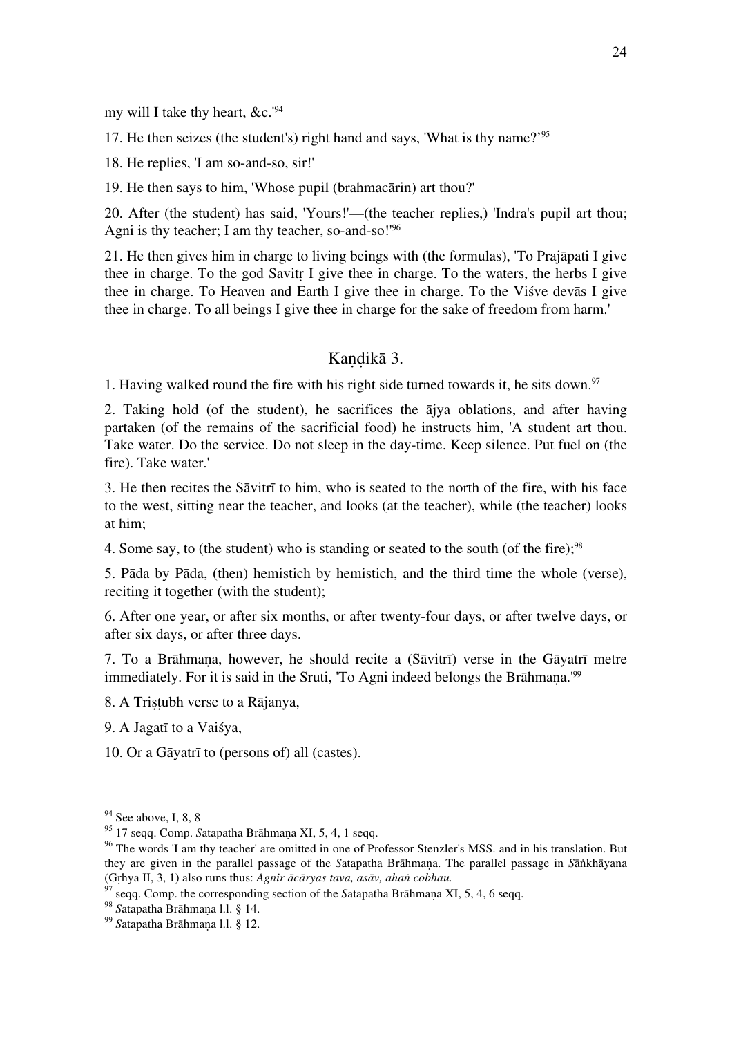my will I take thy heart, &c.'[94]

17. He then seizes (the student's) right hand and says, 'What is thy name?'[95]

18. He replies, 'I am so-and-so, sir!'

19. He then says to him, 'Whose pupil (brahmacārin) art thou?'

20. After (the student) has said, 'Yours!'—(the teacher replies,) 'Indra's pupil art thou; Agni is thy teacher; I am thy teacher, so-and-so!'[96]

21. He then gives him in charge to living beings with (the formulas), 'To Prajāpati I give thee in charge. To the god Savitṛ I give thee in charge. To the waters, the herbs I give thee in charge. To Heaven and Earth I give thee in charge. To the Viśve devās I give thee in charge. To all beings I give thee in charge for the sake of freedom from harm.'

## Kaṇḍikā 3.

1. Having walked round the fire with his right side turned towards it, he sits down.[97]

2. Taking hold (of the student), he sacrifices the ājya oblations, and after having partaken (of the remains of the sacrificial food) he instructs him, 'A student art thou. Take water. Do the service. Do not sleep in the day-time. Keep silence. Put fuel on (the fire). Take water.'

3. He then recites the Sāvitrī to him, who is seated to the north of the fire, with his face to the west, sitting near the teacher, and looks (at the teacher), while (the teacher) looks at him;

4. Some say, to (the student) who is standing or seated to the south (of the fire);[98]

5. Pāda by Pāda, (then) hemistich by hemistich, and the third time the whole (verse), reciting it together (with the student);

6. After one year, or after six months, or after twenty-four days, or after twelve days, or after six days, or after three days.

7. To a Brāhmaṇa, however, he should recite a (Sāvitrī) verse in the Gāyatrī metre immediately. For it is said in the Sruti, 'To Agni indeed belongs the Brāhmaṇa.'[99]

8. A Triṣṭubh verse to a Rājanya,

9. A Jagatī to a Vaiśya,

10. Or a Gāyatrī to (persons of) all (castes).

---

[94] See above, I, 8, 8

[95] 17 seqq. Comp. *S*atapatha Brāhmaṇa XI, 5, 4, 1 seqq.

[96] The words 'I am thy teacher' are omitted in one of Professor Stenzler's MSS. and in his translation. But they are given in the parallel passage of the *S*atapatha Brāhmaṇa. The parallel passage in *S*āṅkhāyana (Gṛhya II, 3, 1) also runs thus: *Agnir ācāryas tava, asāv, ahaṅ cobhau.*

[97] seqq. Comp. the corresponding section of the *S*atapatha Brāhmaṇa XI, 5, 4, 6 seqq.

[98] *S*atapatha Brāhmaṇa l.l. § 14.

[99] *S*atapatha Brāhmaṇa l.l. § 12.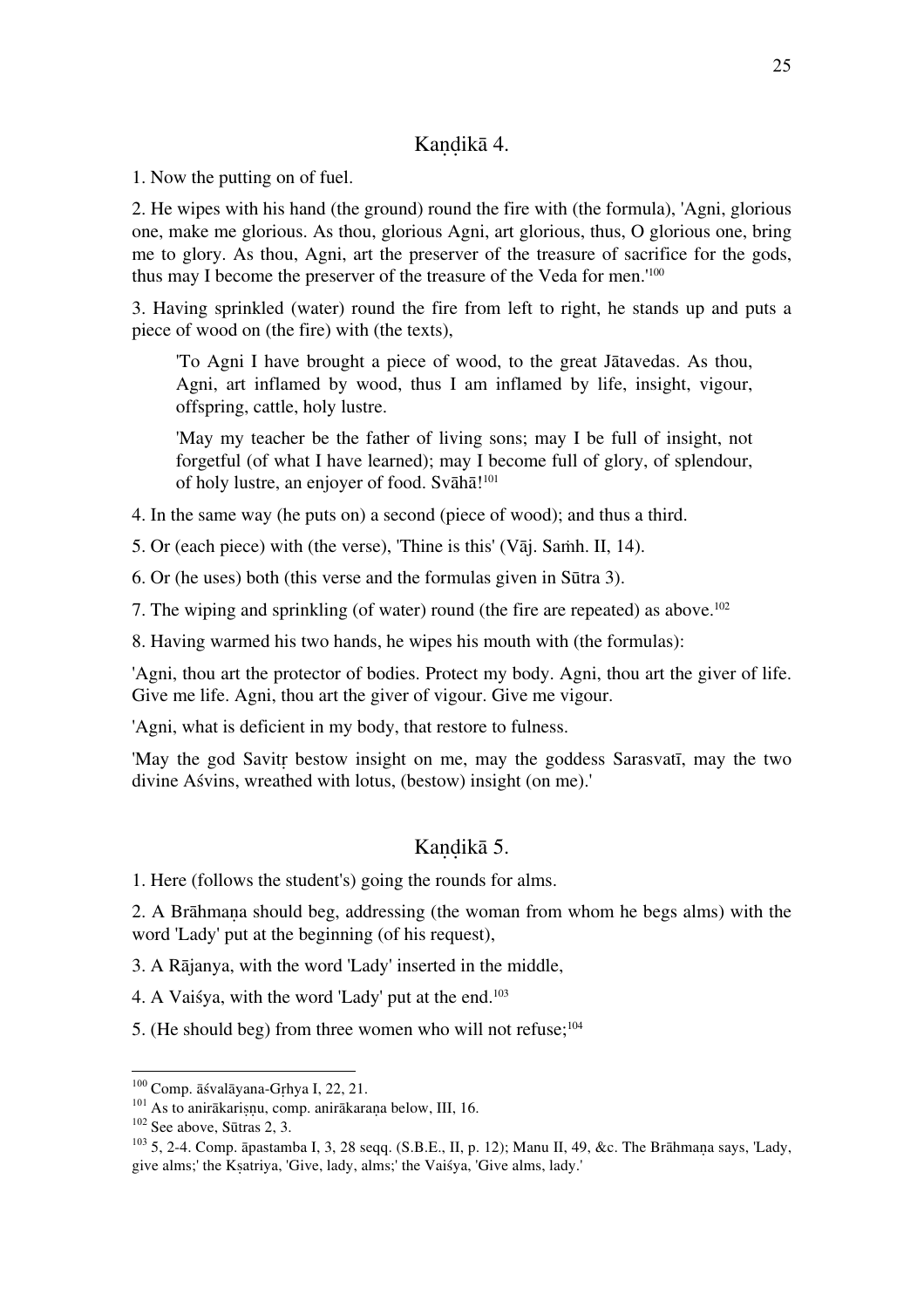## Kaṇḍikā 4.

1. Now the putting on of fuel.

2. He wipes with his hand (the ground) round the fire with (the formula), 'Agni, glorious one, make me glorious. As thou, glorious Agni, art glorious, thus, O glorious one, bring me to glory. As thou, Agni, art the preserver of the treasure of sacrifice for the gods, thus may I become the preserver of the treasure of the Veda for men.'[100]

3. Having sprinkled (water) round the fire from left to right, he stands up and puts a piece of wood on (the fire) with (the texts),

> 'To Agni I have brought a piece of wood, to the great Jātavedas. As thou, Agni, art inflamed by wood, thus I am inflamed by life, insight, vigour, offspring, cattle, holy lustre.
>
> 'May my teacher be the father of living sons; may I be full of insight, not forgetful (of what I have learned); may I become full of glory, of splendour, of holy lustre, an enjoyer of food. Svāhā![101]

4. In the same way (he puts on) a second (piece of wood); and thus a third.

5. Or (each piece) with (the verse), 'Thine is this' (Vāj. Saṁh. II, 14).

6. Or (he uses) both (this verse and the formulas given in Sūtra 3).

7. The wiping and sprinkling (of water) round (the fire are repeated) as above.[102]

8. Having warmed his two hands, he wipes his mouth with (the formulas):

'Agni, thou art the protector of bodies. Protect my body. Agni, thou art the giver of life. Give me life. Agni, thou art the giver of vigour. Give me vigour.

'Agni, what is deficient in my body, that restore to fulness.

'May the god Savitṛ bestow insight on me, may the goddess Sarasvatī, may the two divine Aśvins, wreathed with lotus, (bestow) insight (on me).'

## Kaṇḍikā 5.

1. Here (follows the student's) going the rounds for alms.

2. A Brāhmaṇa should beg, addressing (the woman from whom he begs alms) with the word 'Lady' put at the beginning (of his request),

3. A Rājanya, with the word 'Lady' inserted in the middle,

4. A Vaiśya, with the word 'Lady' put at the end.[103]

5. (He should beg) from three women who will not refuse;[104]

---

[100] Comp. āśvalāyana-Gṛhya I, 22, 21.

[101] As to anirākariṣṇu, comp. anirākaraṇa below, III, 16.

[102] See above, Sūtras 2, 3.

[103] 5, 2-4. Comp. āpastamba I, 3, 28 seqq. (S.B.E., II, p. 12); Manu II, 49, &c. The Brāhmaṇa says, 'Lady, give alms;' the Kṣatriya, 'Give, lady, alms;' the Vaiśya, 'Give alms, lady.'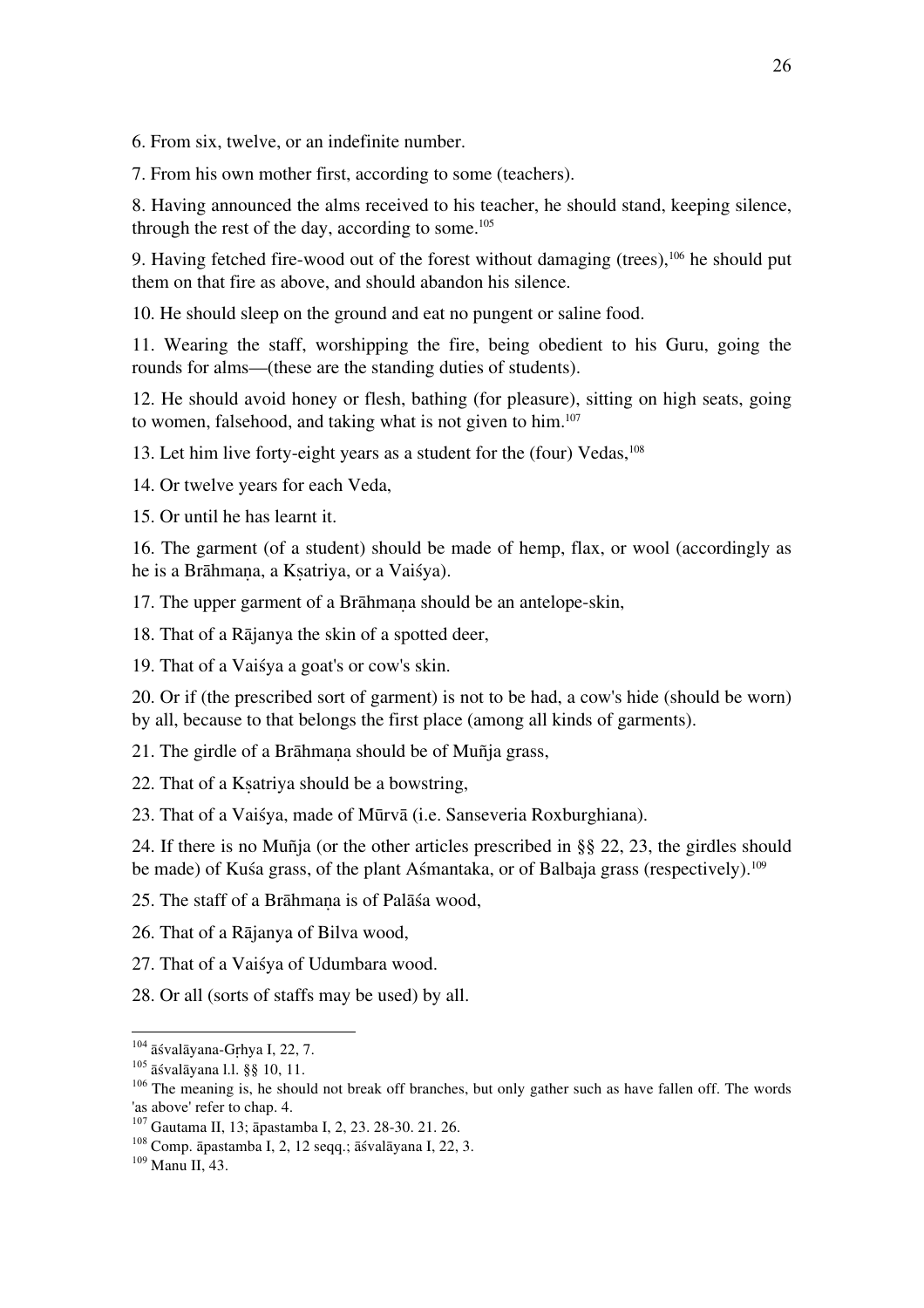6. From six, twelve, or an indefinite number.

7. From his own mother first, according to some (teachers).

8. Having announced the alms received to his teacher, he should stand, keeping silence, through the rest of the day, according to some.[105]

9. Having fetched fire-wood out of the forest without damaging (trees),[106] he should put them on that fire as above, and should abandon his silence.

10. He should sleep on the ground and eat no pungent or saline food.

11. Wearing the staff, worshipping the fire, being obedient to his Guru, going the rounds for alms—(these are the standing duties of students).

12. He should avoid honey or flesh, bathing (for pleasure), sitting on high seats, going to women, falsehood, and taking what is not given to him.[107]

13. Let him live forty-eight years as a student for the (four) Vedas,[108]

14. Or twelve years for each Veda,

15. Or until he has learnt it.

16. The garment (of a student) should be made of hemp, flax, or wool (accordingly as he is a Brāhmaṇa, a Kṣatriya, or a Vaiśya).

17. The upper garment of a Brāhmaṇa should be an antelope-skin,

18. That of a Rājanya the skin of a spotted deer,

19. That of a Vaiśya a goat's or cow's skin.

20. Or if (the prescribed sort of garment) is not to be had, a cow's hide (should be worn) by all, because to that belongs the first place (among all kinds of garments).

21. The girdle of a Brāhmaṇa should be of Muñja grass,

22. That of a Kṣatriya should be a bowstring,

23. That of a Vaiśya, made of Mūrvā (i.e. Sanseveria Roxburghiana).

24. If there is no Muñja (or the other articles prescribed in §§ 22, 23, the girdles should be made) of Kuśa grass, of the plant Aśmantaka, or of Balbaja grass (respectively).[109]

25. The staff of a Brāhmaṇa is of Palāśa wood,

26. That of a Rājanya of Bilva wood,

27. That of a Vaiśya of Udumbara wood.

28. Or all (sorts of staffs may be used) by all.

---

[104] āśvalāyana-Gṛhya I, 22, 7.

[105] āśvalāyana l.l. §§ 10, 11.

[106] The meaning is, he should not break off branches, but only gather such as have fallen off. The words 'as above' refer to chap. 4.

[107] Gautama II, 13; āpastamba I, 2, 23. 28-30. 21. 26.

[108] Comp. āpastamba I, 2, 12 seqq.; āśvalāyana I, 22, 3.

[109] Manu II, 43.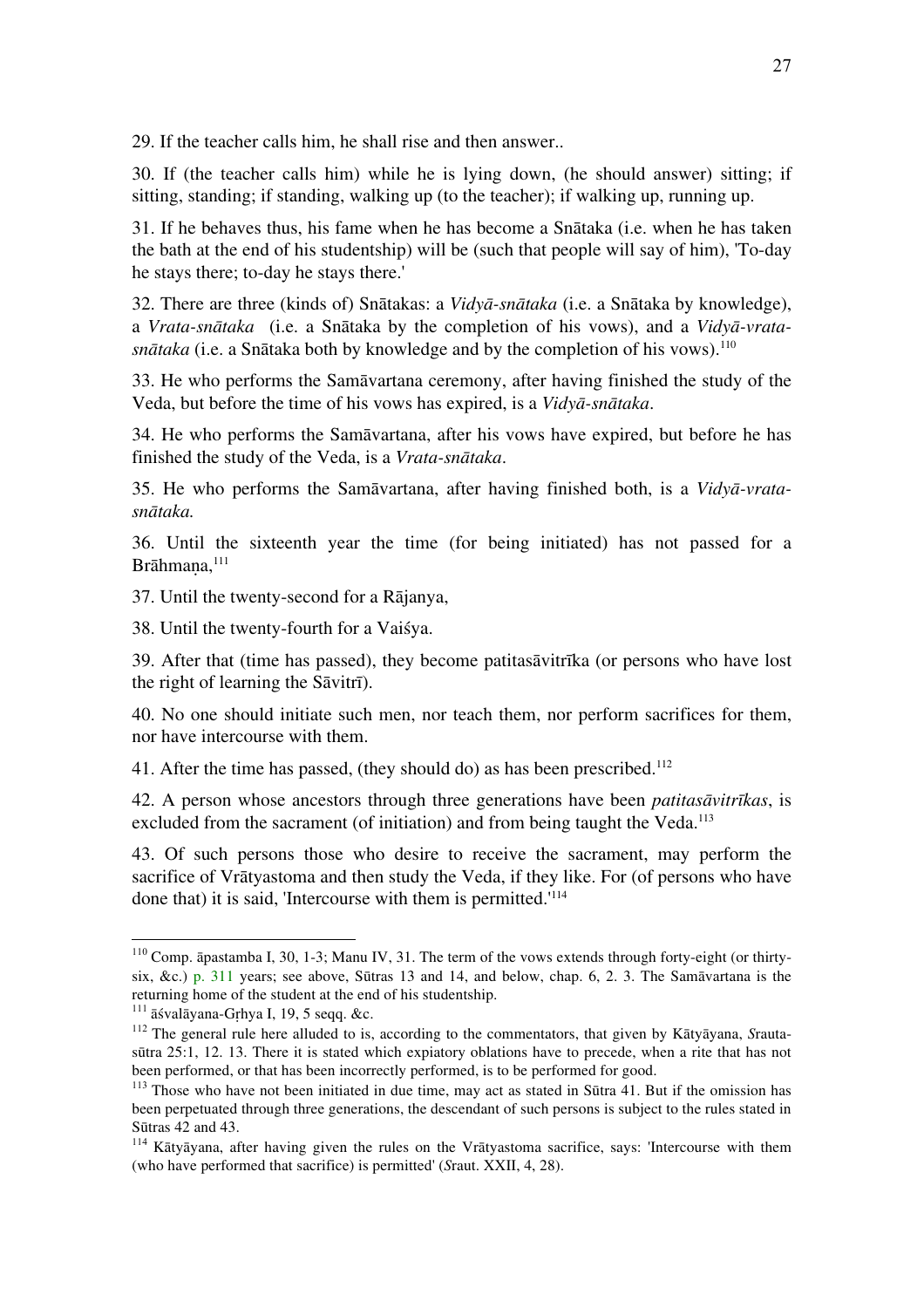29. If the teacher calls him, he shall rise and then answer..

30. If (the teacher calls him) while he is lying down, (he should answer) sitting; if sitting, standing; if standing, walking up (to the teacher); if walking up, running up.

31. If he behaves thus, his fame when he has become a Snātaka (i.e. when he has taken the bath at the end of his studentship) will be (such that people will say of him), 'To-day he stays there; to-day he stays there.'

32. There are three (kinds of) Snātakas: a *Vidyā-snātaka* (i.e. a Snātaka by knowledge), a *Vrata-snātaka* (i.e. a Snātaka by the completion of his vows), and a *Vidyā-vrata-snātaka* (i.e. a Snātaka both by knowledge and by the completion of his vows).[110]

33. He who performs the Samāvartana ceremony, after having finished the study of the Veda, but before the time of his vows has expired, is a *Vidyā-snātaka*.

34. He who performs the Samāvartana, after his vows have expired, but before he has finished the study of the Veda, is a *Vrata-snātaka*.

35. He who performs the Samāvartana, after having finished both, is a *Vidyā-vrata-snātaka.*

36. Until the sixteenth year the time (for being initiated) has not passed for a Brāhmaṇa,[111]

37. Until the twenty-second for a Rājanya,

38. Until the twenty-fourth for a Vaiśya.

39. After that (time has passed), they become patitasāvitrīka (or persons who have lost the right of learning the Sāvitrī).

40. No one should initiate such men, nor teach them, nor perform sacrifices for them, nor have intercourse with them.

41. After the time has passed, (they should do) as has been prescribed.[112]

42. A person whose ancestors through three generations have been *patitasāvitrīkas*, is excluded from the sacrament (of initiation) and from being taught the Veda.[113]

43. Of such persons those who desire to receive the sacrament, may perform the sacrifice of Vrātyastoma and then study the Veda, if they like. For (of persons who have done that) it is said, 'Intercourse with them is permitted.'[114]

---

[110] Comp. āpastamba I, 30, 1-3; Manu IV, 31. The term of the vows extends through forty-eight (or thirty-six, &c.) p. 311 years; see above, Sūtras 13 and 14, and below, chap. 6, 2. 3. The Samāvartana is the returning home of the student at the end of his studentship.

[111] āśvalāyana-Gṛhya I, 19, 5 seqq. &c.

[112] The general rule here alluded to is, according to the commentators, that given by Kātyāyana, *S*rauta-sūtra 25:1, 12. 13. There it is stated which expiatory oblations have to precede, when a rite that has not been performed, or that has been incorrectly performed, is to be performed for good.

[113] Those who have not been initiated in due time, may act as stated in Sūtra 41. But if the omission has been perpetuated through three generations, the descendant of such persons is subject to the rules stated in Sūtras 42 and 43.

[114] Kātyāyana, after having given the rules on the Vrātyastoma sacrifice, says: 'Intercourse with them (who have performed that sacrifice) is permitted' (*S*raut. XXII, 4, 28).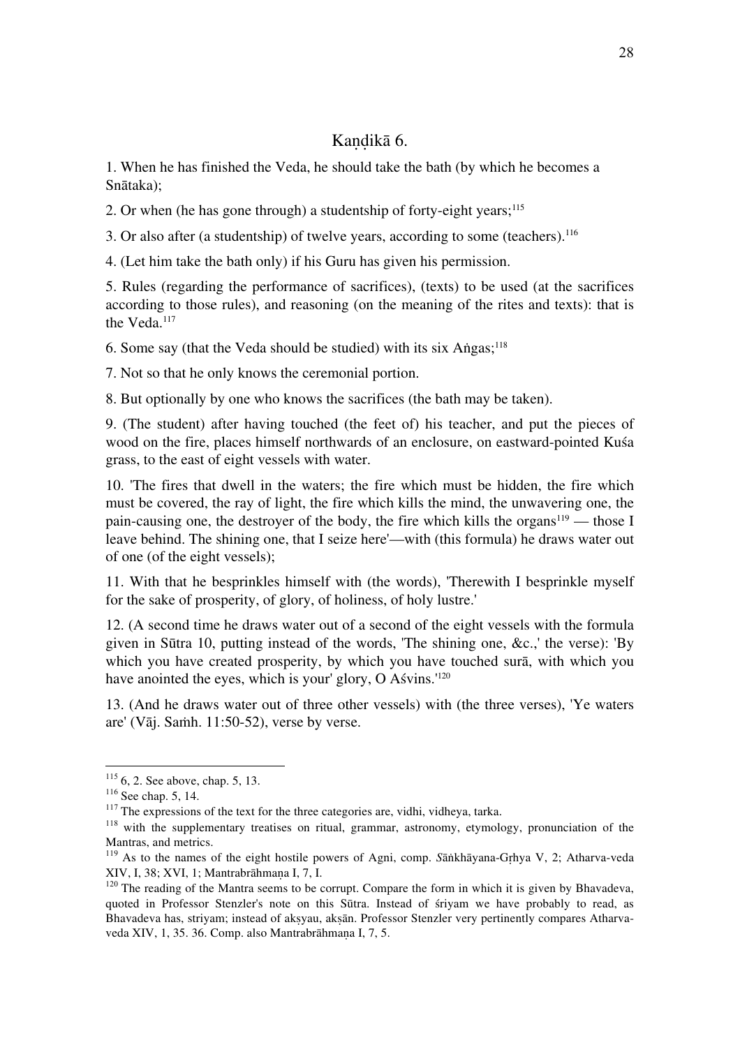## Kaṇḍikā 6.

1. When he has finished the Veda, he should take the bath (by which he becomes a Snātaka);

2. Or when (he has gone through) a studentship of forty-eight years;[115]

3. Or also after (a studentship) of twelve years, according to some (teachers).[116]

4. (Let him take the bath only) if his Guru has given his permission.

5. Rules (regarding the performance of sacrifices), (texts) to be used (at the sacrifices according to those rules), and reasoning (on the meaning of the rites and texts): that is the Veda.[117]

6. Some say (that the Veda should be studied) with its six Aṅgas;[118]

7. Not so that he only knows the ceremonial portion.

8. But optionally by one who knows the sacrifices (the bath may be taken).

9. (The student) after having touched (the feet of) his teacher, and put the pieces of wood on the fire, places himself northwards of an enclosure, on eastward-pointed Kuśa grass, to the east of eight vessels with water.

10. 'The fires that dwell in the waters; the fire which must be hidden, the fire which must be covered, the ray of light, the fire which kills the mind, the unwavering one, the pain-causing one, the destroyer of the body, the fire which kills the organs[119] — those I leave behind. The shining one, that I seize here'—with (this formula) he draws water out of one (of the eight vessels);

11. With that he besprinkles himself with (the words), 'Therewith I besprinkle myself for the sake of prosperity, of glory, of holiness, of holy lustre.'

12. (A second time he draws water out of a second of the eight vessels with the formula given in Sūtra 10, putting instead of the words, 'The shining one, &c.,' the verse): 'By which you have created prosperity, by which you have touched surā, with which you have anointed the eyes, which is your' glory, O Aśvins.'[120]

13. (And he draws water out of three other vessels) with (the three verses), 'Ye waters are' (Vāj. Saṁh. 11:50-52), verse by verse.

---

[115] 6, 2. See above, chap. 5, 13.

[116] See chap. 5, 14.

[117] The expressions of the text for the three categories are, vidhi, vidheya, tarka.

[118] with the supplementary treatises on ritual, grammar, astronomy, etymology, pronunciation of the Mantras, and metrics.

[119] As to the names of the eight hostile powers of Agni, comp. *S*āṅkhāyana-Gṛhya V, 2; Atharva-veda XIV, I, 38; XVI, 1; Mantrabrāhmaṇa I, 7, I.

[120] The reading of the Mantra seems to be corrupt. Compare the form in which it is given by Bhavadeva, quoted in Professor Stenzler's note on this Sūtra. Instead of śriyam we have probably to read, as Bhavadeva has, striyam; instead of akṣyau, akṣān. Professor Stenzler very pertinently compares Atharva-veda XIV, 1, 35. 36. Comp. also Mantrabrāhmaṇa I, 7, 5.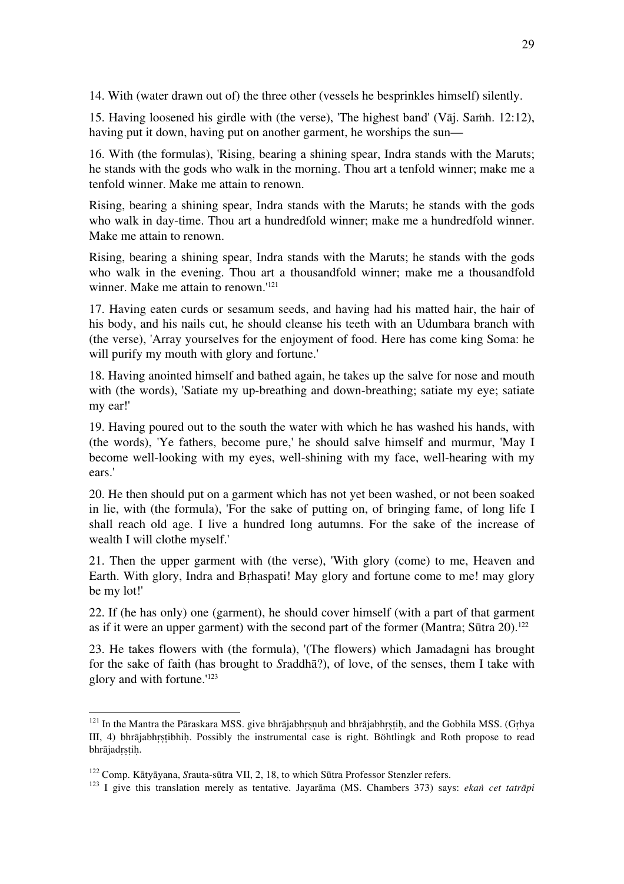14. With (water drawn out of) the three other (vessels he besprinkles himself) silently.

15. Having loosened his girdle with (the verse), 'The highest band' (Vāj. Saṁh. 12:12), having put it down, having put on another garment, he worships the sun—

16. With (the formulas), 'Rising, bearing a shining spear, Indra stands with the Maruts; he stands with the gods who walk in the morning. Thou art a tenfold winner; make me a tenfold winner. Make me attain to renown.

Rising, bearing a shining spear, Indra stands with the Maruts; he stands with the gods who walk in day-time. Thou art a hundredfold winner; make me a hundredfold winner. Make me attain to renown.

Rising, bearing a shining spear, Indra stands with the Maruts; he stands with the gods who walk in the evening. Thou art a thousandfold winner; make me a thousandfold winner. Make me attain to renown.'[121]

17. Having eaten curds or sesamum seeds, and having had his matted hair, the hair of his body, and his nails cut, he should cleanse his teeth with an Udumbara branch with (the verse), 'Array yourselves for the enjoyment of food. Here has come king Soma: he will purify my mouth with glory and fortune.'

18. Having anointed himself and bathed again, he takes up the salve for nose and mouth with (the words), 'Satiate my up-breathing and down-breathing; satiate my eye; satiate my ear!'

19. Having poured out to the south the water with which he has washed his hands, with (the words), 'Ye fathers, become pure,' he should salve himself and murmur, 'May I become well-looking with my eyes, well-shining with my face, well-hearing with my ears.'

20. He then should put on a garment which has not yet been washed, or not been soaked in lie, with (the formula), 'For the sake of putting on, of bringing fame, of long life I shall reach old age. I live a hundred long autumns. For the sake of the increase of wealth I will clothe myself.'

21. Then the upper garment with (the verse), 'With glory (come) to me, Heaven and Earth. With glory, Indra and Bṛhaspati! May glory and fortune come to me! may glory be my lot!'

22. If (he has only) one (garment), he should cover himself (with a part of that garment as if it were an upper garment) with the second part of the former (Mantra; Sūtra 20).[122]

23. He takes flowers with (the formula), '(The flowers) which Jamadagni has brought for the sake of faith (has brought to *S*raddhā?), of love, of the senses, them I take with glory and with fortune.'[123]

---

[121] In the Mantra the Pāraskara MSS. give bhrājabhṛṣṇuḥ and bhrājabhṛṣṭiḥ, and the Gobhila MSS. (Gṛhya III, 4) bhrājabhṛṣṭibhiḥ. Possibly the instrumental case is right. Böhtlingk and Roth propose to read bhrājadṛṣṭiḥ.

[122] Comp. Kātyāyana, *S*rauta-sūtra VII, 2, 18, to which Sūtra Professor Stenzler refers.

[123] I give this translation merely as tentative. Jayarāma (MS. Chambers 373) says: *ekaṅ cet tatrāpi*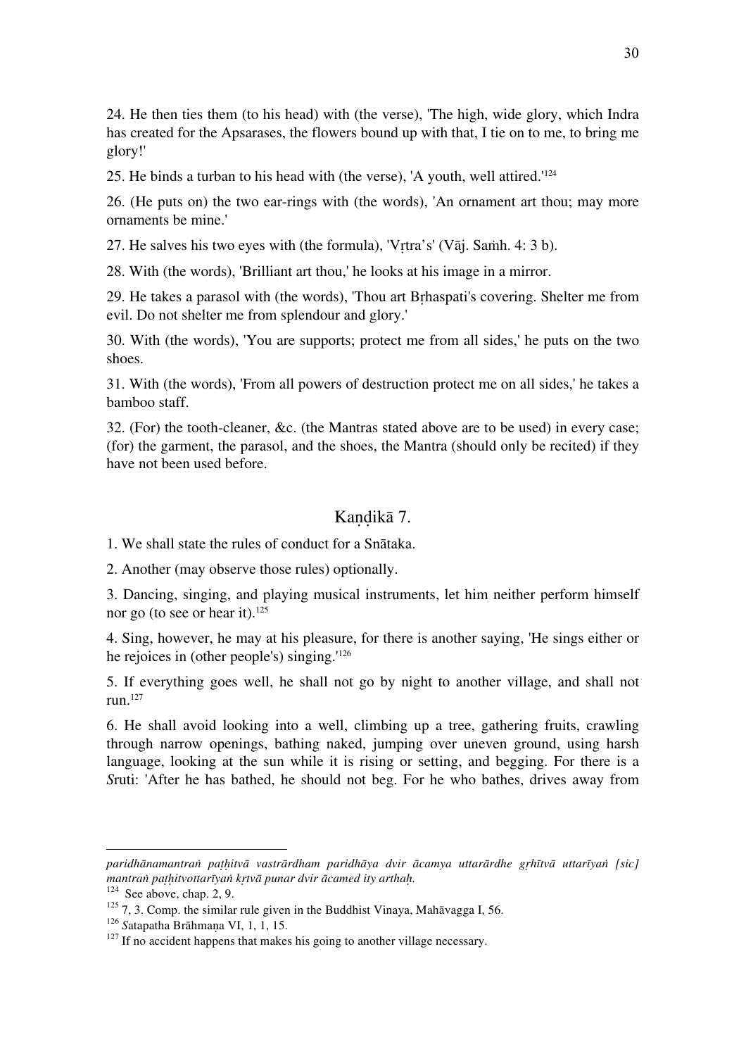24. He then ties them (to his head) with (the verse), 'The high, wide glory, which Indra has created for the Apsarases, the flowers bound up with that, I tie on to me, to bring me glory!'

25. He binds a turban to his head with (the verse), 'A youth, well attired.'[124]

26. (He puts on) the two ear-rings with (the words), 'An ornament art thou; may more ornaments be mine.'

27. He salves his two eyes with (the formula), 'Vṛtra's' (Vāj. Saṁh. 4: 3 b).

28. With (the words), 'Brilliant art thou,' he looks at his image in a mirror.

29. He takes a parasol with (the words), 'Thou art Bṛhaspati's covering. Shelter me from evil. Do not shelter me from splendour and glory.'

30. With (the words), 'You are supports; protect me from all sides,' he puts on the two shoes.

31. With (the words), 'From all powers of destruction protect me on all sides,' he takes a bamboo staff.

32. (For) the tooth-cleaner, &c. (the Mantras stated above are to be used) in every case; (for) the garment, the parasol, and the shoes, the Mantra (should only be recited) if they have not been used before.

## Kaṇḍikā 7.

1. We shall state the rules of conduct for a Snātaka.

2. Another (may observe those rules) optionally.

3. Dancing, singing, and playing musical instruments, let him neither perform himself nor go (to see or hear it).[125]

4. Sing, however, he may at his pleasure, for there is another saying, 'He sings either or he rejoices in (other people's) singing.'[126]

5. If everything goes well, he shall not go by night to another village, and shall not run.[127]

6. He shall avoid looking into a well, climbing up a tree, gathering fruits, crawling through narrow openings, bathing naked, jumping over uneven ground, using harsh language, looking at the sun while it is rising or setting, and begging. For there is a *S*ruti: 'After he has bathed, he should not beg. For he who bathes, drives away from

---

*paridhānamantraṅ paṭḥitvā vastrārdham paridhāya dvir ācamya uttarārdhe gṛhītvā uttarīyaṅ [sic] mantraṅ paṭḥitvottarīyaṅ kṛtvā punar dvir ācamed ity arthaḥ.*

[124] See above, chap. 2, 9.

[125] 7, 3. Comp. the similar rule given in the Buddhist Vinaya, Mahāvagga I, 56.

[126] *S*atapatha Brāhmaṇa VI, 1, 1, 15.

[127] If no accident happens that makes his going to another village necessary.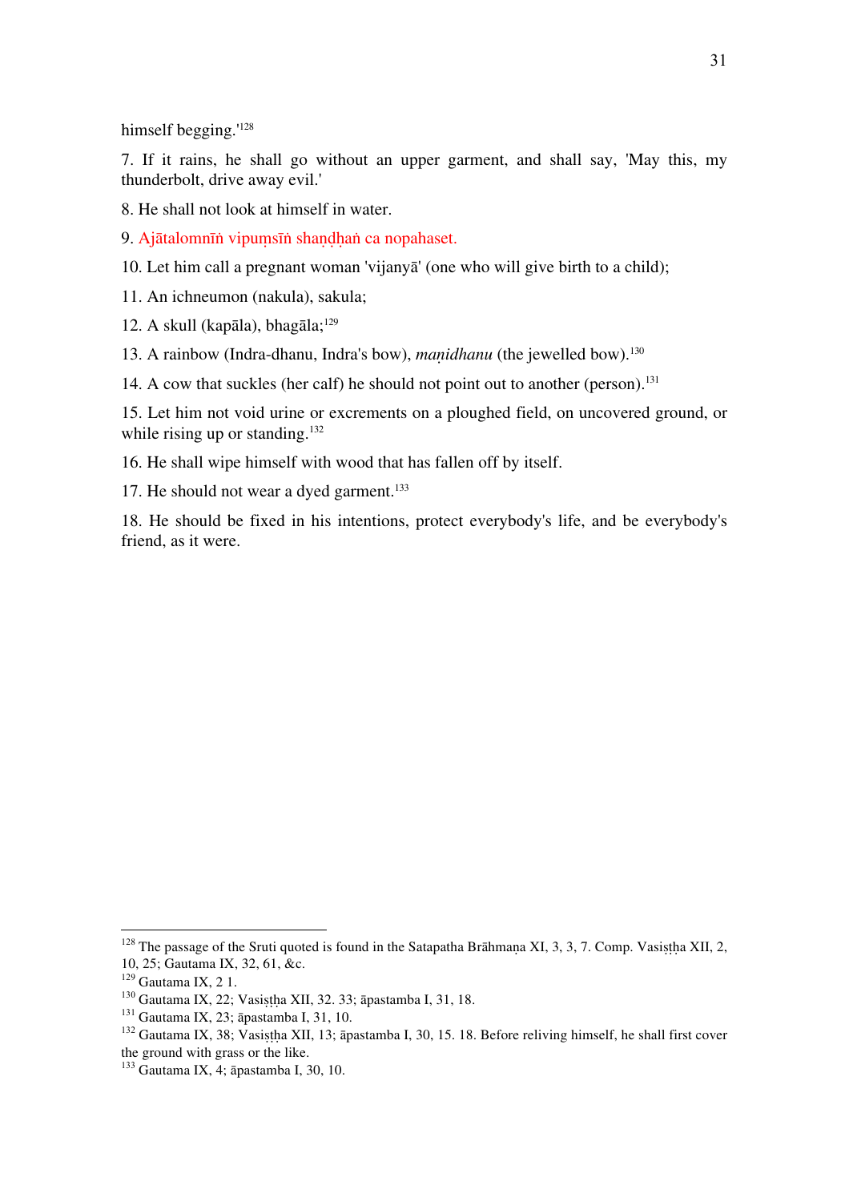himself begging.'[128]

7. If it rains, he shall go without an upper garment, and shall say, 'May this, my thunderbolt, drive away evil.'

8. He shall not look at himself in water.

9. Ajātalomnīṅ vipuṃsīṅ shaṇḍhaṅ ca nopahaset.

10. Let him call a pregnant woman 'vijanyā' (one who will give birth to a child);

11. An ichneumon (nakula), sakula;

12. A skull (kapāla), bhagāla;[129]

13. A rainbow (Indra-dhanu, Indra's bow), *maṇidhanu* (the jewelled bow).[130]

14. A cow that suckles (her calf) he should not point out to another (person).[131]

15. Let him not void urine or excrements on a ploughed field, on uncovered ground, or while rising up or standing.[132]

16. He shall wipe himself with wood that has fallen off by itself.

17. He should not wear a dyed garment.[133]

18. He should be fixed in his intentions, protect everybody's life, and be everybody's friend, as it were.

---

[128] The passage of the Sruti quoted is found in the Satapatha Brāhmaṇa XI, 3, 3, 7. Comp. Vasiṣṭha XII, 2, 10, 25; Gautama IX, 32, 61, &c.

[129] Gautama IX, 2 1.

[130] Gautama IX, 22; Vasiṣṭha XII, 32. 33; āpastamba I, 31, 18.

[131] Gautama IX, 23; āpastamba I, 31, 10.

[132] Gautama IX, 38; Vasiṣṭha XII, 13; āpastamba I, 30, 15. 18. Before reliving himself, he shall first cover the ground with grass or the like.

[133] Gautama IX, 4; āpastamba I, 30, 10.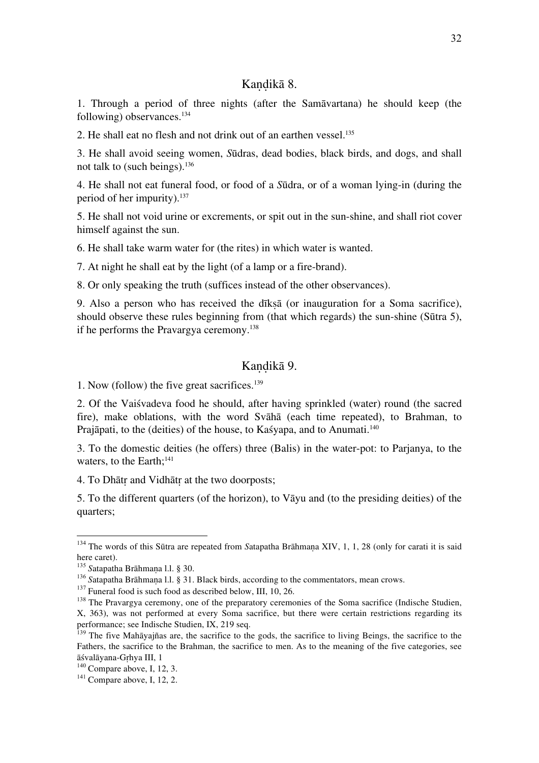## Kaṇḍikā 8.

1. Through a period of three nights (after the Samāvartana) he should keep (the following) observances.[134]

2. He shall eat no flesh and not drink out of an earthen vessel.[135]

3. He shall avoid seeing women, *S*ūdras, dead bodies, black birds, and dogs, and shall not talk to (such beings).[136]

4. He shall not eat funeral food, or food of a *S*ūdra, or of a woman lying-in (during the period of her impurity).[137]

5. He shall not void urine or excrements, or spit out in the sun-shine, and shall riot cover himself against the sun.

6. He shall take warm water for (the rites) in which water is wanted.

7. At night he shall eat by the light (of a lamp or a fire-brand).

8. Or only speaking the truth (suffices instead of the other observances).

9. Also a person who has received the dīkṣā (or inauguration for a Soma sacrifice), should observe these rules beginning from (that which regards) the sun-shine (Sūtra 5), if he performs the Pravargya ceremony.[138]

## Kaṇḍikā 9.

1. Now (follow) the five great sacrifices.[139]

2. Of the Vaiśvadeva food he should, after having sprinkled (water) round (the sacred fire), make oblations, with the word Svāhā (each time repeated), to Brahman, to Prajāpati, to the (deities) of the house, to Kaśyapa, and to Anumati.[140]

3. To the domestic deities (he offers) three (Balis) in the water-pot: to Parjanya, to the waters, to the Earth;[141]

4. To Dhātṛ and Vidhātṛ at the two doorposts;

5. To the different quarters (of the horizon), to Vāyu and (to the presiding deities) of the quarters;

---

[134] The words of this Sūtra are repeated from *S*atapatha Brāhmaṇa XIV, 1, 1, 28 (only for carati it is said here caret).

[135] *S*atapatha Brāhmaṇa l.l. § 30.

[136] *S*atapatha Brāhmaṇa l.l. § 31. Black birds, according to the commentators, mean crows.

[137] Funeral food is such food as described below, III, 10, 26.

[138] The Pravargya ceremony, one of the preparatory ceremonies of the Soma sacrifice (Indische Studien, X, 363), was not performed at every Soma sacrifice, but there were certain restrictions regarding its performance; see Indische Studien, IX, 219 seq.

[139] The five Mahāyajñas are, the sacrifice to the gods, the sacrifice to living Beings, the sacrifice to the Fathers, the sacrifice to the Brahman, the sacrifice to men. As to the meaning of the five categories, see āśvalāyana-Gṛhya III, 1

[140] Compare above, I, 12, 3.

[141] Compare above, I, 12, 2.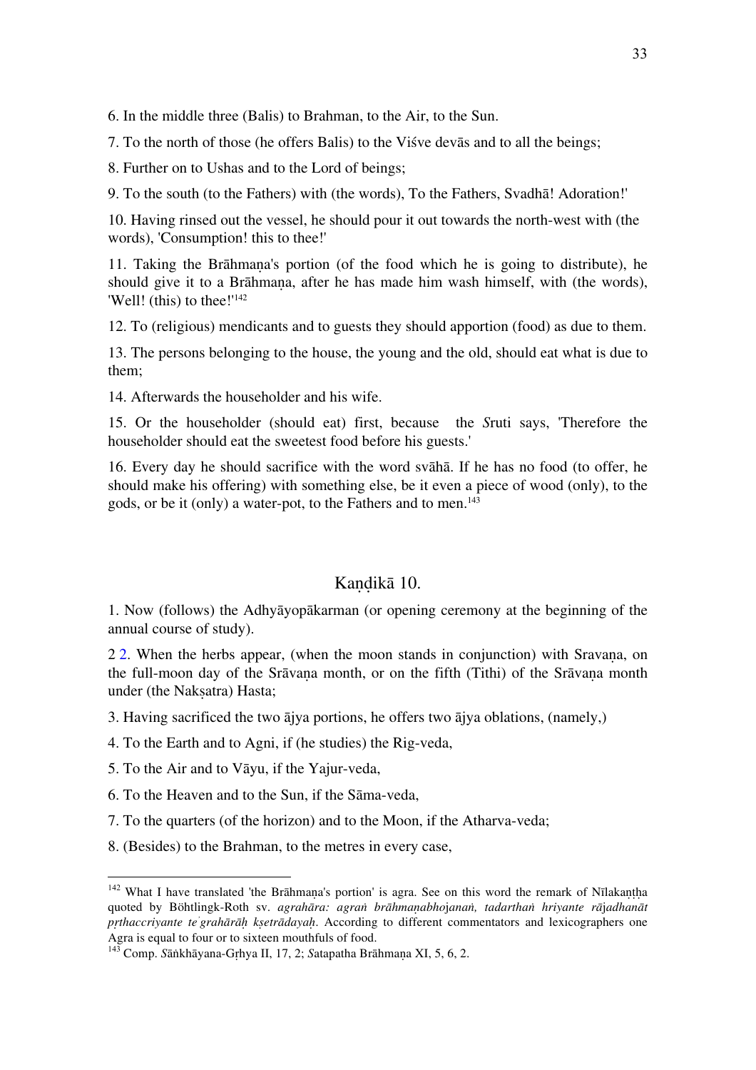6. In the middle three (Balis) to Brahman, to the Air, to the Sun.

7. To the north of those (he offers Balis) to the Viśve devās and to all the beings;

8. Further on to Ushas and to the Lord of beings;

9. To the south (to the Fathers) with (the words), To the Fathers, Svadhā! Adoration!'

10. Having rinsed out the vessel, he should pour it out towards the north-west with (the words), 'Consumption! this to thee!'

11. Taking the Brāhmaṇa's portion (of the food which he is going to distribute), he should give it to a Brāhmaṇa, after he has made him wash himself, with (the words), 'Well! (this) to thee!'[142]

12. To (religious) mendicants and to guests they should apportion (food) as due to them.

13. The persons belonging to the house, the young and the old, should eat what is due to them;

14. Afterwards the householder and his wife.

15. Or the householder (should eat) first, because the *S*ruti says, 'Therefore the householder should eat the sweetest food before his guests.'

16. Every day he should sacrifice with the word svāhā. If he has no food (to offer, he should make his offering) with something else, be it even a piece of wood (only), to the gods, or be it (only) a water-pot, to the Fathers and to men.[143]

## Kaṇḍikā 10.

1. Now (follows) the Adhyāyopākarman (or opening ceremony at the beginning of the annual course of study).

2 2. When the herbs appear, (when the moon stands in conjunction) with Sravaṇa, on the full-moon day of the Srāvaṇa month, or on the fifth (Tithi) of the Srāvaṇa month under (the Nakṣatra) Hasta;

3. Having sacrificed the two ājya portions, he offers two ājya oblations, (namely,)

4. To the Earth and to Agni, if (he studies) the Rig-veda,

5. To the Air and to Vāyu, if the Yajur-veda,

6. To the Heaven and to the Sun, if the Sāma-veda,

7. To the quarters (of the horizon) and to the Moon, if the Atharva-veda;

8. (Besides) to the Brahman, to the metres in every case,

---

[142] What I have translated 'the Brāhmaṇa's portion' is agra. See on this word the remark of Nīlakaṇṭha quoted by Böhtlingk-Roth sv. *agrahāra: agraṅ brāhmaṇabhojanaṅ, tadarthaṅ hriyante rājadhanāt pṛthaccriyante te*˙*grahārāḥ kṣetrādayaḥ*. According to different commentators and lexicographers one Agra is equal to four or to sixteen mouthfuls of food.

[143] Comp. *S*āṅkhāyana-Gṛhya II, 17, 2; *S*atapatha Brāhmaṇa XI, 5, 6, 2.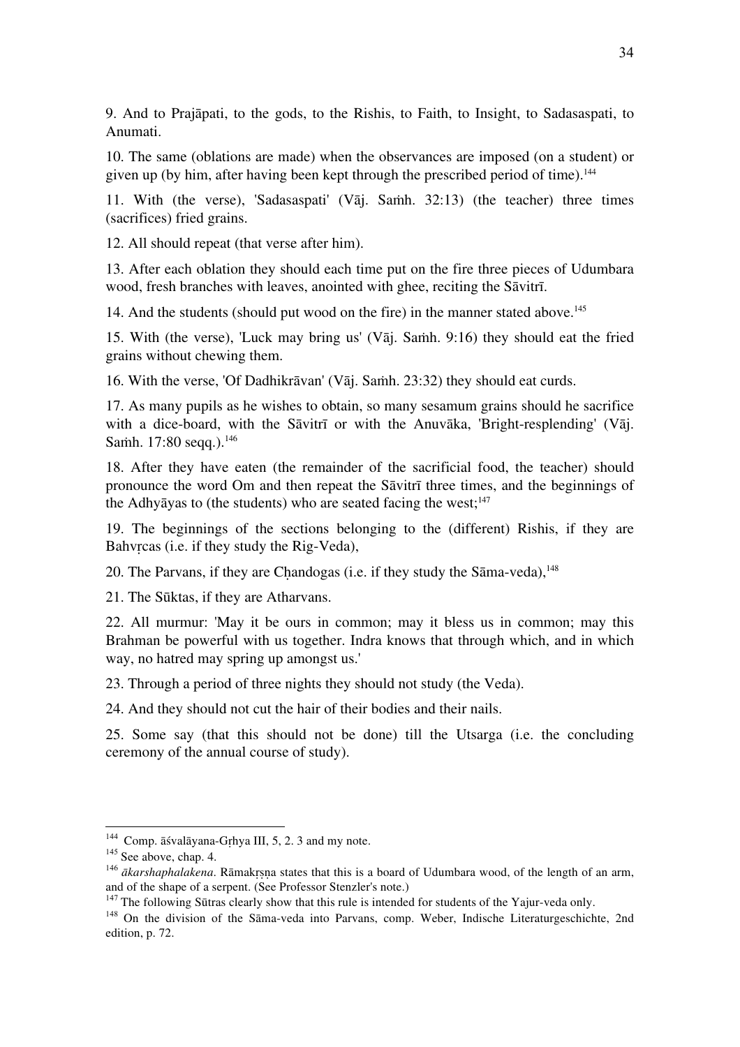9. And to Prajāpati, to the gods, to the Rishis, to Faith, to Insight, to Sadasaspati, to Anumati.

10. The same (oblations are made) when the observances are imposed (on a student) or given up (by him, after having been kept through the prescribed period of time).[144]

11. With (the verse), 'Sadasaspati' (Vāj. Saṁh. 32:13) (the teacher) three times (sacrifices) fried grains.

12. All should repeat (that verse after him).

13. After each oblation they should each time put on the fire three pieces of Udumbara wood, fresh branches with leaves, anointed with ghee, reciting the Sāvitrī.

14. And the students (should put wood on the fire) in the manner stated above.[145]

15. With (the verse), 'Luck may bring us' (Vāj. Saṁh. 9:16) they should eat the fried grains without chewing them.

16. With the verse, 'Of Dadhikrāvan' (Vāj. Saṁh. 23:32) they should eat curds.

17. As many pupils as he wishes to obtain, so many sesamum grains should he sacrifice with a dice-board, with the Sāvitrī or with the Anuvāka, 'Bright-resplending' (Vāj. Saṁh. 17:80 seqq.).[146]

18. After they have eaten (the remainder of the sacrificial food, the teacher) should pronounce the word Om and then repeat the Sāvitrī three times, and the beginnings of the Adhyāyas to (the students) who are seated facing the west;[147]

19. The beginnings of the sections belonging to the (different) Rishis, if they are Bahvṛcas (i.e. if they study the Rig-Veda),

20. The Parvans, if they are Cḥandogas (i.e. if they study the Sāma-veda),[148]

21. The Sūktas, if they are Atharvans.

22. All murmur: 'May it be ours in common; may it bless us in common; may this Brahman be powerful with us together. Indra knows that through which, and in which way, no hatred may spring up amongst us.'

23. Through a period of three nights they should not study (the Veda).

24. And they should not cut the hair of their bodies and their nails.

25. Some say (that this should not be done) till the Utsarga (i.e. the concluding ceremony of the annual course of study).

---

[144] Comp. āśvalāyana-Gṛhya III, 5, 2. 3 and my note.

[145] See above, chap. 4.

[146] *ākarshaphalakena*. Rāmakṛṣṇa states that this is a board of Udumbara wood, of the length of an arm, and of the shape of a serpent. (See Professor Stenzler's note.)

[147] The following Sūtras clearly show that this rule is intended for students of the Yajur-veda only.

[148] On the division of the Sāma-veda into Parvans, comp. Weber, Indische Literaturgeschichte, 2nd edition, p. 72.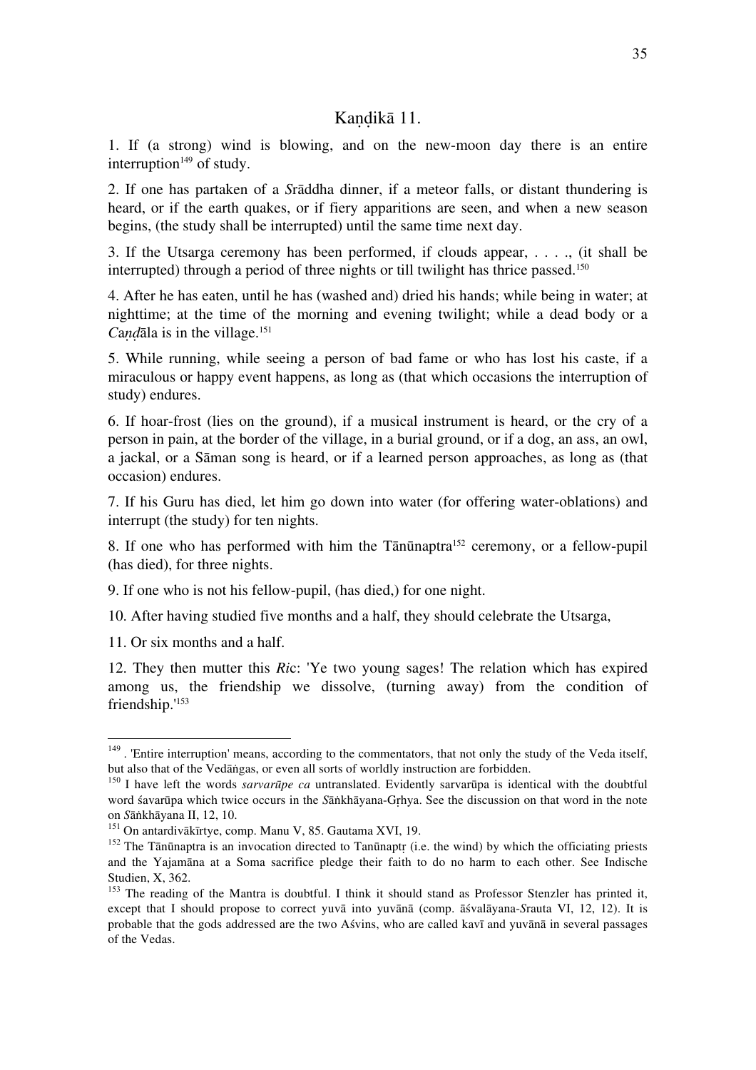## Kaṇḍikā 11.

1. If (a strong) wind is blowing, and on the new-moon day there is an entire interruption[149] of study.

2. If one has partaken of a *S*rāddha dinner, if a meteor falls, or distant thundering is heard, or if the earth quakes, or if fiery apparitions are seen, and when a new season begins, (the study shall be interrupted) until the same time next day.

3. If the Utsarga ceremony has been performed, if clouds appear, . . . ., (it shall be interrupted) through a period of three nights or till twilight has thrice passed.[150]

4. After he has eaten, until he has (washed and) dried his hands; while being in water; at nighttime; at the time of the morning and evening twilight; while a dead body or a *Caṇḍ*āla is in the village.[151]

5. While running, while seeing a person of bad fame or who has lost his caste, if a miraculous or happy event happens, as long as (that which occasions the interruption of study) endures.

6. If hoar-frost (lies on the ground), if a musical instrument is heard, or the cry of a person in pain, at the border of the village, in a burial ground, or if a dog, an ass, an owl, a jackal, or a Sāman song is heard, or if a learned person approaches, as long as (that occasion) endures.

7. If his Guru has died, let him go down into water (for offering water-oblations) and interrupt (the study) for ten nights.

8. If one who has performed with him the Tānūnaptra[152] ceremony, or a fellow-pupil (has died), for three nights.

9. If one who is not his fellow-pupil, (has died,) for one night.

10. After having studied five months and a half, they should celebrate the Utsarga,

11. Or six months and a half.

12. They then mutter this *Ri*c: 'Ye two young sages! The relation which has expired among us, the friendship we dissolve, (turning away) from the condition of friendship.'[153]

---

[149] . 'Entire interruption' means, according to the commentators, that not only the study of the Veda itself, but also that of the Vedāṅgas, or even all sorts of worldly instruction are forbidden.

[150] I have left the words *sarvarūpe ca* untranslated. Evidently sarvarūpa is identical with the doubtful word śavarūpa which twice occurs in the *S*āṅkhāyana-Gṛhya. See the discussion on that word in the note on *S*āṅkhāyana II, 12, 10.

[151] On antardivākīrtye, comp. Manu V, 85. Gautama XVI, 19.

[152] The Tānūnaptra is an invocation directed to Tanūnaptṛ (i.e. the wind) by which the officiating priests and the Yajamāna at a Soma sacrifice pledge their faith to do no harm to each other. See Indische Studien, X, 362.

[153] The reading of the Mantra is doubtful. I think it should stand as Professor Stenzler has printed it, except that I should propose to correct yuvā into yuvānā (comp. āśvalāyana-*S*rauta VI, 12, 12). It is probable that the gods addressed are the two Aśvins, who are called kavī and yuvānā in several passages of the Vedas.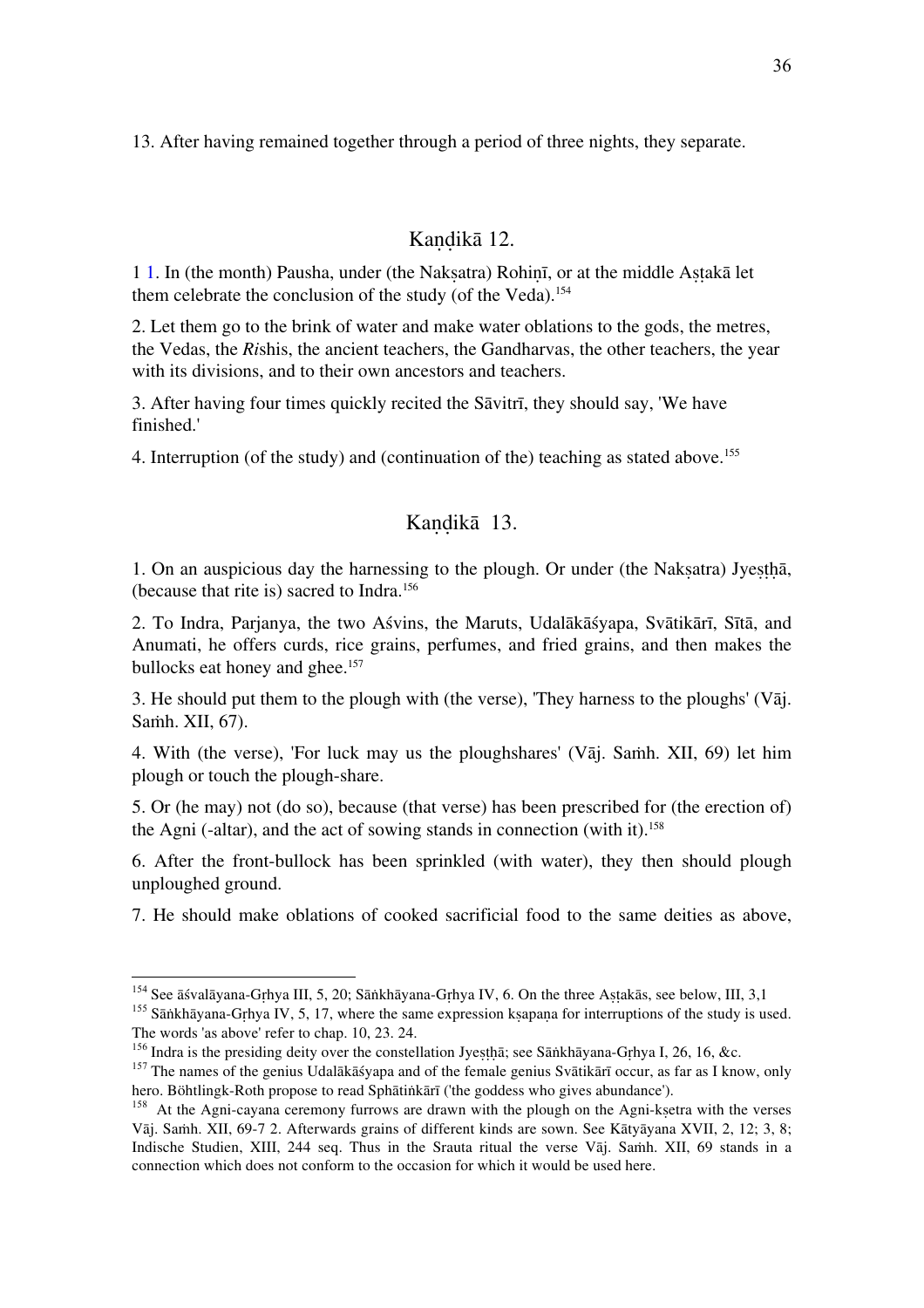13. After having remained together through a period of three nights, they separate.

## Kaṇḍikā 12.

1 1. In (the month) Pausha, under (the Nakṣatra) Rohiṇī, or at the middle Aṣṭakā let them celebrate the conclusion of the study (of the Veda).[154]

2. Let them go to the brink of water and make water oblations to the gods, the metres, the Vedas, the *Ri*shis, the ancient teachers, the Gandharvas, the other teachers, the year with its divisions, and to their own ancestors and teachers.

3. After having four times quickly recited the Sāvitrī, they should say, 'We have finished.'

4. Interruption (of the study) and (continuation of the) teaching as stated above.[155]

## Kaṇḍikā 13.

1. On an auspicious day the harnessing to the plough. Or under (the Nakṣatra) Jyeṣṭhā, (because that rite is) sacred to Indra.[156]

2. To Indra, Parjanya, the two Aśvins, the Maruts, Udalākāśyapa, Svātikārī, Sītā, and Anumati, he offers curds, rice grains, perfumes, and fried grains, and then makes the bullocks eat honey and ghee.[157]

3. He should put them to the plough with (the verse), 'They harness to the ploughs' (Vāj. Saṁh. XII, 67).

4. With (the verse), 'For luck may us the ploughshares' (Vāj. Saṁh. XII, 69) let him plough or touch the plough-share.

5. Or (he may) not (do so), because (that verse) has been prescribed for (the erection of) the Agni (-altar), and the act of sowing stands in connection (with it).[158]

6. After the front-bullock has been sprinkled (with water), they then should plough unploughed ground.

7. He should make oblations of cooked sacrificial food to the same deities as above,

---

[154] See āśvalāyana-Gṛhya III, 5, 20; Sāṅkhāyana-Gṛhya IV, 6. On the three Aṣṭakās, see below, III, 3,1

[155] Sāṅkhāyana-Gṛhya IV, 5, 17, where the same expression kṣapaṇa for interruptions of the study is used. The words 'as above' refer to chap. 10, 23. 24.

[156] Indra is the presiding deity over the constellation Jyeṣṭhā; see Sāṅkhāyana-Gṛhya I, 26, 16, &c.

[157] The names of the genius Udalākāśyapa and of the female genius Svātikārī occur, as far as I know, only hero. Böhtlingk-Roth propose to read Sphātiṅkārī ('the goddess who gives abundance').

[158] At the Agni-cayana ceremony furrows are drawn with the plough on the Agni-kṣetra with the verses Vāj. Saṁh. XII, 69-7 2. Afterwards grains of different kinds are sown. See Kātyāyana XVII, 2, 12; 3, 8; Indische Studien, XIII, 244 seq. Thus in the Srauta ritual the verse Vāj. Saṁh. XII, 69 stands in a connection which does not conform to the occasion for which it would be used here.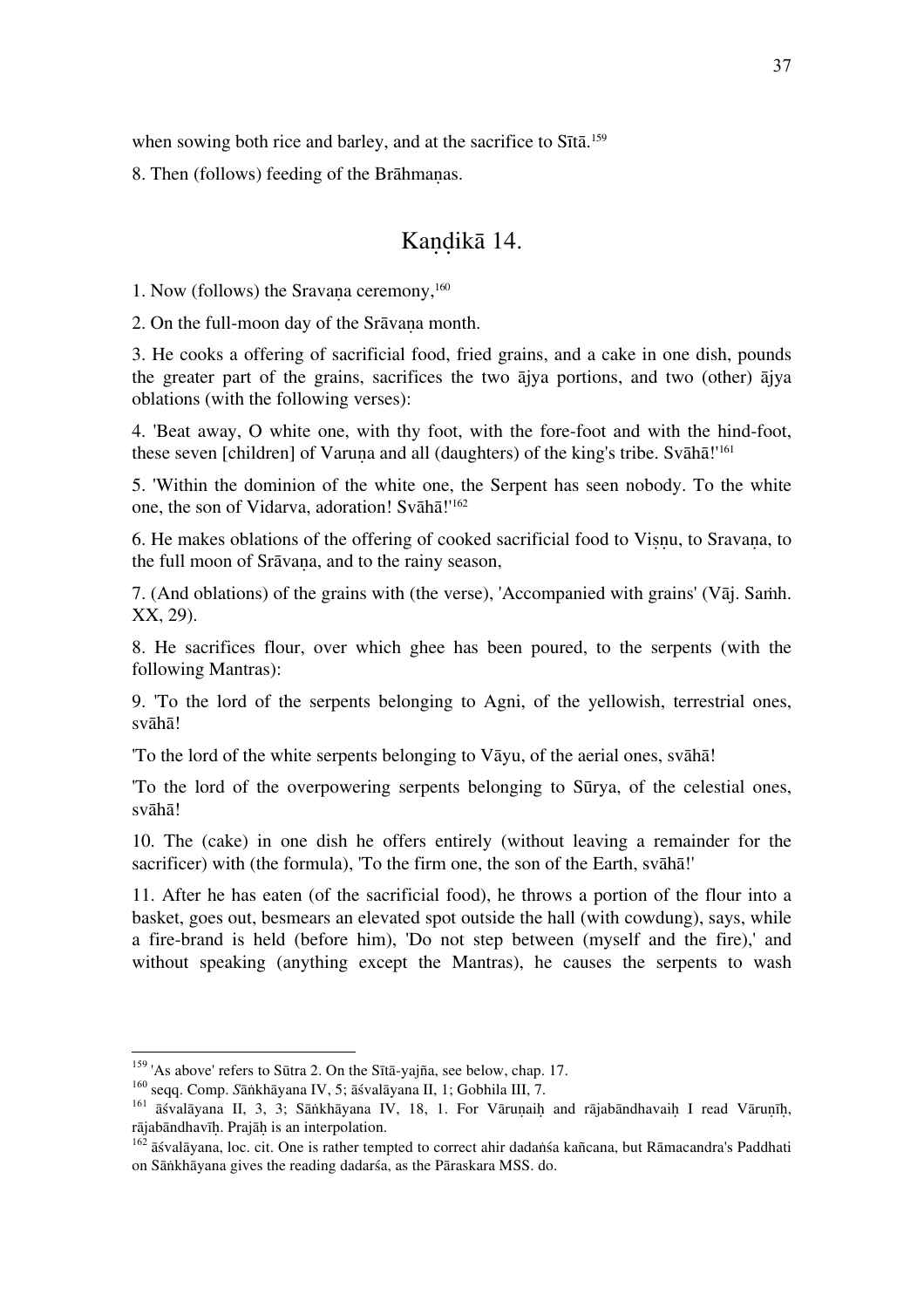when sowing both rice and barley, and at the sacrifice to Sītā.[159]

8. Then (follows) feeding of the Brāhmaṇas.

## Kaṇḍikā 14.

1. Now (follows) the Sravaṇa ceremony,[160]

2. On the full-moon day of the Srāvaṇa month.

3. He cooks a offering of sacrificial food, fried grains, and a cake in one dish, pounds the greater part of the grains, sacrifices the two ājya portions, and two (other) ājya oblations (with the following verses):

4. 'Beat away, O white one, with thy foot, with the fore-foot and with the hind-foot, these seven [children] of Varuṇa and all (daughters) of the king's tribe. Svāhā!'[161]

5. 'Within the dominion of the white one, the Serpent has seen nobody. To the white one, the son of Vidarva, adoration! Svāhā!'[162]

6. He makes oblations of the offering of cooked sacrificial food to Viṣṇu, to Sravaṇa, to the full moon of Srāvaṇa, and to the rainy season,

7. (And oblations) of the grains with (the verse), 'Accompanied with grains' (Vāj. Saṁh. XX, 29).

8. He sacrifices flour, over which ghee has been poured, to the serpents (with the following Mantras):

9. 'To the lord of the serpents belonging to Agni, of the yellowish, terrestrial ones, svāhā!

'To the lord of the white serpents belonging to Vāyu, of the aerial ones, svāhā!

'To the lord of the overpowering serpents belonging to Sūrya, of the celestial ones, svāhā!

10. The (cake) in one dish he offers entirely (without leaving a remainder for the sacrificer) with (the formula), 'To the firm one, the son of the Earth, svāhā!'

11. After he has eaten (of the sacrificial food), he throws a portion of the flour into a basket, goes out, besmears an elevated spot outside the hall (with cowdung), says, while a fire-brand is held (before him), 'Do not step between (myself and the fire),' and without speaking (anything except the Mantras), he causes the serpents to wash

---

[159] 'As above' refers to Sūtra 2. On the Sītā-yajña, see below, chap. 17.

[160] seqq. Comp. *S*āṅkhāyana IV, 5; āśvalāyana II, 1; Gobhila III, 7.

[161] āśvalāyana II, 3, 3; Sāṅkhāyana IV, 18, 1. For Vāruṇaiḥ and rājabāndhavaiḥ I read Vāruṇīḥ, rājabāndhavīḥ. Prajāḥ is an interpolation.

[162] āśvalāyana, loc. cit. One is rather tempted to correct ahir dadaṅśa kañcana, but Rāmacandra's Paddhati on Sāṅkhāyana gives the reading dadarśa, as the Pāraskara MSS. do.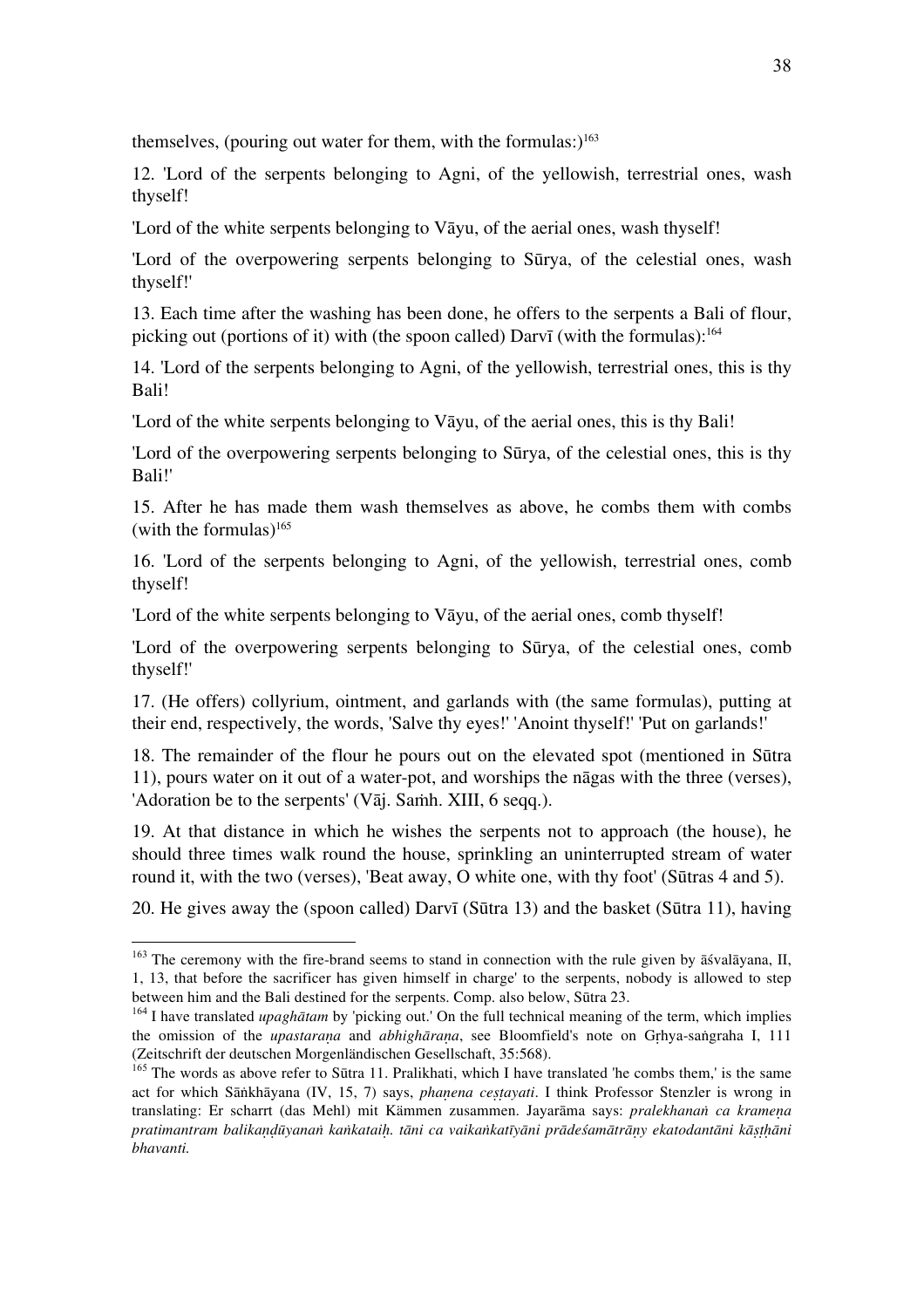themselves, (pouring out water for them, with the formulas:)[163]

12. 'Lord of the serpents belonging to Agni, of the yellowish, terrestrial ones, wash thyself!

'Lord of the white serpents belonging to Vāyu, of the aerial ones, wash thyself!

'Lord of the overpowering serpents belonging to Sūrya, of the celestial ones, wash thyself!'

13. Each time after the washing has been done, he offers to the serpents a Bali of flour, picking out (portions of it) with (the spoon called) Darvī (with the formulas):[164]

14. 'Lord of the serpents belonging to Agni, of the yellowish, terrestrial ones, this is thy Bali!

'Lord of the white serpents belonging to Vāyu, of the aerial ones, this is thy Bali!

'Lord of the overpowering serpents belonging to Sūrya, of the celestial ones, this is thy Bali!'

15. After he has made them wash themselves as above, he combs them with combs (with the formulas)[165]

16. 'Lord of the serpents belonging to Agni, of the yellowish, terrestrial ones, comb thyself!

'Lord of the white serpents belonging to Vāyu, of the aerial ones, comb thyself!

'Lord of the overpowering serpents belonging to Sūrya, of the celestial ones, comb thyself!'

17. (He offers) collyrium, ointment, and garlands with (the same formulas), putting at their end, respectively, the words, 'Salve thy eyes!' 'Anoint thyself!' 'Put on garlands!'

18. The remainder of the flour he pours out on the elevated spot (mentioned in Sūtra 11), pours water on it out of a water-pot, and worships the nāgas with the three (verses), 'Adoration be to the serpents' (Vāj. Saṁh. XIII, 6 seqq.).

19. At that distance in which he wishes the serpents not to approach (the house), he should three times walk round the house, sprinkling an uninterrupted stream of water round it, with the two (verses), 'Beat away, O white one, with thy foot' (Sūtras 4 and 5).

20. He gives away the (spoon called) Darvī (Sūtra 13) and the basket (Sūtra 11), having

---

[163] The ceremony with the fire-brand seems to stand in connection with the rule given by āśvalāyana, II, 1, 13, that before the sacrificer has given himself in charge' to the serpents, nobody is allowed to step between him and the Bali destined for the serpents. Comp. also below, Sūtra 23.

[164] I have translated *upaghātam* by 'picking out.' On the full technical meaning of the term, which implies the omission of the *upastaraṇa* and *abhighāraṇa*, see Bloomfield's note on Gṛhya-saṅgraha I, 111 (Zeitschrift der deutschen Morgenländischen Gesellschaft, 35:568).

[165] The words as above refer to Sūtra 11. Pralikhati, which I have translated 'he combs them,' is the same act for which Sāṅkhāyana (IV, 15, 7) says, *phaṇena ceṣṭayati*. I think Professor Stenzler is wrong in translating: Er scharrt (das Mehl) mit Kämmen zusammen. Jayarāma says: *pralekhanaṅ ca krameṇa pratimantram balikaṇḍūyanaṅ kaṅkataiḥ. tāni ca vaikaṅkatīyāni prādeśamātrāṇy ekatodantāni kāṣṭhāni bhavanti.*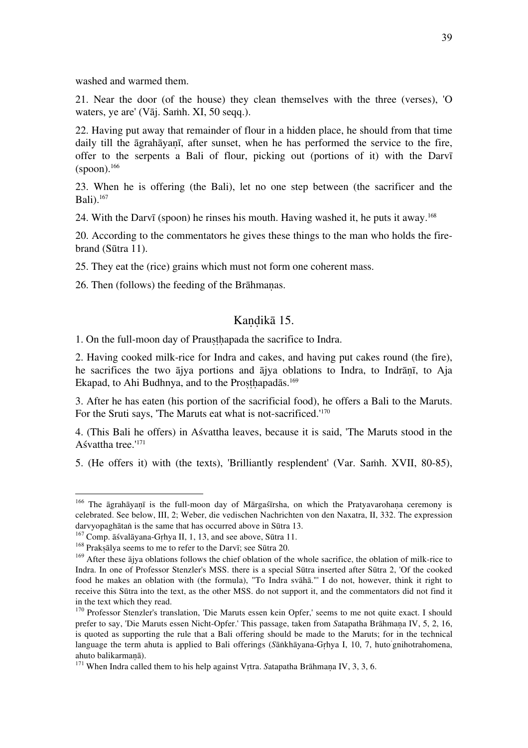washed and warmed them.

21. Near the door (of the house) they clean themselves with the three (verses), 'O waters, ye are' (Vāj. Saṁh. XI, 50 seqq.).

22. Having put away that remainder of flour in a hidden place, he should from that time daily till the āgrahāyaṇī, after sunset, when he has performed the service to the fire, offer to the serpents a Bali of flour, picking out (portions of it) with the Darvī (spoon).[166]

23. When he is offering (the Bali), let no one step between (the sacrificer and the Bali).[167]

24. With the Darvī (spoon) he rinses his mouth. Having washed it, he puts it away.[168]

20. According to the commentators he gives these things to the man who holds the fire-brand (Sūtra 11).

25. They eat the (rice) grains which must not form one coherent mass.

26. Then (follows) the feeding of the Brāhmaṇas.

## Kaṇḍikā 15.

1. On the full-moon day of Prauṣṭhapada the sacrifice to Indra.

2. Having cooked milk-rice for Indra and cakes, and having put cakes round (the fire), he sacrifices the two ājya portions and ājya oblations to Indra, to Indrāṇī, to Aja Ekapad, to Ahi Budhnya, and to the Proṣṭhapadās.[169]

3. After he has eaten (his portion of the sacrificial food), he offers a Bali to the Maruts. For the Sruti says, 'The Maruts eat what is not-sacrificed.'[170]

4. (This Bali he offers) in Aśvattha leaves, because it is said, 'The Maruts stood in the Aśvattha tree.'[171]

5. (He offers it) with (the texts), 'Brilliantly resplendent' (Var. Saṁh. XVII, 80-85),

---

[166] The āgrahāyaṇī is the full-moon day of Mārgaśīrsha, on which the Pratyavarohaṇa ceremony is celebrated. See below, III, 2; Weber, die vedischen Nachrichten von den Naxatra, II, 332. The expression darvyopaghātaṅ is the same that has occurred above in Sūtra 13.

[167] Comp. āśvalāyana-Gṛhya II, 1, 13, and see above, Sūtra 11.

[168] Prakṣālya seems to me to refer to the Darvī; see Sūtra 20.

[169] After these ājya oblations follows the chief oblation of the whole sacrifice, the oblation of milk-rice to Indra. In one of Professor Stenzler's MSS. there is a special Sūtra inserted after Sūtra 2, 'Of the cooked food he makes an oblation with (the formula), "To Indra svāhā."' I do not, however, think it right to receive this Sūtra into the text, as the other MSS. do not support it, and the commentators did not find it in the text which they read.

[170] Professor Stenzler's translation, 'Die Maruts essen kein Opfer,' seems to me not quite exact. I should prefer to say, 'Die Maruts essen Nicht-Opfer.' This passage, taken from *S*atapatha Brāhmaṇa IV, 5, 2, 16, is quoted as supporting the rule that a Bali offering should be made to the Maruts; for in the technical language the term ahuta is applied to Bali offerings (*S*āṅkhāyana-Gṛhya I, 10, 7, huto᾿gnihotrahomena, ahuto balikarmaṇā).

[171] When Indra called them to his help against Vṛtra. *S*atapatha Brāhmaṇa IV, 3, 3, 6.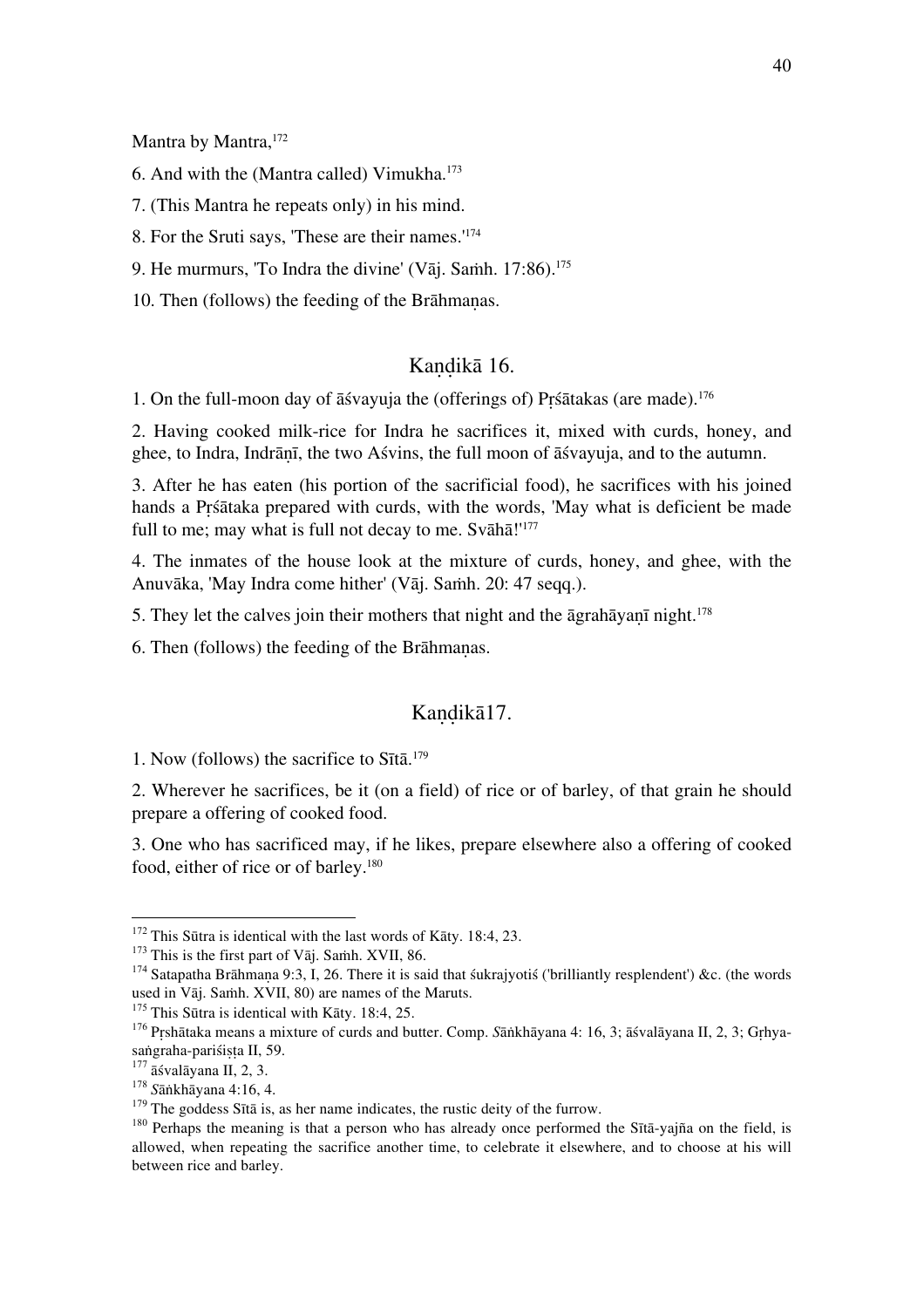Mantra by Mantra,[172]

6. And with the (Mantra called) Vimukha.[173]

7. (This Mantra he repeats only) in his mind.

8. For the Sruti says, 'These are their names.'[174]

9. He murmurs, 'To Indra the divine' (Vāj. Saṁh. 17:86).[175]

10. Then (follows) the feeding of the Brāhmaṇas.

## Kaṇḍikā 16.

1. On the full-moon day of āśvayuja the (offerings of) Pṛśātakas (are made).[176]

2. Having cooked milk-rice for Indra he sacrifices it, mixed with curds, honey, and ghee, to Indra, Indrāṇī, the two Aśvins, the full moon of āśvayuja, and to the autumn.

3. After he has eaten (his portion of the sacrificial food), he sacrifices with his joined hands a Pṛśātaka prepared with curds, with the words, 'May what is deficient be made full to me; may what is full not decay to me. Svāhā!'[177]

4. The inmates of the house look at the mixture of curds, honey, and ghee, with the Anuvāka, 'May Indra come hither' (Vāj. Saṁh. 20: 47 seqq.).

5. They let the calves join their mothers that night and the āgrahāyaṇī night.[178]

6. Then (follows) the feeding of the Brāhmaṇas.

## Kaṇḍikā17.

1. Now (follows) the sacrifice to Sītā.[179]

2. Wherever he sacrifices, be it (on a field) of rice or of barley, of that grain he should prepare a offering of cooked food.

3. One who has sacrificed may, if he likes, prepare elsewhere also a offering of cooked food, either of rice or of barley.[180]

---

[172] This Sūtra is identical with the last words of Kāty. 18:4, 23.

[173] This is the first part of Vāj. Saṁh. XVII, 86.

[174] Satapatha Brāhmaṇa 9:3, I, 26. There it is said that śukrajyotiś ('brilliantly resplendent') &c. (the words used in Vāj. Saṁh. XVII, 80) are names of the Maruts.

[175] This Sūtra is identical with Kāty. 18:4, 25.

[176] Pṛshātaka means a mixture of curds and butter. Comp. *S*āṅkhāyana 4: 16, 3; āśvalāyana II, 2, 3; Gṛhya-saṅgraha-pariśiṣṭa II, 59.

[177] āśvalāyana II, 2, 3.

[178] *S*āṅkhāyana 4:16, 4.

[179] The goddess Sītā is, as her name indicates, the rustic deity of the furrow.

[180] Perhaps the meaning is that a person who has already once performed the Sītā-yajña on the field, is allowed, when repeating the sacrifice another time, to celebrate it elsewhere, and to choose at his will between rice and barley.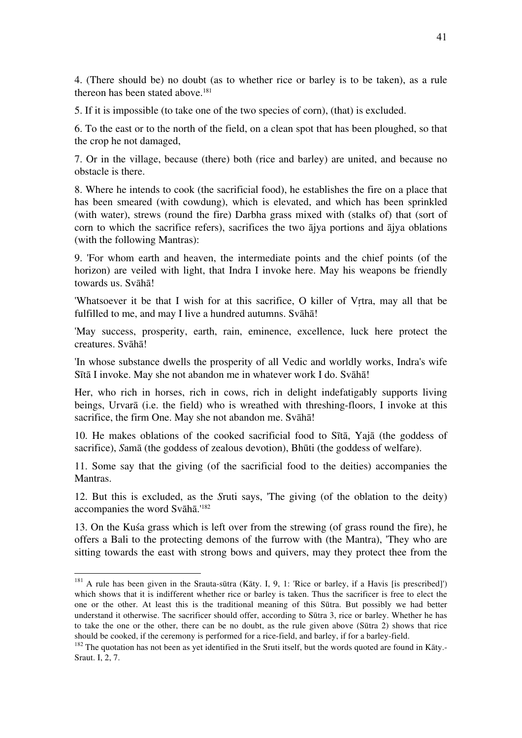4. (There should be) no doubt (as to whether rice or barley is to be taken), as a rule thereon has been stated above.[181]

5. If it is impossible (to take one of the two species of corn), (that) is excluded.

6. To the east or to the north of the field, on a clean spot that has been ploughed, so that the crop he not damaged,

7. Or in the village, because (there) both (rice and barley) are united, and because no obstacle is there.

8. Where he intends to cook (the sacrificial food), he establishes the fire on a place that has been smeared (with cowdung), which is elevated, and which has been sprinkled (with water), strews (round the fire) Darbha grass mixed with (stalks of) that (sort of corn to which the sacrifice refers), sacrifices the two ājya portions and ājya oblations (with the following Mantras):

9. 'For whom earth and heaven, the intermediate points and the chief points (of the horizon) are veiled with light, that Indra I invoke here. May his weapons be friendly towards us. Svāhā!

'Whatsoever it be that I wish for at this sacrifice, O killer of Vṛtra, may all that be fulfilled to me, and may I live a hundred autumns. Svāhā!

'May success, prosperity, earth, rain, eminence, excellence, luck here protect the creatures. Svāhā!

'In whose substance dwells the prosperity of all Vedic and worldly works, Indra's wife Sītā I invoke. May she not abandon me in whatever work I do. Svāhā!

Her, who rich in horses, rich in cows, rich in delight indefatigably supports living beings, Urvarā (i.e. the field) who is wreathed with threshing-floors, I invoke at this sacrifice, the firm One. May she not abandon me. Svāhā!

10. He makes oblations of the cooked sacrificial food to Sītā, Yajā (the goddess of sacrifice), *S*amā (the goddess of zealous devotion), Bhūti (the goddess of welfare).

11. Some say that the giving (of the sacrificial food to the deities) accompanies the Mantras.

12. But this is excluded, as the *S*ruti says, 'The giving (of the oblation to the deity) accompanies the word Svāhā.'[182]

13. On the Kuśa grass which is left over from the strewing (of grass round the fire), he offers a Bali to the protecting demons of the furrow with (the Mantra), 'They who are sitting towards the east with strong bows and quivers, may they protect thee from the

---

[181] A rule has been given in the Srauta-sūtra (Kāty. I, 9, 1: 'Rice or barley, if a Havis [is prescribed]') which shows that it is indifferent whether rice or barley is taken. Thus the sacrificer is free to elect the one or the other. At least this is the traditional meaning of this Sūtra. But possibly we had better understand it otherwise. The sacrificer should offer, according to Sūtra 3, rice or barley. Whether he has to take the one or the other, there can be no doubt, as the rule given above (Sūtra 2) shows that rice should be cooked, if the ceremony is performed for a rice-field, and barley, if for a barley-field.

[182] The quotation has not been as yet identified in the Sruti itself, but the words quoted are found in Kāty.-Sraut. I, 2, 7.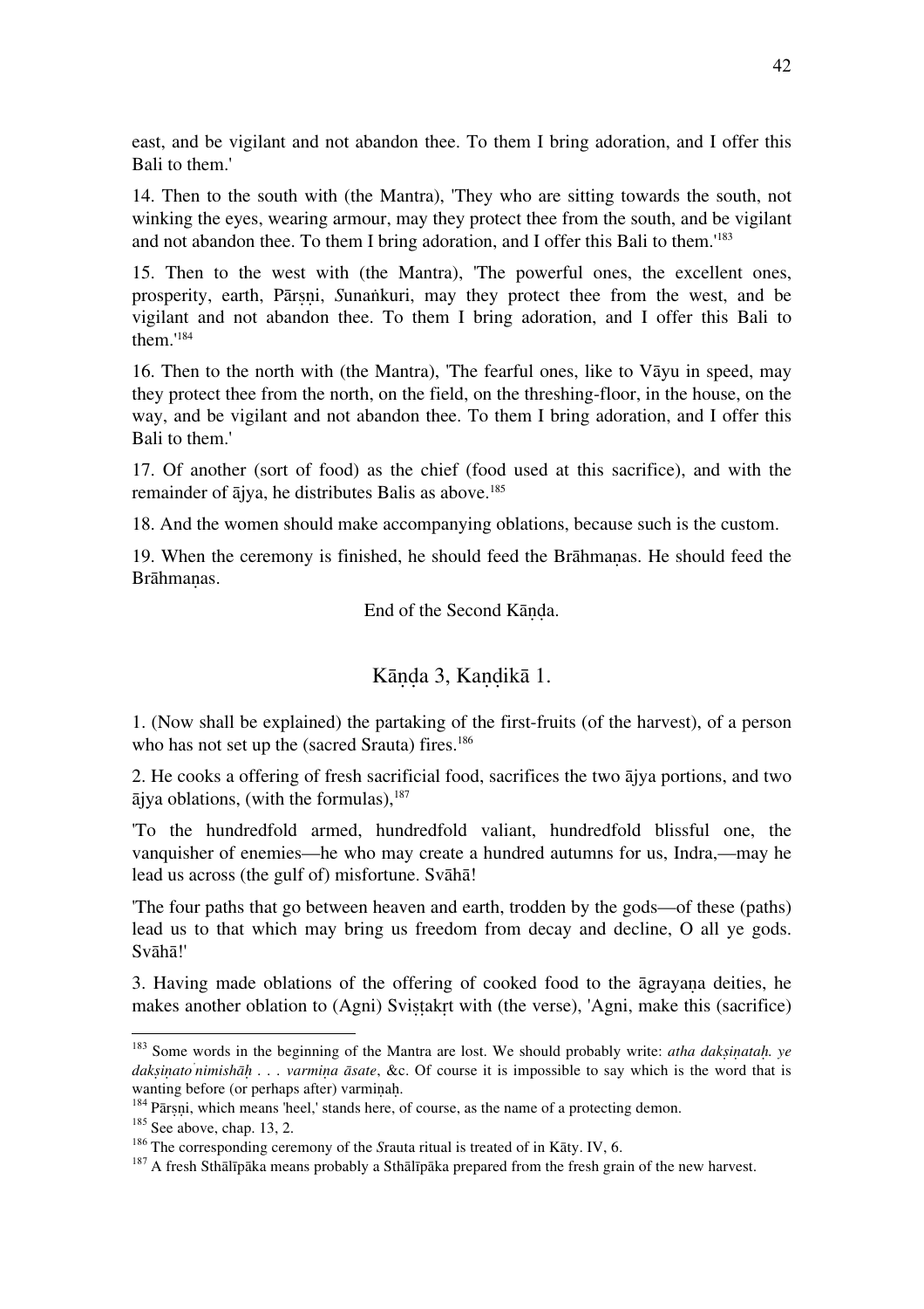east, and be vigilant and not abandon thee. To them I bring adoration, and I offer this Bali to them.'

14. Then to the south with (the Mantra), 'They who are sitting towards the south, not winking the eyes, wearing armour, may they protect thee from the south, and be vigilant and not abandon thee. To them I bring adoration, and I offer this Bali to them.'[183]

15. Then to the west with (the Mantra), 'The powerful ones, the excellent ones, prosperity, earth, Pārṣṇi, *S*unaṅkuri, may they protect thee from the west, and be vigilant and not abandon thee. To them I bring adoration, and I offer this Bali to them.'[184]

16. Then to the north with (the Mantra), 'The fearful ones, like to Vāyu in speed, may they protect thee from the north, on the field, on the threshing-floor, in the house, on the way, and be vigilant and not abandon thee. To them I bring adoration, and I offer this Bali to them.'

17. Of another (sort of food) as the chief (food used at this sacrifice), and with the remainder of ājya, he distributes Balis as above.[185]

18. And the women should make accompanying oblations, because such is the custom.

19. When the ceremony is finished, he should feed the Brāhmaṇas. He should feed the Brāhmaṇas.

End of the Second Kāṇḍa.

## Kāṇḍa 3, Kaṇḍikā 1.

1. (Now shall be explained) the partaking of the first-fruits (of the harvest), of a person who has not set up the (sacred Srauta) fires.[186]

2. He cooks a offering of fresh sacrificial food, sacrifices the two ājya portions, and two ājya oblations, (with the formulas),[187]

'To the hundredfold armed, hundredfold valiant, hundredfold blissful one, the vanquisher of enemies—he who may create a hundred autumns for us, Indra,—may he lead us across (the gulf of) misfortune. Svāhā!

'The four paths that go between heaven and earth, trodden by the gods—of these (paths) lead us to that which may bring us freedom from decay and decline, O all ye gods. Svāhā!'

3. Having made oblations of the offering of cooked food to the āgrayaṇa deities, he makes another oblation to (Agni) Sviṣṭakṛt with (the verse), 'Agni, make this (sacrifice)

---

[183] Some words in the beginning of the Mantra are lost. We should probably write: *atha dakṣiṇataḥ. ye dakṣiṇato̍nimishāḥ . . . varmiṇa āsate*, &c. Of course it is impossible to say which is the word that is wanting before (or perhaps after) varmiṇaḥ.

[184] Pārṣṇi, which means 'heel,' stands here, of course, as the name of a protecting demon.

[185] See above, chap. 13, 2.

[186] The corresponding ceremony of the *S*rauta ritual is treated of in Kāty. IV, 6.

[187] A fresh Sthālīpāka means probably a Sthālīpāka prepared from the fresh grain of the new harvest.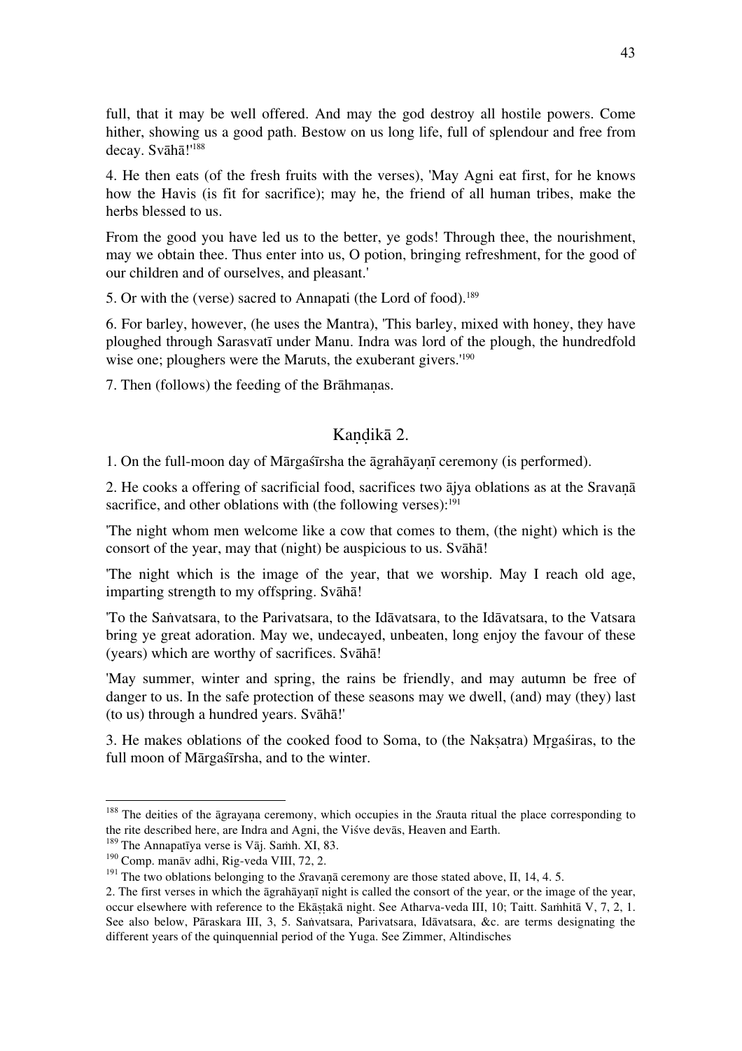full, that it may be well offered. And may the god destroy all hostile powers. Come hither, showing us a good path. Bestow on us long life, full of splendour and free from decay. Svāhā!'[188]

4. He then eats (of the fresh fruits with the verses), 'May Agni eat first, for he knows how the Havis (is fit for sacrifice); may he, the friend of all human tribes, make the herbs blessed to us.

From the good you have led us to the better, ye gods! Through thee, the nourishment, may we obtain thee. Thus enter into us, O potion, bringing refreshment, for the good of our children and of ourselves, and pleasant.'

5. Or with the (verse) sacred to Annapati (the Lord of food).[189]

6. For barley, however, (he uses the Mantra), 'This barley, mixed with honey, they have ploughed through Sarasvatī under Manu. Indra was lord of the plough, the hundredfold wise one; ploughers were the Maruts, the exuberant givers.'[190]

7. Then (follows) the feeding of the Brāhmaṇas.

## Kaṇḍikā 2.

1. On the full-moon day of Mārgaśīrsha the āgrahāyaṇī ceremony (is performed).

2. He cooks a offering of sacrificial food, sacrifices two ājya oblations as at the Sravaṇā sacrifice, and other oblations with (the following verses):[191]

'The night whom men welcome like a cow that comes to them, (the night) which is the consort of the year, may that (night) be auspicious to us. Svāhā!

'The night which is the image of the year, that we worship. May I reach old age, imparting strength to my offspring. Svāhā!

'To the Saṅvatsara, to the Parivatsara, to the Idāvatsara, to the Idāvatsara, to the Vatsara bring ye great adoration. May we, undecayed, unbeaten, long enjoy the favour of these (years) which are worthy of sacrifices. Svāhā!

'May summer, winter and spring, the rains be friendly, and may autumn be free of danger to us. In the safe protection of these seasons may we dwell, (and) may (they) last (to us) through a hundred years. Svāhā!'

3. He makes oblations of the cooked food to Soma, to (the Nakṣatra) Mṛgaśiras, to the full moon of Mārgaśīrsha, and to the winter.

---

[188] The deities of the āgrayaṇa ceremony, which occupies in the *S*rauta ritual the place corresponding to the rite described here, are Indra and Agni, the Viśve devās, Heaven and Earth.

[189] The Annapatīya verse is Vāj. Saṁh. XI, 83.

[190] Comp. manāv adhi, Rig-veda VIII, 72, 2.

[191] The two oblations belonging to the *S*ravaṇā ceremony are those stated above, II, 14, 4. 5.

2. The first verses in which the āgrahāyaṇī night is called the consort of the year, or the image of the year, occur elsewhere with reference to the Ekāṣṭakā night. See Atharva-veda III, 10; Taitt. Saṁhitā V, 7, 2, 1. See also below, Pāraskara III, 3, 5. Saṅvatsara, Parivatsara, Idāvatsara, &c. are terms designating the different years of the quinquennial period of the Yuga. See Zimmer, Altindisches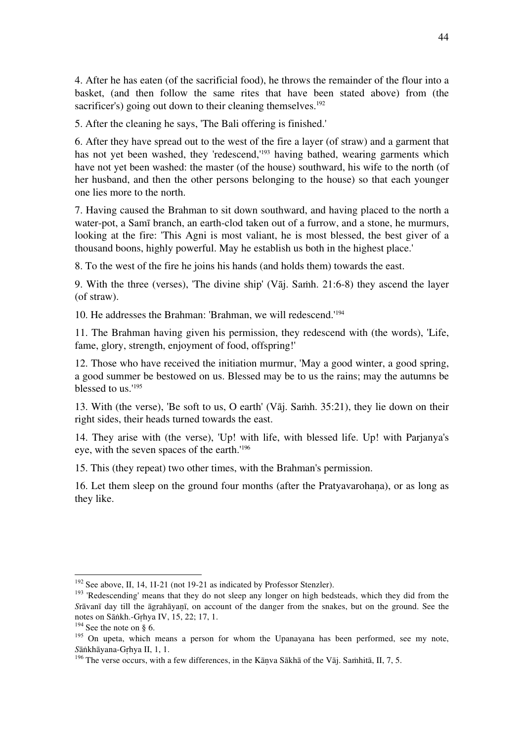4. After he has eaten (of the sacrificial food), he throws the remainder of the flour into a basket, (and then follow the same rites that have been stated above) from (the sacrificer's) going out down to their cleaning themselves.[192]

5. After the cleaning he says, 'The Bali offering is finished.'

6. After they have spread out to the west of the fire a layer (of straw) and a garment that has not yet been washed, they 'redescend,'[193] having bathed, wearing garments which have not yet been washed: the master (of the house) southward, his wife to the north (of her husband, and then the other persons belonging to the house) so that each younger one lies more to the north.

7. Having caused the Brahman to sit down southward, and having placed to the north a water-pot, a Samī branch, an earth-clod taken out of a furrow, and a stone, he murmurs, looking at the fire: 'This Agni is most valiant, he is most blessed, the best giver of a thousand boons, highly powerful. May he establish us both in the highest place.'

8. To the west of the fire he joins his hands (and holds them) towards the east.

9. With the three (verses), 'The divine ship' (Vāj. Saṁh. 21:6-8) they ascend the layer (of straw).

10. He addresses the Brahman: 'Brahman, we will redescend.'[194]

11. The Brahman having given his permission, they redescend with (the words), 'Life, fame, glory, strength, enjoyment of food, offspring!'

12. Those who have received the initiation murmur, 'May a good winter, a good spring, a good summer be bestowed on us. Blessed may be to us the rains; may the autumns be blessed to us.'[195]

13. With (the verse), 'Be soft to us, O earth' (Vāj. Saṁh. 35:21), they lie down on their right sides, their heads turned towards the east.

14. They arise with (the verse), 'Up! with life, with blessed life. Up! with Parjanya's eye, with the seven spaces of the earth.'[196]

15. This (they repeat) two other times, with the Brahman's permission.

16. Let them sleep on the ground four months (after the Pratyavarohaṇa), or as long as they like.

---

[192] See above, II, 14, 1I-21 (not 19-21 as indicated by Professor Stenzler).

[193] 'Redescending' means that they do not sleep any longer on high bedsteads, which they did from the *S*rāvanī day till the āgrahāyaṇī, on account of the danger from the snakes, but on the ground. See the notes on Sāṅkh.-Gṛhya IV, 15, 22; 17, 1.

[194] See the note on § 6.

[195] On upeta, which means a person for whom the Upanayana has been performed, see my note, *S*āṅkhāyana-Gṛhya II, 1, 1.

[196] The verse occurs, with a few differences, in the Kāṇva Sākhā of the Vāj. Saṁhitā, II, 7, 5.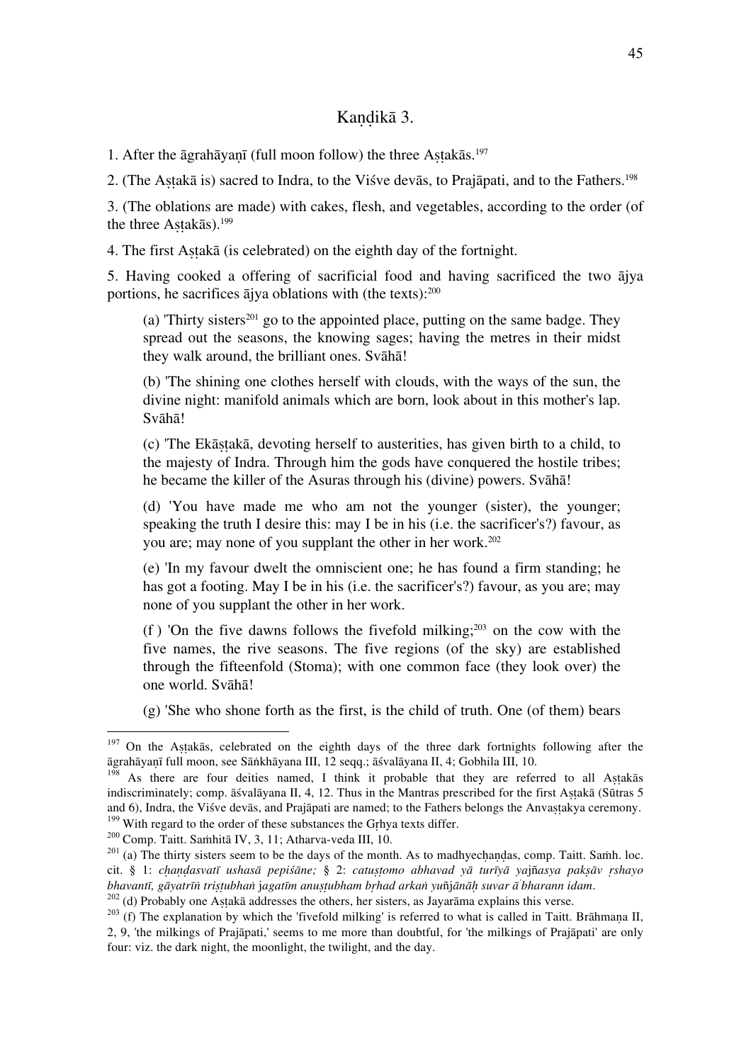## Kaṇḍikā 3.

1. After the āgrahāyaṇī (full moon follow) the three Aṣṭakās.[197]

2. (The Aṣṭakā is) sacred to Indra, to the Viśve devās, to Prajāpati, and to the Fathers.[198]

3. (The oblations are made) with cakes, flesh, and vegetables, according to the order (of the three Aṣṭakās).[199]

4. The first Aṣṭakā (is celebrated) on the eighth day of the fortnight.

5. Having cooked a offering of sacrificial food and having sacrificed the two ājya portions, he sacrifices ājya oblations with (the texts):[200]

> (a) 'Thirty sisters[201] go to the appointed place, putting on the same badge. They spread out the seasons, the knowing sages; having the metres in their midst they walk around, the brilliant ones. Svāhā!
>
> (b) 'The shining one clothes herself with clouds, with the ways of the sun, the divine night: manifold animals which are born, look about in this mother's lap. Svāhā!
>
> (c) 'The Ekāṣṭakā, devoting herself to austerities, has given birth to a child, to the majesty of Indra. Through him the gods have conquered the hostile tribes; he became the killer of the Asuras through his (divine) powers. Svāhā!
>
> (d) 'You have made me who am not the younger (sister), the younger; speaking the truth I desire this: may I be in his (i.e. the sacrificer's?) favour, as you are; may none of you supplant the other in her work.[202]
>
> (e) 'In my favour dwelt the omniscient one; he has found a firm standing; he has got a footing. May I be in his (i.e. the sacrificer's?) favour, as you are; may none of you supplant the other in her work.
>
> (f ) 'On the five dawns follows the fivefold milking;[203] on the cow with the five names, the rive seasons. The five regions (of the sky) are established through the fifteenfold (Stoma); with one common face (they look over) the one world. Svāhā!
>
> (g) 'She who shone forth as the first, is the child of truth. One (of them) bears

---

[197] On the Aṣṭakās, celebrated on the eighth days of the three dark fortnights following after the āgrahāyaṇī full moon, see Sāṅkhāyana III, 12 seqq.; āśvalāyana II, 4; Gobhila III, 10.

[198] As there are four deities named, I think it probable that they are referred to all Aṣṭakās indiscriminately; comp. āśvalāyana II, 4, 12. Thus in the Mantras prescribed for the first Aṣṭakā (Sūtras 5 and 6), Indra, the Viśve devās, and Prajāpati are named; to the Fathers belongs the Anvaṣṭakya ceremony.

[199] With regard to the order of these substances the Gṛhya texts differ.

[200] Comp. Taitt. Saṁhitā IV, 3, 11; Atharva-veda III, 10.

[201] (a) The thirty sisters seem to be the days of the month. As to madhyecḥaṇḍas, comp. Taitt. Saṁh. loc. cit. § 1: *cḥaṇḍasvatī ushasā pepiśāne;* § 2: *catuṣṭomo abhavad yā turīyā yajñasya pakṣāv ṛshayo bhavantī, gāyatrīṅ triṣṭubhaṅ jagatīm anuṣṭubham bṛhad arkaṅ yuñjānāḥ suvar ā bharann idam*.

[202] (d) Probably one Aṣṭakā addresses the others, her sisters, as Jayarāma explains this verse.

[203] (f) The explanation by which the 'fivefold milking' is referred to what is called in Taitt. Brāhmaṇa II, 2, 9, 'the milkings of Prajāpati,' seems to me more than doubtful, for 'the milkings of Prajāpati' are only four: viz. the dark night, the moonlight, the twilight, and the day.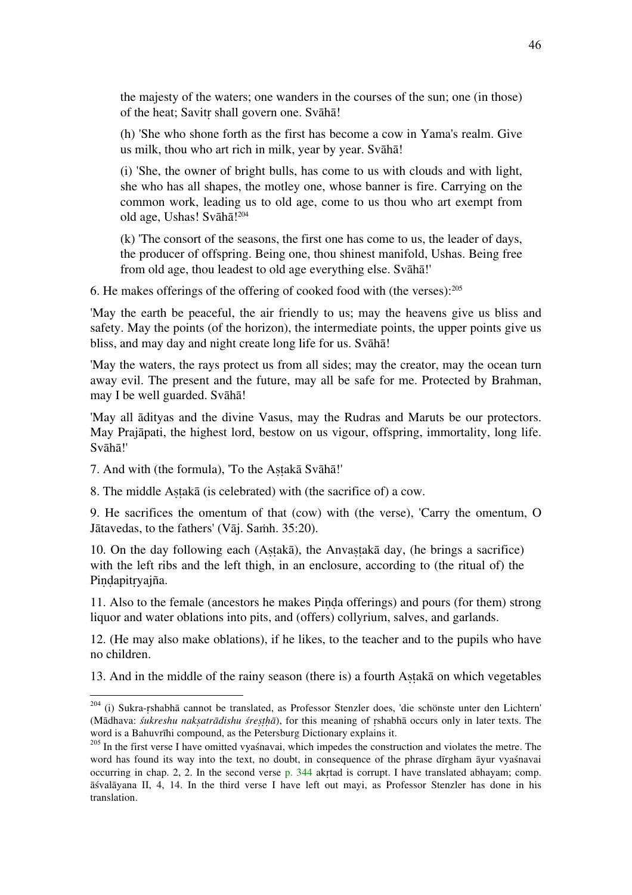the majesty of the waters; one wanders in the courses of the sun; one (in those) of the heat; Savitṛ shall govern one. Svāhā!

(h) 'She who shone forth as the first has become a cow in Yama's realm. Give us milk, thou who art rich in milk, year by year. Svāhā!

(i) 'She, the owner of bright bulls, has come to us with clouds and with light, she who has all shapes, the motley one, whose banner is fire. Carrying on the common work, leading us to old age, come to us thou who art exempt from old age, Ushas! Svāhā![204]

(k) 'The consort of the seasons, the first one has come to us, the leader of days, the producer of offspring. Being one, thou shinest manifold, Ushas. Being free from old age, thou leadest to old age everything else. Svāhā!'

6. He makes offerings of the offering of cooked food with (the verses):[205]

'May the earth be peaceful, the air friendly to us; may the heavens give us bliss and safety. May the points (of the horizon), the intermediate points, the upper points give us bliss, and may day and night create long life for us. Svāhā!

'May the waters, the rays protect us from all sides; may the creator, may the ocean turn away evil. The present and the future, may all be safe for me. Protected by Brahman, may I be well guarded. Svāhā!

'May all ādityas and the divine Vasus, may the Rudras and Maruts be our protectors. May Prajāpati, the highest lord, bestow on us vigour, offspring, immortality, long life. Svāhā!'

7. And with (the formula), 'To the Aṣṭakā Svāhā!'

8. The middle Aṣṭakā (is celebrated) with (the sacrifice of) a cow.

9. He sacrifices the omentum of that (cow) with (the verse), 'Carry the omentum, O Jātavedas, to the fathers' (Vāj. Saṁh. 35:20).

10. On the day following each (Aṣṭakā), the Anvaṣṭakā day, (he brings a sacrifice) with the left ribs and the left thigh, in an enclosure, according to (the ritual of) the Piṇḍapitṛyajña.

11. Also to the female (ancestors he makes Piṇḍa offerings) and pours (for them) strong liquor and water oblations into pits, and (offers) collyrium, salves, and garlands.

12. (He may also make oblations), if he likes, to the teacher and to the pupils who have no children.

13. And in the middle of the rainy season (there is) a fourth Aṣṭakā on which vegetables

---

[204] (i) Sukra-ṛshabhā cannot be translated, as Professor Stenzler does, 'die schönste unter den Lichtern' (Mādhava: *śukreshu nakṣatrādishu śreṣṭhā*), for this meaning of ṛshabhā occurs only in later texts. The word is a Bahuvrīhi compound, as the Petersburg Dictionary explains it.

[205] In the first verse I have omitted vyaśnavai, which impedes the construction and violates the metre. The word has found its way into the text, no doubt, in consequence of the phrase dīrgham āyur vyaśnavai occurring in chap. 2, 2. In the second verse p. 344 akṛtad is corrupt. I have translated abhayam; comp. āśvalāyana II, 4, 14. In the third verse I have left out mayi, as Professor Stenzler has done in his translation.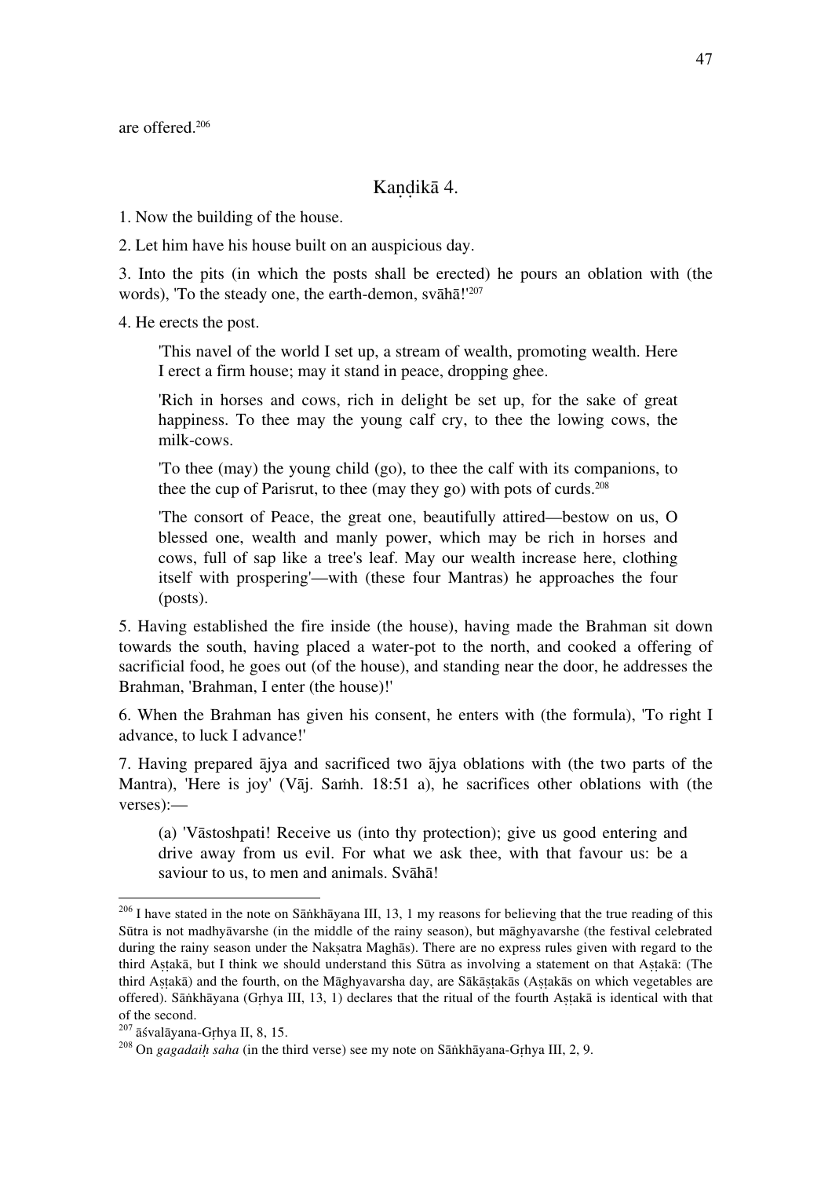are offered.[206]

## Kaṇḍikā 4.

1. Now the building of the house.

2. Let him have his house built on an auspicious day.

3. Into the pits (in which the posts shall be erected) he pours an oblation with (the words), 'To the steady one, the earth-demon, svāhā!'[207]

4. He erects the post.

> 'This navel of the world I set up, a stream of wealth, promoting wealth. Here I erect a firm house; may it stand in peace, dropping ghee.
>
> 'Rich in horses and cows, rich in delight be set up, for the sake of great happiness. To thee may the young calf cry, to thee the lowing cows, the milk-cows.
>
> 'To thee (may) the young child (go), to thee the calf with its companions, to thee the cup of Parisrut, to thee (may they go) with pots of curds.[208]
>
> 'The consort of Peace, the great one, beautifully attired—bestow on us, O blessed one, wealth and manly power, which may be rich in horses and cows, full of sap like a tree's leaf. May our wealth increase here, clothing itself with prospering'—with (these four Mantras) he approaches the four (posts).

5. Having established the fire inside (the house), having made the Brahman sit down towards the south, having placed a water-pot to the north, and cooked a offering of sacrificial food, he goes out (of the house), and standing near the door, he addresses the Brahman, 'Brahman, I enter (the house)!'

6. When the Brahman has given his consent, he enters with (the formula), 'To right I advance, to luck I advance!'

7. Having prepared ājya and sacrificed two ājya oblations with (the two parts of the Mantra), 'Here is joy' (Vāj. Saṁh. 18:51 a), he sacrifices other oblations with (the verses):—

> (a) 'Vāstoshpati! Receive us (into thy protection); give us good entering and drive away from us evil. For what we ask thee, with that favour us: be a saviour to us, to men and animals. Svāhā!

---

[206] I have stated in the note on Sāṅkhāyana III, 13, 1 my reasons for believing that the true reading of this Sūtra is not madhyāvarshe (in the middle of the rainy season), but māghyavarshe (the festival celebrated during the rainy season under the Nakṣatra Maghās). There are no express rules given with regard to the third Aṣṭakā, but I think we should understand this Sūtra as involving a statement on that Aṣṭakā: (The third Aṣṭakā) and the fourth, on the Māghyavarsha day, are Sākāṣṭakās (Aṣṭakās on which vegetables are offered). Sāṅkhāyana (Gṛhya III, 13, 1) declares that the ritual of the fourth Aṣṭakā is identical with that of the second.

[207] āśvalāyana-Gṛhya II, 8, 15.

[208] On *gagadaiḥ saha* (in the third verse) see my note on Sāṅkhāyana-Gṛhya III, 2, 9.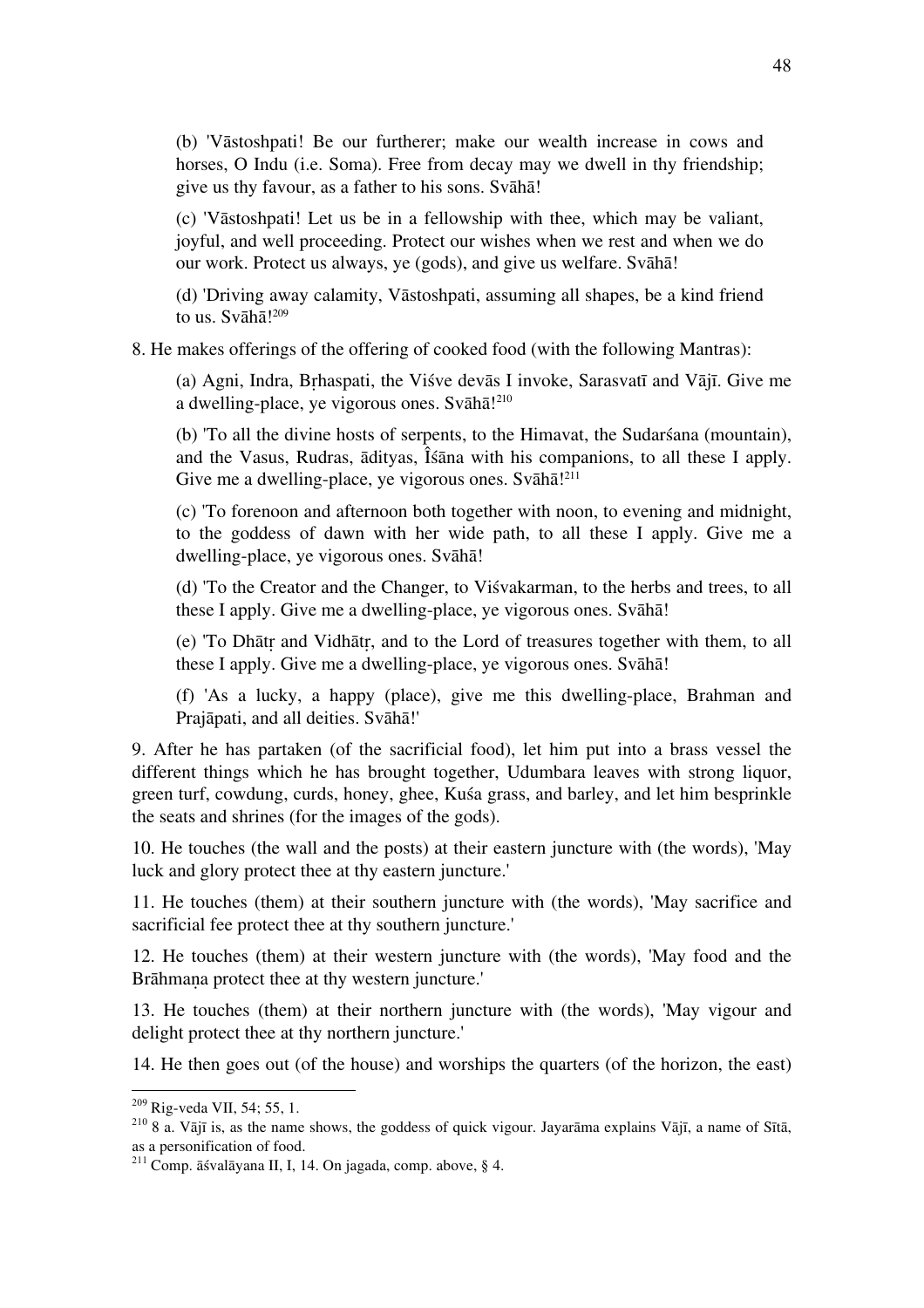(b) 'Vāstoshpati! Be our furtherer; make our wealth increase in cows and horses, O Indu (i.e. Soma). Free from decay may we dwell in thy friendship; give us thy favour, as a father to his sons. Svāhā!

(c) 'Vāstoshpati! Let us be in a fellowship with thee, which may be valiant, joyful, and well proceeding. Protect our wishes when we rest and when we do our work. Protect us always, ye (gods), and give us welfare. Svāhā!

(d) 'Driving away calamity, Vāstoshpati, assuming all shapes, be a kind friend to us. Svāhā![209]

8. He makes offerings of the offering of cooked food (with the following Mantras):

(a) Agni, Indra, Bṛhaspati, the Viśve devās I invoke, Sarasvatī and Vājī. Give me a dwelling-place, ye vigorous ones. Svāhā![210]

(b) 'To all the divine hosts of serpents, to the Himavat, the Sudarśana (mountain), and the Vasus, Rudras, ādityas, Îśāna with his companions, to all these I apply. Give me a dwelling-place, ye vigorous ones. Svāhā![211]

(c) 'To forenoon and afternoon both together with noon, to evening and midnight, to the goddess of dawn with her wide path, to all these I apply. Give me a dwelling-place, ye vigorous ones. Svāhā!

(d) 'To the Creator and the Changer, to Viśvakarman, to the herbs and trees, to all these I apply. Give me a dwelling-place, ye vigorous ones. Svāhā!

(e) 'To Dhātṛ and Vidhātṛ, and to the Lord of treasures together with them, to all these I apply. Give me a dwelling-place, ye vigorous ones. Svāhā!

(f) 'As a lucky, a happy (place), give me this dwelling-place, Brahman and Prajāpati, and all deities. Svāhā!'

9. After he has partaken (of the sacrificial food), let him put into a brass vessel the different things which he has brought together, Udumbara leaves with strong liquor, green turf, cowdung, curds, honey, ghee, Kuśa grass, and barley, and let him besprinkle the seats and shrines (for the images of the gods).

10. He touches (the wall and the posts) at their eastern juncture with (the words), 'May luck and glory protect thee at thy eastern juncture.'

11. He touches (them) at their southern juncture with (the words), 'May sacrifice and sacrificial fee protect thee at thy southern juncture.'

12. He touches (them) at their western juncture with (the words), 'May food and the Brāhmaṇa protect thee at thy western juncture.'

13. He touches (them) at their northern juncture with (the words), 'May vigour and delight protect thee at thy northern juncture.'

14. He then goes out (of the house) and worships the quarters (of the horizon, the east)

---

[209] Rig-veda VII, 54; 55, 1.

[210] 8 a. Vājī is, as the name shows, the goddess of quick vigour. Jayarāma explains Vājī, a name of Sītā, as a personification of food.

[211] Comp. āśvalāyana II, I, 14. On jagada, comp. above, § 4.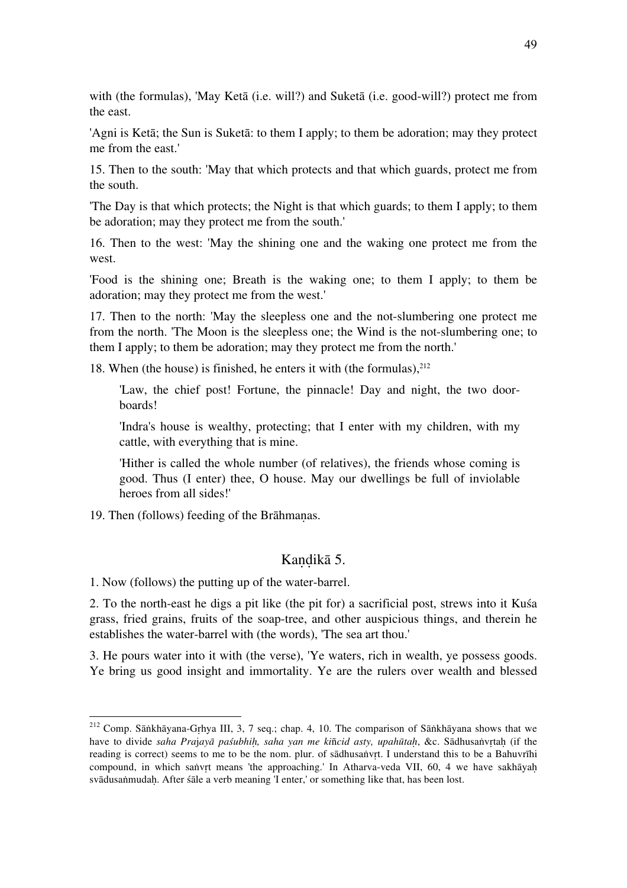with (the formulas), 'May Ketā (i.e. will?) and Suketā (i.e. good-will?) protect me from the east.

'Agni is Ketā; the Sun is Suketā: to them I apply; to them be adoration; may they protect me from the east.'

15. Then to the south: 'May that which protects and that which guards, protect me from the south.

'The Day is that which protects; the Night is that which guards; to them I apply; to them be adoration; may they protect me from the south.'

16. Then to the west: 'May the shining one and the waking one protect me from the west.

'Food is the shining one; Breath is the waking one; to them I apply; to them be adoration; may they protect me from the west.'

17. Then to the north: 'May the sleepless one and the not-slumbering one protect me from the north. 'The Moon is the sleepless one; the Wind is the not-slumbering one; to them I apply; to them be adoration; may they protect me from the north.'

18. When (the house) is finished, he enters it with (the formulas),[212]

> 'Law, the chief post! Fortune, the pinnacle! Day and night, the two door-boards!
>
> 'Indra's house is wealthy, protecting; that I enter with my children, with my cattle, with everything that is mine.
>
> 'Hither is called the whole number (of relatives), the friends whose coming is good. Thus (I enter) thee, O house. May our dwellings be full of inviolable heroes from all sides!'

19. Then (follows) feeding of the Brāhmaṇas.

## Kaṇḍikā 5.

1. Now (follows) the putting up of the water-barrel.

2. To the north-east he digs a pit like (the pit for) a sacrificial post, strews into it Kuśa grass, fried grains, fruits of the soap-tree, and other auspicious things, and therein he establishes the water-barrel with (the words), 'The sea art thou.'

3. He pours water into it with (the verse), 'Ye waters, rich in wealth, ye possess goods. Ye bring us good insight and immortality. Ye are the rulers over wealth and blessed

---

[212] Comp. Sāṅkhāyana-Gṛhya III, 3, 7 seq.; chap. 4, 10. The comparison of Sāṅkhāyana shows that we have to divide *saha Prajayā paśubhiḥ, saha yan me kiñcid asty, upahūtaḥ*, &c. Sādhusaṅvṛtaḥ (if the reading is correct) seems to me to be the nom. plur. of sādhusaṅvṛt. I understand this to be a Bahuvrīhi compound, in which saṅvṛt means 'the approaching.' In Atharva-veda VII, 60, 4 we have sakhāyaḥ svādusaṁmudaḥ. After śāle a verb meaning 'I enter,' or something like that, has been lost.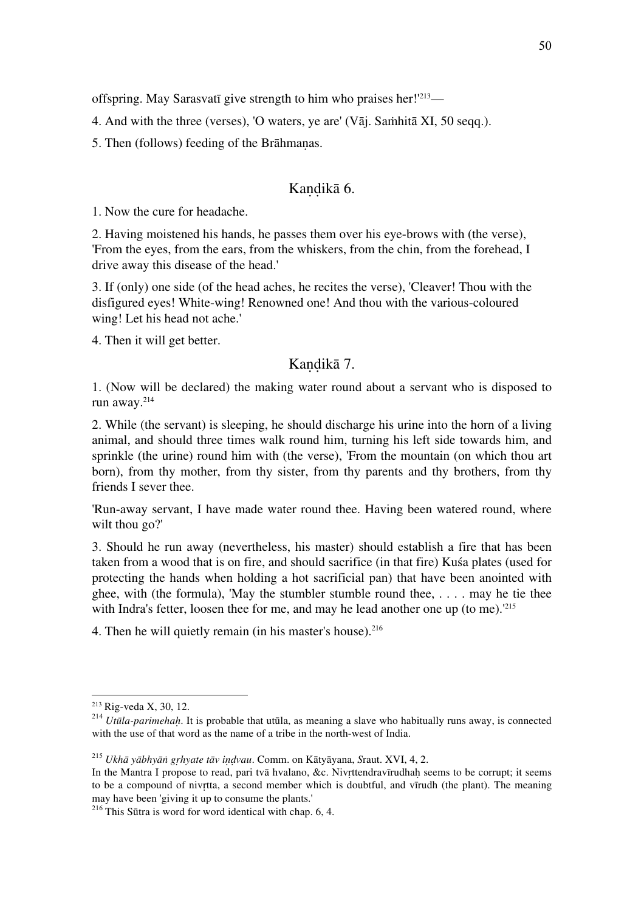offspring. May Sarasvatī give strength to him who praises her!'[213]—

4. And with the three (verses), 'O waters, ye are' (Vāj. Saṁhitā XI, 50 seqq.).

5. Then (follows) feeding of the Brāhmaṇas.

## Kaṇḍikā 6.

1. Now the cure for headache.

2. Having moistened his hands, he passes them over his eye-brows with (the verse), 'From the eyes, from the ears, from the whiskers, from the chin, from the forehead, I drive away this disease of the head.'

3. If (only) one side (of the head aches, he recites the verse), 'Cleaver! Thou with the disfigured eyes! White-wing! Renowned one! And thou with the various-coloured wing! Let his head not ache.'

4. Then it will get better.

## Kaṇḍikā 7.

1. (Now will be declared) the making water round about a servant who is disposed to run away.[214]

2. While (the servant) is sleeping, he should discharge his urine into the horn of a living animal, and should three times walk round him, turning his left side towards him, and sprinkle (the urine) round him with (the verse), 'From the mountain (on which thou art born), from thy mother, from thy sister, from thy parents and thy brothers, from thy friends I sever thee.

'Run-away servant, I have made water round thee. Having been watered round, where wilt thou go?'

3. Should he run away (nevertheless, his master) should establish a fire that has been taken from a wood that is on fire, and should sacrifice (in that fire) Kuśa plates (used for protecting the hands when holding a hot sacrificial pan) that have been anointed with ghee, with (the formula), 'May the stumbler stumble round thee, . . . . may he tie thee with Indra's fetter, loosen thee for me, and may he lead another one up (to me).'[215]

4. Then he will quietly remain (in his master's house).[216]

---

[213] Rig-veda X, 30, 12.

[214] *Utūla-parimehaḥ*. It is probable that utūla, as meaning a slave who habitually runs away, is connected with the use of that word as the name of a tribe in the north-west of India.

[215] *Ukhā yābhyāṅ gṛhyate tāv iṇḍvau*. Comm. on Kātyāyana, *S*raut. XVI, 4, 2.
In the Mantra I propose to read, pari tvā hvalano, &c. Nivṛttendravīrudhaḥ seems to be corrupt; it seems to be a compound of nivṛtta, a second member which is doubtful, and vīrudh (the plant). The meaning may have been 'giving it up to consume the plants.'

[216] This Sūtra is word for word identical with chap. 6, 4.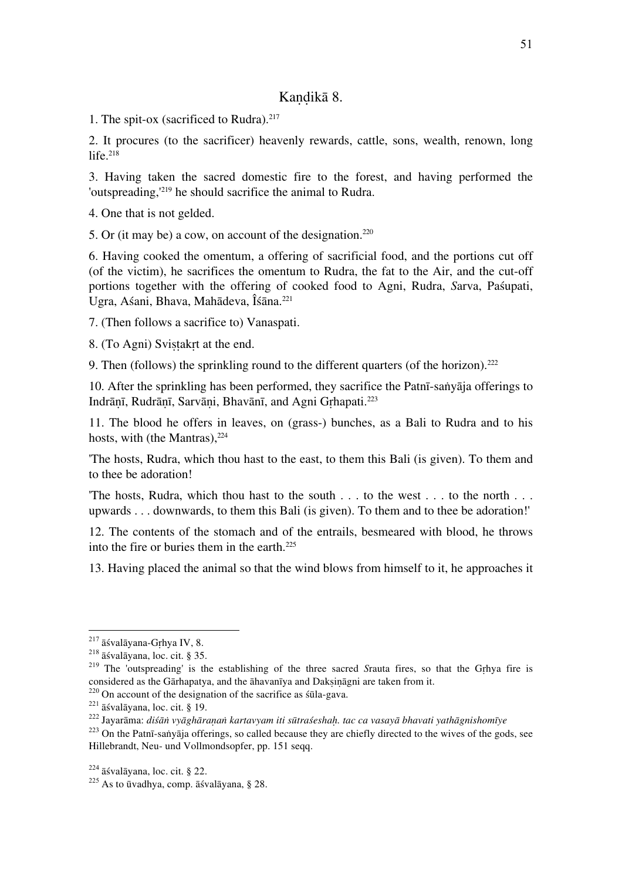## Kaṇḍikā 8.

1. The spit-ox (sacrificed to Rudra).[217]

2. It procures (to the sacrificer) heavenly rewards, cattle, sons, wealth, renown, long life.[218]

3. Having taken the sacred domestic fire to the forest, and having performed the 'outspreading,'[219] he should sacrifice the animal to Rudra.

4. One that is not gelded.

5. Or (it may be) a cow, on account of the designation.[220]

6. Having cooked the omentum, a offering of sacrificial food, and the portions cut off (of the victim), he sacrifices the omentum to Rudra, the fat to the Air, and the cut-off portions together with the offering of cooked food to Agni, Rudra, *S*arva, Paśupati, Ugra, Aśani, Bhava, Mahādeva, Îśāna.[221]

7. (Then follows a sacrifice to) Vanaspati.

8. (To Agni) Sviṣṭakṛt at the end.

9. Then (follows) the sprinkling round to the different quarters (of the horizon).[222]

10. After the sprinkling has been performed, they sacrifice the Patnī-saṅyāja offerings to Indrāṇī, Rudrāṇī, Sarvāṇi, Bhavānī, and Agni Gṛhapati.[223]

11. The blood he offers in leaves, on (grass-) bunches, as a Bali to Rudra and to his hosts, with (the Mantras),[224]

'The hosts, Rudra, which thou hast to the east, to them this Bali (is given). To them and to thee be adoration!

'The hosts, Rudra, which thou hast to the south . . . to the west . . . to the north . . . upwards . . . downwards, to them this Bali (is given). To them and to thee be adoration!'

12. The contents of the stomach and of the entrails, besmeared with blood, he throws into the fire or buries them in the earth.[225]

13. Having placed the animal so that the wind blows from himself to it, he approaches it

---

[217] āśvalāyana-Gṛhya IV, 8.

[218] āśvalāyana, loc. cit. § 35.

[219] The 'outspreading' is the establishing of the three sacred *S*rauta fires, so that the Gṛhya fire is considered as the Gārhapatya, and the āhavanīya and Dakṣiṇāgni are taken from it.

[220] On account of the designation of the sacrifice as śūla-gava.

[221] āśvalāyana, loc. cit. § 19.

[222] Jayarāma: *diśāṅ vyāghāraṇaṅ kartavyam iti sūtraśeshaḥ. tac ca vasayā bhavati yathāgnishomīye*

[223] On the Patnī-saṅyāja offerings, so called because they are chiefly directed to the wives of the gods, see Hillebrandt, Neu- und Vollmondsopfer, pp. 151 seqq.

[224] āśvalāyana, loc. cit. § 22.

[225] As to ūvadhya, comp. āśvalāyana, § 28.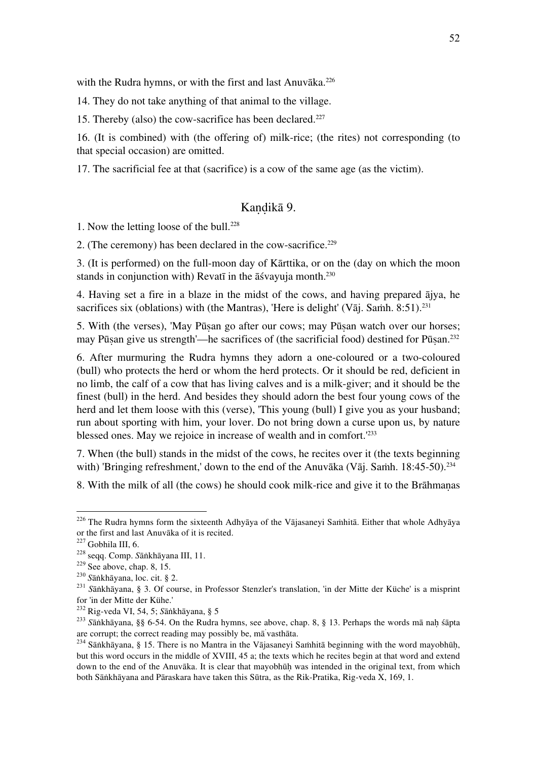with the Rudra hymns, or with the first and last Anuvāka.[226]

14. They do not take anything of that animal to the village.

15. Thereby (also) the cow-sacrifice has been declared.[227]

16. (It is combined) with (the offering of) milk-rice; (the rites) not corresponding (to that special occasion) are omitted.

17. The sacrificial fee at that (sacrifice) is a cow of the same age (as the victim).

## Kaṇḍikā 9.

1. Now the letting loose of the bull.[228]

2. (The ceremony) has been declared in the cow-sacrifice.[229]

3. (It is performed) on the full-moon day of Kārttika, or on the (day on which the moon stands in conjunction with) Revatī in the āśvayuja month.[230]

4. Having set a fire in a blaze in the midst of the cows, and having prepared ājya, he sacrifices six (oblations) with (the Mantras), 'Here is delight' (Vāj. Saṁh. 8:51).[231]

5. With (the verses), 'May Pūṣan go after our cows; may Pūṣan watch over our horses; may Pūṣan give us strength'—he sacrifices of (the sacrificial food) destined for Pūṣan.[232]

6. After murmuring the Rudra hymns they adorn a one-coloured or a two-coloured (bull) who protects the herd or whom the herd protects. Or it should be red, deficient in no limb, the calf of a cow that has living calves and is a milk-giver; and it should be the finest (bull) in the herd. And besides they should adorn the best four young cows of the herd and let them loose with this (verse), 'This young (bull) I give you as your husband; run about sporting with him, your lover. Do not bring down a curse upon us, by nature blessed ones. May we rejoice in increase of wealth and in comfort.'[233]

7. When (the bull) stands in the midst of the cows, he recites over it (the texts beginning with) 'Bringing refreshment,' down to the end of the Anuvāka (Vāj. Saṁh. 18:45-50).[234]

8. With the milk of all (the cows) he should cook milk-rice and give it to the Brāhmaṇas

---

[226] The Rudra hymns form the sixteenth Adhyāya of the Vājasaneyi Saṁhitā. Either that whole Adhyāya or the first and last Anuvāka of it is recited.

[227] Gobhila III, 6.

[228] seqq. Comp. *S*āṅkhāyana III, 11.

[229] See above, chap. 8, 15.

[230] *S*āṅkhāyana, loc. cit. § 2.

[231] *S*āṅkhāyana, § 3. Of course, in Professor Stenzler's translation, 'in der Mitte der Küche' is a misprint for 'in der Mitte der Kühe.'

[232] Rig-veda VI, 54, 5; *S*āṅkhāyana, § 5

[233] *S*āṅkhāyana, §§ 6-54. On the Rudra hymns, see above, chap. 8, § 13. Perhaps the words mā naḥ śāpta are corrupt; the correct reading may possibly be, mā̍ vasthāta.

[234] Sāṅkhāyana, § 15. There is no Mantra in the Vājasaneyi Saṁhitā beginning with the word mayobhūḥ, but this word occurs in the middle of XVIII, 45 a; the texts which he recites begin at that word and extend down to the end of the Anuvāka. It is clear that mayobhūḥ was intended in the original text, from which both Sāṅkhāyana and Pāraskara have taken this Sūtra, as the Rik-Pratika, Rig-veda X, 169, 1.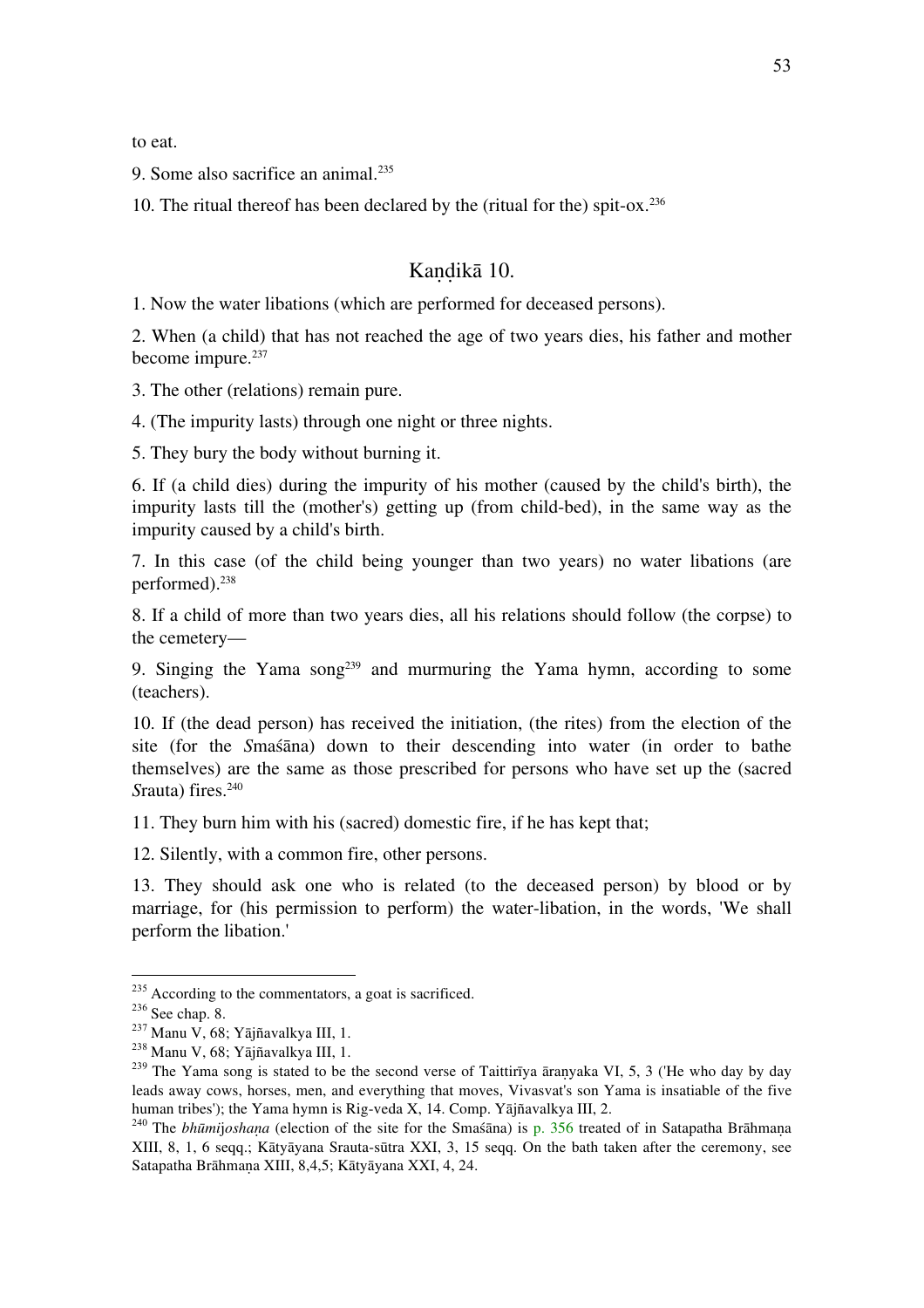to eat.

9. Some also sacrifice an animal.[235]

10. The ritual thereof has been declared by the (ritual for the) spit-ox.[236]

## Kaṇḍikā 10.

1. Now the water libations (which are performed for deceased persons).

2. When (a child) that has not reached the age of two years dies, his father and mother become impure.[237]

3. The other (relations) remain pure.

4. (The impurity lasts) through one night or three nights.

5. They bury the body without burning it.

6. If (a child dies) during the impurity of his mother (caused by the child's birth), the impurity lasts till the (mother's) getting up (from child-bed), in the same way as the impurity caused by a child's birth.

7. In this case (of the child being younger than two years) no water libations (are performed).[238]

8. If a child of more than two years dies, all his relations should follow (the corpse) to the cemetery—

9. Singing the Yama song[239] and murmuring the Yama hymn, according to some (teachers).

10. If (the dead person) has received the initiation, (the rites) from the election of the site (for the *S*maśāna) down to their descending into water (in order to bathe themselves) are the same as those prescribed for persons who have set up the (sacred *S*rauta) fires.[240]

11. They burn him with his (sacred) domestic fire, if he has kept that;

12. Silently, with a common fire, other persons.

13. They should ask one who is related (to the deceased person) by blood or by marriage, for (his permission to perform) the water-libation, in the words, 'We shall perform the libation.'

---

[235] According to the commentators, a goat is sacrificed.

[236] See chap. 8.

[237] Manu V, 68; Yājñavalkya III, 1.

[238] Manu V, 68; Yājñavalkya III, 1.

[239] The Yama song is stated to be the second verse of Taittirīya āraṇyaka VI, 5, 3 ('He who day by day leads away cows, horses, men, and everything that moves, Vivasvat's son Yama is insatiable of the five human tribes'); the Yama hymn is Rig-veda X, 14. Comp. Yājñavalkya III, 2.

[240] The *bhūmi*j*oshaṇa* (election of the site for the Smaśāna) is p. 356 treated of in Satapatha Brāhmaṇa XIII, 8, 1, 6 seqq.; Kātyāyana Srauta-sūtra XXI, 3, 15 seqq. On the bath taken after the ceremony, see Satapatha Brāhmaṇa XIII, 8,4,5; Kātyāyana XXI, 4, 24.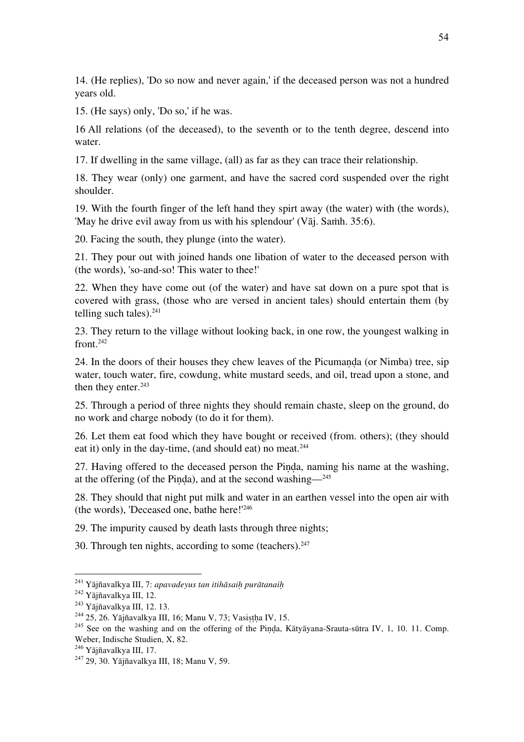14. (He replies), 'Do so now and never again,' if the deceased person was not a hundred years old.

15. (He says) only, 'Do so,' if he was.

16 All relations (of the deceased), to the seventh or to the tenth degree, descend into water.

17. If dwelling in the same village, (all) as far as they can trace their relationship.

18. They wear (only) one garment, and have the sacred cord suspended over the right shoulder.

19. With the fourth finger of the left hand they spirt away (the water) with (the words), 'May he drive evil away from us with his splendour' (Vāj. Saṁh. 35:6).

20. Facing the south, they plunge (into the water).

21. They pour out with joined hands one libation of water to the deceased person with (the words), 'so-and-so! This water to thee!'

22. When they have come out (of the water) and have sat down on a pure spot that is covered with grass, (those who are versed in ancient tales) should entertain them (by telling such tales).[241]

23. They return to the village without looking back, in one row, the youngest walking in front.[242]

24. In the doors of their houses they chew leaves of the Picumaṇḍa (or Nimba) tree, sip water, touch water, fire, cowdung, white mustard seeds, and oil, tread upon a stone, and then they enter.[243]

25. Through a period of three nights they should remain chaste, sleep on the ground, do no work and charge nobody (to do it for them).

26. Let them eat food which they have bought or received (from. others); (they should eat it) only in the day-time, (and should eat) no meat.[244]

27. Having offered to the deceased person the Piṇḍa, naming his name at the washing, at the offering (of the Piṇḍa), and at the second washing—[245]

28. They should that night put milk and water in an earthen vessel into the open air with (the words), 'Deceased one, bathe here!'[246]

29. The impurity caused by death lasts through three nights;

30. Through ten nights, according to some (teachers).[247]

---

[241] Yājñavalkya III, 7: *apavadeyus tan itihāsaiḥ purātanaiḥ*

[242] Yājñavalkya III, 12.

[243] Yājñavalkya III, 12. 13.

[244] 25, 26. Yājñavalkya III, 16; Manu V, 73; Vasiṣṭha IV, 15.

[245] See on the washing and on the offering of the Piṇḍa, Kātyāyana-Srauta-sūtra IV, 1, 10. 11. Comp. Weber, Indische Studien, X, 82.

[246] Yājñavalkya III, 17.

[247] 29, 30. Yājñavalkya III, 18; Manu V, 59.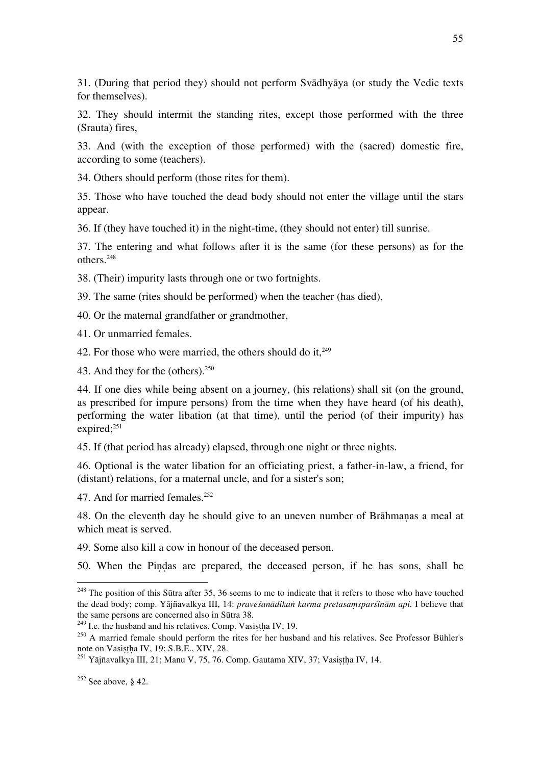31. (During that period they) should not perform Svādhyāya (or study the Vedic texts for themselves).

32. They should intermit the standing rites, except those performed with the three (Srauta) fires,

33. And (with the exception of those performed) with the (sacred) domestic fire, according to some (teachers).

34. Others should perform (those rites for them).

35. Those who have touched the dead body should not enter the village until the stars appear.

36. If (they have touched it) in the night-time, (they should not enter) till sunrise.

37. The entering and what follows after it is the same (for these persons) as for the others.[248]

38. (Their) impurity lasts through one or two fortnights.

39. The same (rites should be performed) when the teacher (has died),

40. Or the maternal grandfather or grandmother,

41. Or unmarried females.

42. For those who were married, the others should do it,[249]

43. And they for the (others).[250]

44. If one dies while being absent on a journey, (his relations) shall sit (on the ground, as prescribed for impure persons) from the time when they have heard (of his death), performing the water libation (at that time), until the period (of their impurity) has expired;[251]

45. If (that period has already) elapsed, through one night or three nights.

46. Optional is the water libation for an officiating priest, a father-in-law, a friend, for (distant) relations, for a maternal uncle, and for a sister's son;

47. And for married females.[252]

48. On the eleventh day he should give to an uneven number of Brāhmaṇas a meal at which meat is served.

49. Some also kill a cow in honour of the deceased person.

50. When the Piṇḍas are prepared, the deceased person, if he has sons, shall be

---

[248] The position of this Sūtra after 35, 36 seems to me to indicate that it refers to those who have touched the dead body; comp. Yājñavalkya III, 14: *praveśanādikaṅ karma pretasaṃsparśinām api.* I believe that the same persons are concerned also in Sūtra 38.

[249] I.e. the husband and his relatives. Comp. Vasiṣṭha IV, 19.

[250] A married female should perform the rites for her husband and his relatives. See Professor Bühler's note on Vasiṣṭha IV, 19; S.B.E., XIV, 28.

[251] Yājñavalkya III, 21; Manu V, 75, 76. Comp. Gautama XIV, 37; Vasiṣṭha IV, 14.

[252] See above, § 42.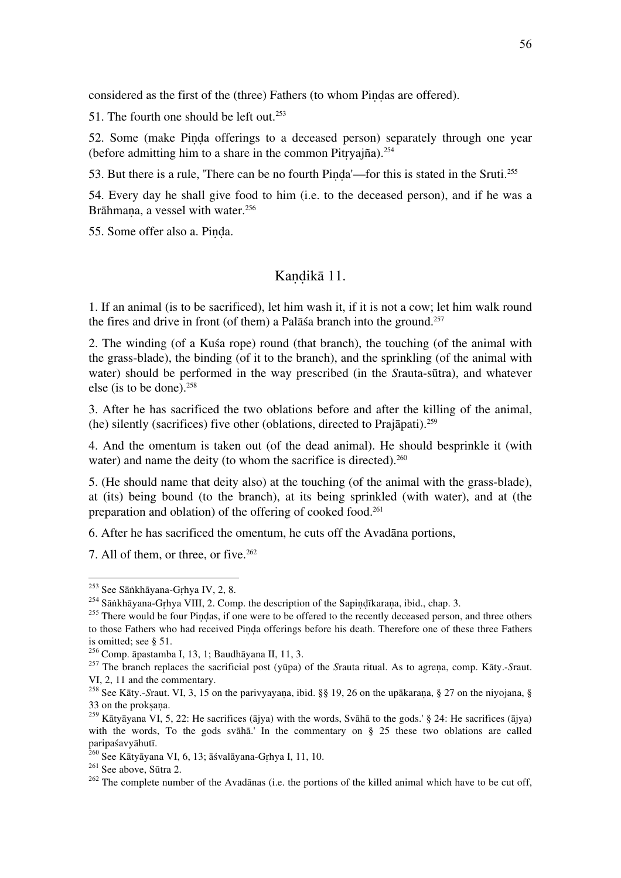considered as the first of the (three) Fathers (to whom Piṇḍas are offered).

51. The fourth one should be left out.[253]

52. Some (make Piṇḍa offerings to a deceased person) separately through one year (before admitting him to a share in the common Pitṛyajña).[254]

53. But there is a rule, 'There can be no fourth Piṇḍa'—for this is stated in the Sruti.[255]

54. Every day he shall give food to him (i.e. to the deceased person), and if he was a Brāhmaṇa, a vessel with water.[256]

55. Some offer also a. Piṇḍa.

## Kaṇḍikā 11.

1. If an animal (is to be sacrificed), let him wash it, if it is not a cow; let him walk round the fires and drive in front (of them) a Palāśa branch into the ground.[257]

2. The winding (of a Kuśa rope) round (that branch), the touching (of the animal with the grass-blade), the binding (of it to the branch), and the sprinkling (of the animal with water) should be performed in the way prescribed (in the *S*rauta-sūtra), and whatever else (is to be done).[258]

3. After he has sacrificed the two oblations before and after the killing of the animal, (he) silently (sacrifices) five other (oblations, directed to Prajāpati).[259]

4. And the omentum is taken out (of the dead animal). He should besprinkle it (with water) and name the deity (to whom the sacrifice is directed).[260]

5. (He should name that deity also) at the touching (of the animal with the grass-blade), at (its) being bound (to the branch), at its being sprinkled (with water), and at (the preparation and oblation) of the offering of cooked food.[261]

6. After he has sacrificed the omentum, he cuts off the Avadāna portions,

7. All of them, or three, or five.[262]

---

[253] See Sāṅkhāyana-Gṛhya IV, 2, 8.

[254] Sāṅkhāyana-Gṛhya VIII, 2. Comp. the description of the Sapiṇḍīkaraṇa, ibid., chap. 3.

[255] There would be four Piṇḍas, if one were to be offered to the recently deceased person, and three others to those Fathers who had received Piṇḍa offerings before his death. Therefore one of these three Fathers is omitted; see § 51.

[256] Comp. āpastamba I, 13, 1; Baudhāyana II, 11, 3.

[257] The branch replaces the sacrificial post (yūpa) of the *S*rauta ritual. As to agreṇa, comp. Kāty.-*S*raut. VI, 2, 11 and the commentary.

[258] See Kāty.-*S*raut. VI, 3, 15 on the parivyayaṇa, ibid. §§ 19, 26 on the upākaraṇa, § 27 on the niyojana, § 33 on the prokṣaṇa.

[259] Kātyāyana VI, 5, 22: He sacrifices (ājya) with the words, Svāhā to the gods.' § 24: He sacrifices (ājya) with the words, To the gods svāhā.' In the commentary on § 25 these two oblations are called paripaśavyāhutī.

[260] See Kātyāyana VI, 6, 13; āśvalāyana-Gṛhya I, 11, 10.

[261] See above, Sūtra 2.

[262] The complete number of the Avadānas (i.e. the portions of the killed animal which have to be cut off,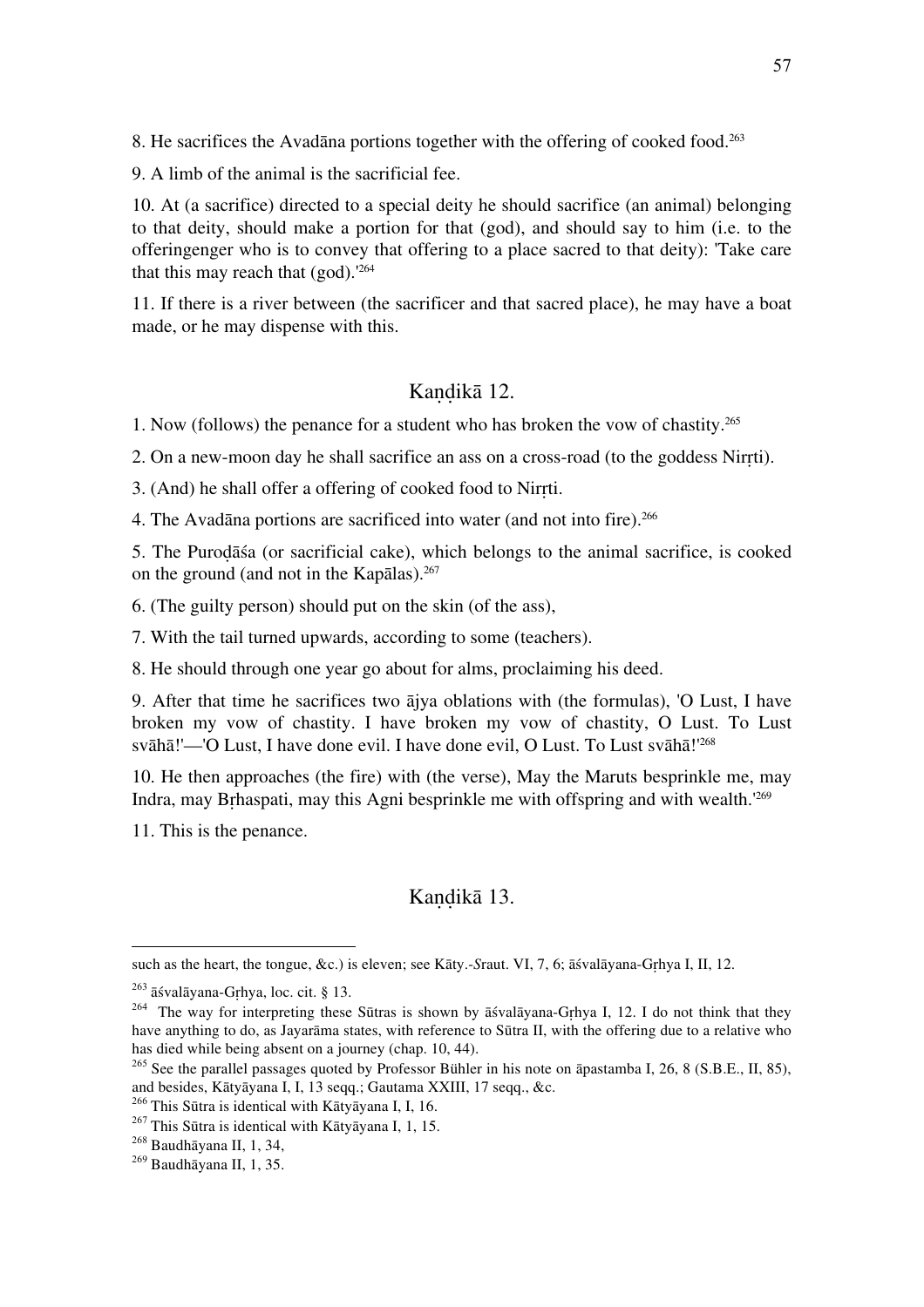8. He sacrifices the Avadāna portions together with the offering of cooked food.[263]

9. A limb of the animal is the sacrificial fee.

10. At (a sacrifice) directed to a special deity he should sacrifice (an animal) belonging to that deity, should make a portion for that (god), and should say to him (i.e. to the offeringenger who is to convey that offering to a place sacred to that deity): 'Take care that this may reach that (god).'[264]

11. If there is a river between (the sacrificer and that sacred place), he may have a boat made, or he may dispense with this.

## Kaṇḍikā 12.

1. Now (follows) the penance for a student who has broken the vow of chastity.[265]

2. On a new-moon day he shall sacrifice an ass on a cross-road (to the goddess Nirṛti).

3. (And) he shall offer a offering of cooked food to Nirṛti.

4. The Avadāna portions are sacrificed into water (and not into fire).[266]

5. The Puroḍāśa (or sacrificial cake), which belongs to the animal sacrifice, is cooked on the ground (and not in the Kapālas).[267]

6. (The guilty person) should put on the skin (of the ass),

7. With the tail turned upwards, according to some (teachers).

8. He should through one year go about for alms, proclaiming his deed.

9. After that time he sacrifices two ājya oblations with (the formulas), 'O Lust, I have broken my vow of chastity. I have broken my vow of chastity, O Lust. To Lust svāhā!'—'O Lust, I have done evil. I have done evil, O Lust. To Lust svāhā!'[268]

10. He then approaches (the fire) with (the verse), May the Maruts besprinkle me, may Indra, may Bṛhaspati, may this Agni besprinkle me with offspring and with wealth.'[269]

11. This is the penance.

## Kaṇḍikā 13.

---

such as the heart, the tongue, &c.) is eleven; see Kāty.-*S*raut. VI, 7, 6; āśvalāyana-Gṛhya I, II, 12.

[263] āśvalāyana-Gṛhya, loc. cit. § 13.

[264] The way for interpreting these Sūtras is shown by āśvalāyana-Gṛhya I, 12. I do not think that they have anything to do, as Jayarāma states, with reference to Sūtra II, with the offering due to a relative who has died while being absent on a journey (chap. 10, 44).

[265] See the parallel passages quoted by Professor Bühler in his note on āpastamba I, 26, 8 (S.B.E., II, 85), and besides, Kātyāyana I, I, 13 seqq.; Gautama XXIII, 17 seqq., &c.

[266] This Sūtra is identical with Kātyāyana I, I, 16.

[267] This Sūtra is identical with Kātyāyana I, 1, 15.

[268] Baudhāyana II, 1, 34,

[269] Baudhāyana II, 1, 35.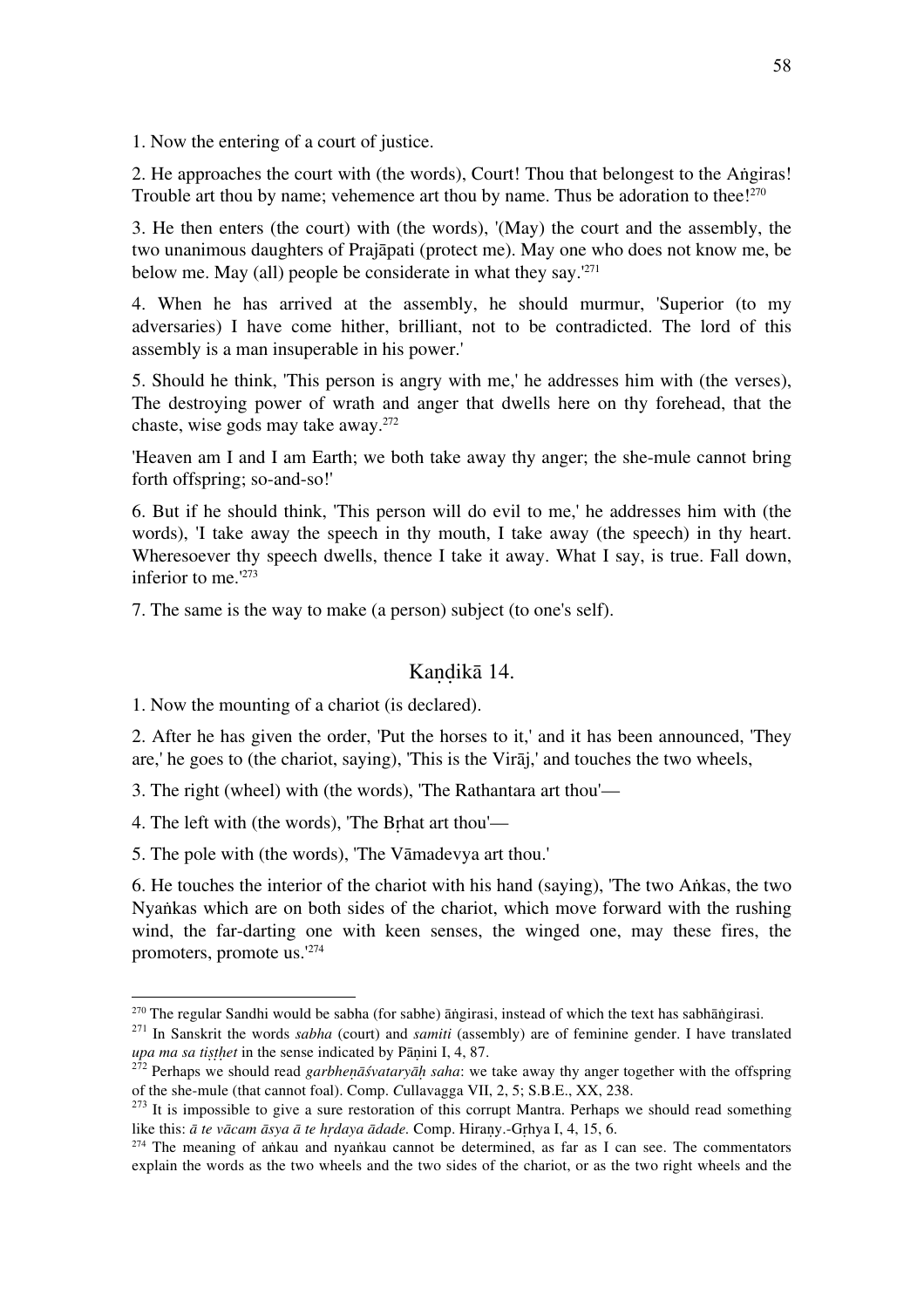1. Now the entering of a court of justice.

2. He approaches the court with (the words), Court! Thou that belongest to the Aṅgiras! Trouble art thou by name; vehemence art thou by name. Thus be adoration to thee![270]

3. He then enters (the court) with (the words), '(May) the court and the assembly, the two unanimous daughters of Prajāpati (protect me). May one who does not know me, be below me. May (all) people be considerate in what they say.'[271]

4. When he has arrived at the assembly, he should murmur, 'Superior (to my adversaries) I have come hither, brilliant, not to be contradicted. The lord of this assembly is a man insuperable in his power.'

5. Should he think, 'This person is angry with me,' he addresses him with (the verses), The destroying power of wrath and anger that dwells here on thy forehead, that the chaste, wise gods may take away.[272]

'Heaven am I and I am Earth; we both take away thy anger; the she-mule cannot bring forth offspring; so-and-so!'

6. But if he should think, 'This person will do evil to me,' he addresses him with (the words), 'I take away the speech in thy mouth, I take away (the speech) in thy heart. Wheresoever thy speech dwells, thence I take it away. What I say, is true. Fall down, inferior to me.'[273]

7. The same is the way to make (a person) subject (to one's self).

## Kaṇḍikā 14.

1. Now the mounting of a chariot (is declared).

2. After he has given the order, 'Put the horses to it,' and it has been announced, 'They are,' he goes to (the chariot, saying), 'This is the Virāj,' and touches the two wheels,

3. The right (wheel) with (the words), 'The Rathantara art thou'—

4. The left with (the words), 'The Bṛhat art thou'—

5. The pole with (the words), 'The Vāmadevya art thou.'

6. He touches the interior of the chariot with his hand (saying), 'The two Aṅkas, the two Nyaṅkas which are on both sides of the chariot, which move forward with the rushing wind, the far-darting one with keen senses, the winged one, may these fires, the promoters, promote us.'[274]

---

[270] The regular Sandhi would be sabha (for sabhe) āṅgirasi, instead of which the text has sabhāṅgirasi.

[271] In Sanskrit the words *sabha* (court) and *samiti* (assembly) are of feminine gender. I have translated *upa ma sa tiṣṭhet* in the sense indicated by Pāṇini I, 4, 87.

[272] Perhaps we should read *garbheṇāśvataryāḥ saha*: we take away thy anger together with the offspring of the she-mule (that cannot foal). Comp. *C*ullavagga VII, 2, 5; S.B.E., XX, 238.

[273] It is impossible to give a sure restoration of this corrupt Mantra. Perhaps we should read something like this: *ā te vācam āsya ā te hṛdaya ādade.* Comp. Hirany.-Gṛhya I, 4, 15, 6.

[274] The meaning of aṅkau and nyaṅkau cannot be determined, as far as I can see. The commentators explain the words as the two wheels and the two sides of the chariot, or as the two right wheels and the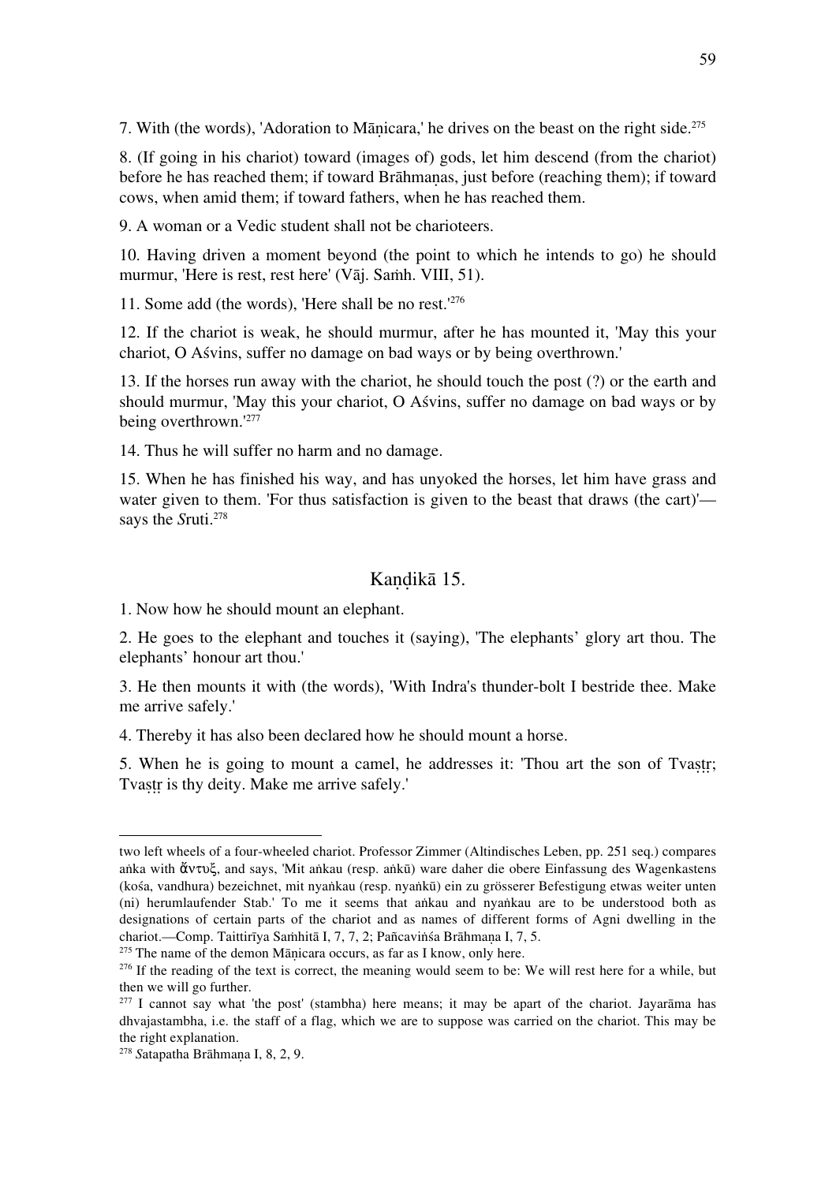7. With (the words), 'Adoration to Māṇicara,' he drives on the beast on the right side.[275]

8. (If going in his chariot) toward (images of) gods, let him descend (from the chariot) before he has reached them; if toward Brāhmaṇas, just before (reaching them); if toward cows, when amid them; if toward fathers, when he has reached them.

9. A woman or a Vedic student shall not be charioteers.

10. Having driven a moment beyond (the point to which he intends to go) he should murmur, 'Here is rest, rest here' (Vāj. Saṁh. VIII, 51).

11. Some add (the words), 'Here shall be no rest.'[276]

12. If the chariot is weak, he should murmur, after he has mounted it, 'May this your chariot, O Aśvins, suffer no damage on bad ways or by being overthrown.'

13. If the horses run away with the chariot, he should touch the post (?) or the earth and should murmur, 'May this your chariot, O Aśvins, suffer no damage on bad ways or by being overthrown.'[277]

14. Thus he will suffer no harm and no damage.

15. When he has finished his way, and has unyoked the horses, let him have grass and water given to them. 'For thus satisfaction is given to the beast that draws (the cart)'—says the *S*ruti.[278]

## Kaṇḍikā 15.

1. Now how he should mount an elephant.

2. He goes to the elephant and touches it (saying), 'The elephants' glory art thou. The elephants' honour art thou.'

3. He then mounts it with (the words), 'With Indra's thunder-bolt I bestride thee. Make me arrive safely.'

4. Thereby it has also been declared how he should mount a horse.

5. When he is going to mount a camel, he addresses it: 'Thou art the son of Tvaṣṭṛ; Tvaṣṭṛ is thy deity. Make me arrive safely.'

---

two left wheels of a four-wheeled chariot. Professor Zimmer (Altindisches Leben, pp. 251 seq.) compares aṅka with ἄντυξ, and says, 'Mit aṅkau (resp. aṅkū) ware daher die obere Einfassung des Wagenkastens (kośa, vandhura) bezeichnet, mit nyaṅkau (resp. nyaṅkū) ein zu grösserer Befestigung etwas weiter unten (ni) herumlaufender Stab.' To me it seems that aṅkau and nyaṅkau are to be understood both as designations of certain parts of the chariot and as names of different forms of Agni dwelling in the chariot.—Comp. Taittirīya Saṁhitā I, 7, 7, 2; Pañcaviṅśa Brāhmaṇa I, 7, 5.

[275] The name of the demon Māṇicara occurs, as far as I know, only here.

[276] If the reading of the text is correct, the meaning would seem to be: We will rest here for a while, but then we will go further.

[277] I cannot say what 'the post' (stambha) here means; it may be apart of the chariot. Jayarāma has dhvajastambha, i.e. the staff of a flag, which we are to suppose was carried on the chariot. This may be the right explanation.

[278] *S*atapatha Brāhmaṇa I, 8, 2, 9.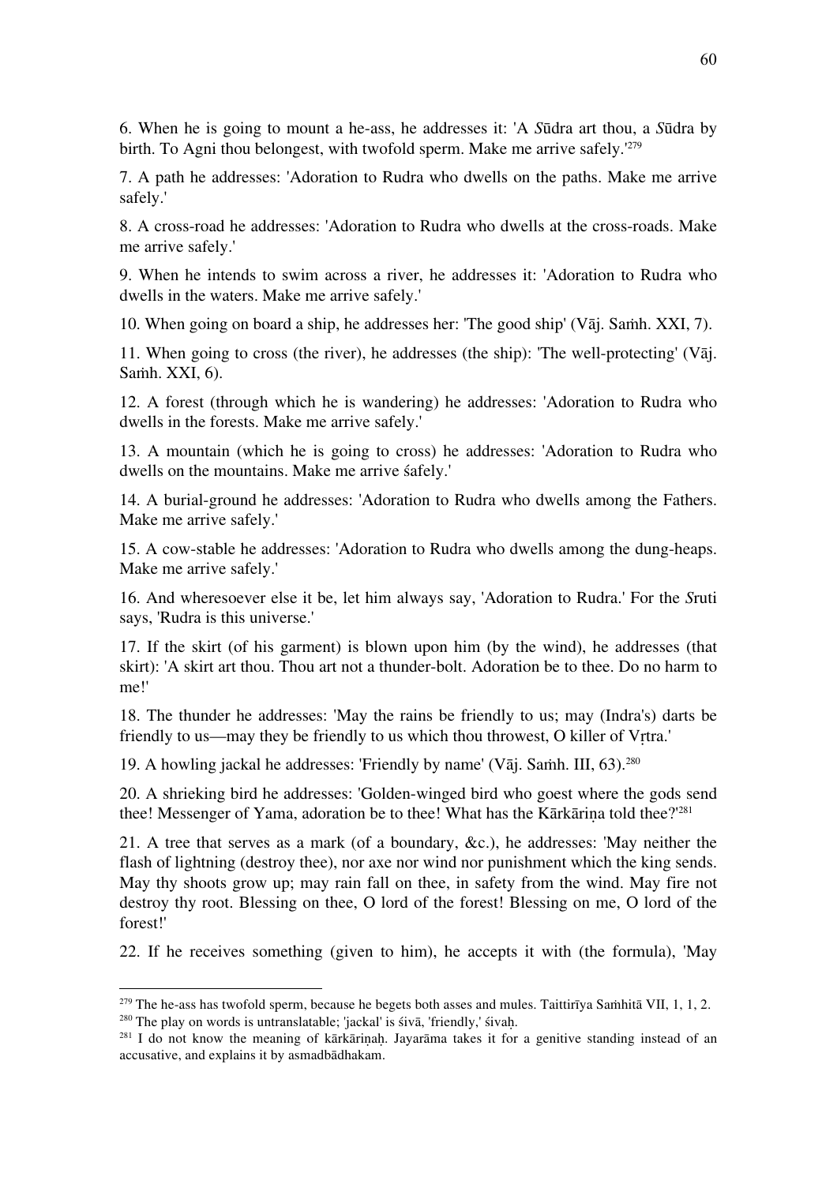6. When he is going to mount a he-ass, he addresses it: 'A *S*ūdra art thou, a *S*ūdra by birth. To Agni thou belongest, with twofold sperm. Make me arrive safely.'[279]

7. A path he addresses: 'Adoration to Rudra who dwells on the paths. Make me arrive safely.'

8. A cross-road he addresses: 'Adoration to Rudra who dwells at the cross-roads. Make me arrive safely.'

9. When he intends to swim across a river, he addresses it: 'Adoration to Rudra who dwells in the waters. Make me arrive safely.'

10. When going on board a ship, he addresses her: 'The good ship' (Vāj. Saṁh. XXI, 7).

11. When going to cross (the river), he addresses (the ship): 'The well-protecting' (Vāj. Saṁh. XXI, 6).

12. A forest (through which he is wandering) he addresses: 'Adoration to Rudra who dwells in the forests. Make me arrive safely.'

13. A mountain (which he is going to cross) he addresses: 'Adoration to Rudra who dwells on the mountains. Make me arrive śafely.'

14. A burial-ground he addresses: 'Adoration to Rudra who dwells among the Fathers. Make me arrive safely.'

15. A cow-stable he addresses: 'Adoration to Rudra who dwells among the dung-heaps. Make me arrive safely.'

16. And wheresoever else it be, let him always say, 'Adoration to Rudra.' For the *S*ruti says, 'Rudra is this universe.'

17. If the skirt (of his garment) is blown upon him (by the wind), he addresses (that skirt): 'A skirt art thou. Thou art not a thunder-bolt. Adoration be to thee. Do no harm to me!'

18. The thunder he addresses: 'May the rains be friendly to us; may (Indra's) darts be friendly to us—may they be friendly to us which thou throwest, O killer of Vṛtra.'

19. A howling jackal he addresses: 'Friendly by name' (Vāj. Saṁh. III, 63).[280]

20. A shrieking bird he addresses: 'Golden-winged bird who goest where the gods send thee! Messenger of Yama, adoration be to thee! What has the Kārkāriṇa told thee?'[281]

21. A tree that serves as a mark (of a boundary, &c.), he addresses: 'May neither the flash of lightning (destroy thee), nor axe nor wind nor punishment which the king sends. May thy shoots grow up; may rain fall on thee, in safety from the wind. May fire not destroy thy root. Blessing on thee, O lord of the forest! Blessing on me, O lord of the forest!'

22. If he receives something (given to him), he accepts it with (the formula), 'May

---

[279] The he-ass has twofold sperm, because he begets both asses and mules. Taittirīya Saṁhitā VII, 1, 1, 2.

[280] The play on words is untranslatable; 'jackal' is śivā, 'friendly,' śivaḥ.

[281] I do not know the meaning of kārkāriṇaḥ. Jayarāma takes it for a genitive standing instead of an accusative, and explains it by asmadbādhakam.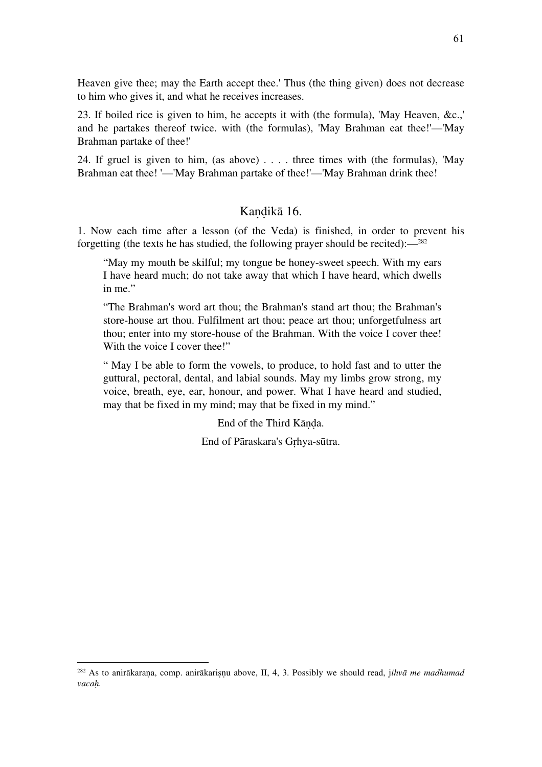Heaven give thee; may the Earth accept thee.' Thus (the thing given) does not decrease to him who gives it, and what he receives increases.

23. If boiled rice is given to him, he accepts it with (the formula), 'May Heaven, &c.,' and he partakes thereof twice. with (the formulas), 'May Brahman eat thee!'—'May Brahman partake of thee!'

24. If gruel is given to him, (as above) . . . . three times with (the formulas), 'May Brahman eat thee! '—'May Brahman partake of thee!'—'May Brahman drink thee!

## Kaṇḍikā 16.

1. Now each time after a lesson (of the Veda) is finished, in order to prevent his forgetting (the texts he has studied, the following prayer should be recited):—[282]

> "May my mouth be skilful; my tongue be honey-sweet speech. With my ears I have heard much; do not take away that which I have heard, which dwells in me."
>
> "The Brahman's word art thou; the Brahman's stand art thou; the Brahman's store-house art thou. Fulfilment art thou; peace art thou; unforgetfulness art thou; enter into my store-house of the Brahman. With the voice I cover thee! With the voice I cover thee!"
>
> " May I be able to form the vowels, to produce, to hold fast and to utter the guttural, pectoral, dental, and labial sounds. May my limbs grow strong, my voice, breath, eye, ear, honour, and power. What I have heard and studied, may that be fixed in my mind; may that be fixed in my mind."

End of the Third Kāṇḍa.

End of Pāraskara's Gṛhya-sūtra.

---

[282] As to anirākaraṇa, comp. anirākariṣṇu above, II, 4, 3. Possibly we should read, j*ihvā me madhumad vacaḥ.*